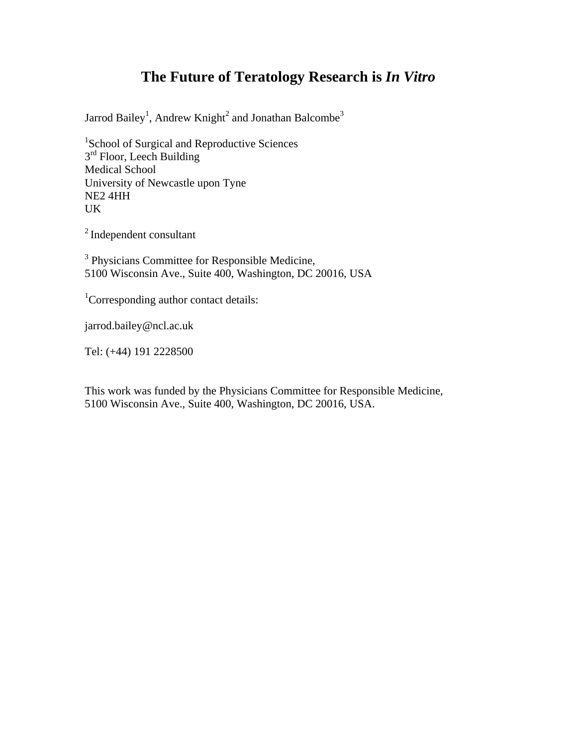# The Future of Teratology Research is *In Vitro*

Jarrod Bailey[1], Andrew Knight[2] and Jonathan Balcombe[3]

[1]School of Surgical and Reproductive Sciences
3rd Floor, Leech Building
Medical School
University of Newcastle upon Tyne
NE2 4HH
UK

[2] Independent consultant

[3] Physicians Committee for Responsible Medicine,
5100 Wisconsin Ave., Suite 400, Washington, DC 20016, USA

[1]Corresponding author contact details:

jarrod.bailey@ncl.ac.uk

Tel: (+44) 191 2228500

This work was funded by the Physicians Committee for Responsible Medicine,
5100 Wisconsin Ave., Suite 400, Washington, DC 20016, USA.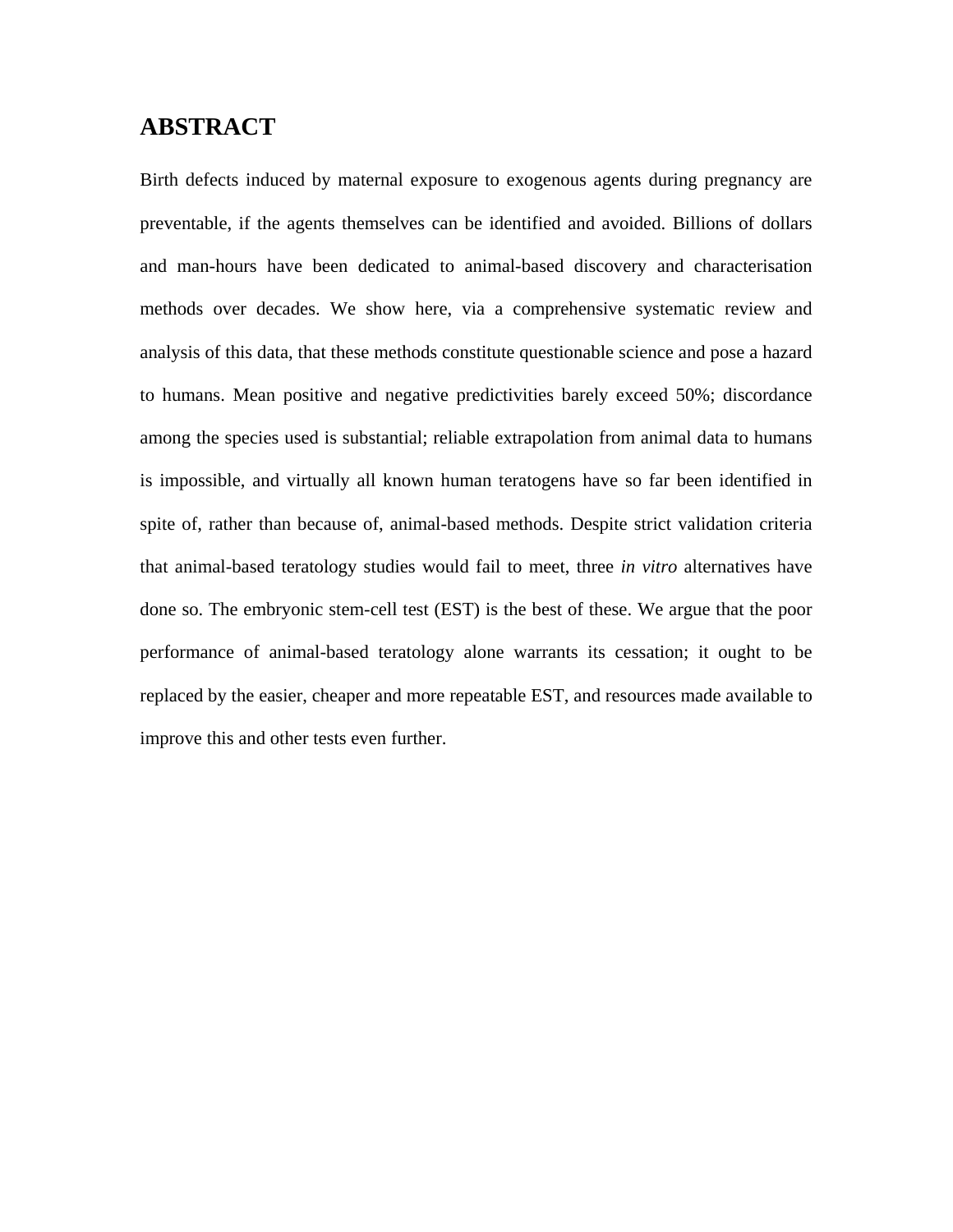# ABSTRACT

Birth defects induced by maternal exposure to exogenous agents during pregnancy are preventable, if the agents themselves can be identified and avoided. Billions of dollars and man-hours have been dedicated to animal-based discovery and characterisation methods over decades. We show here, via a comprehensive systematic review and analysis of this data, that these methods constitute questionable science and pose a hazard to humans. Mean positive and negative predictivities barely exceed 50%; discordance among the species used is substantial; reliable extrapolation from animal data to humans is impossible, and virtually all known human teratogens have so far been identified in spite of, rather than because of, animal-based methods. Despite strict validation criteria that animal-based teratology studies would fail to meet, three *in vitro* alternatives have done so. The embryonic stem-cell test (EST) is the best of these. We argue that the poor performance of animal-based teratology alone warrants its cessation; it ought to be replaced by the easier, cheaper and more repeatable EST, and resources made available to improve this and other tests even further.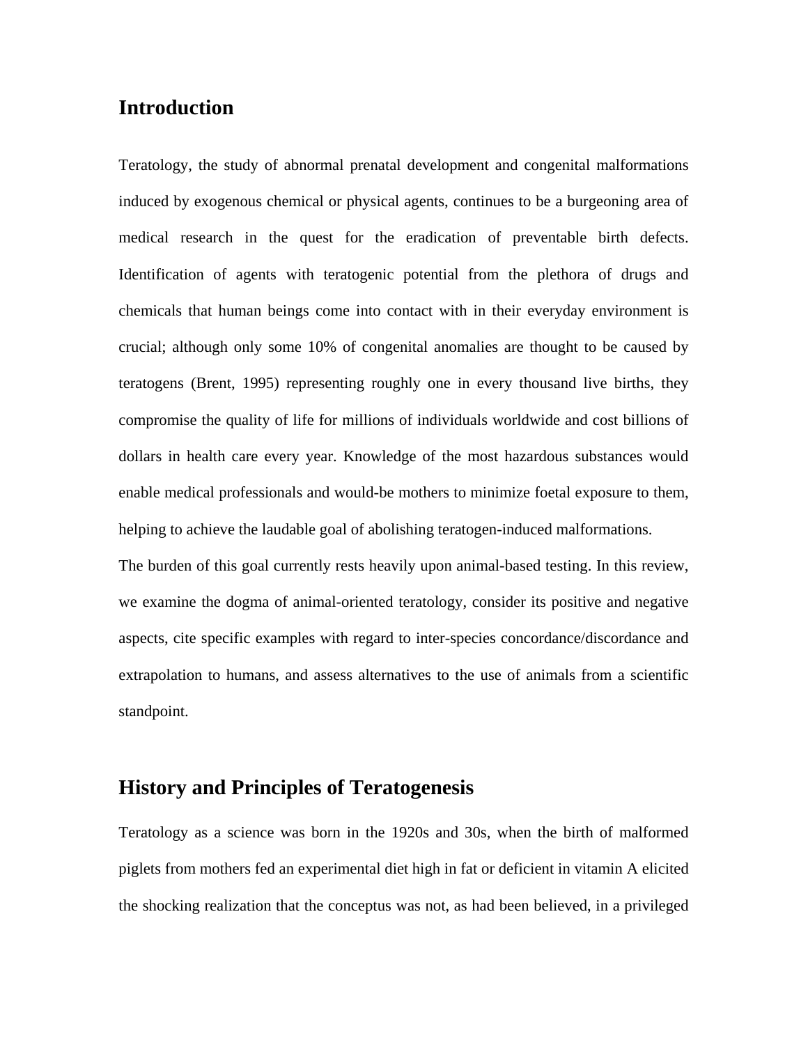## Introduction

Teratology, the study of abnormal prenatal development and congenital malformations induced by exogenous chemical or physical agents, continues to be a burgeoning area of medical research in the quest for the eradication of preventable birth defects. Identification of agents with teratogenic potential from the plethora of drugs and chemicals that human beings come into contact with in their everyday environment is crucial; although only some 10% of congenital anomalies are thought to be caused by teratogens (Brent, 1995) representing roughly one in every thousand live births, they compromise the quality of life for millions of individuals worldwide and cost billions of dollars in health care every year. Knowledge of the most hazardous substances would enable medical professionals and would-be mothers to minimize foetal exposure to them, helping to achieve the laudable goal of abolishing teratogen-induced malformations.

The burden of this goal currently rests heavily upon animal-based testing. In this review, we examine the dogma of animal-oriented teratology, consider its positive and negative aspects, cite specific examples with regard to inter-species concordance/discordance and extrapolation to humans, and assess alternatives to the use of animals from a scientific standpoint.

## History and Principles of Teratogenesis

Teratology as a science was born in the 1920s and 30s, when the birth of malformed piglets from mothers fed an experimental diet high in fat or deficient in vitamin A elicited the shocking realization that the conceptus was not, as had been believed, in a privileged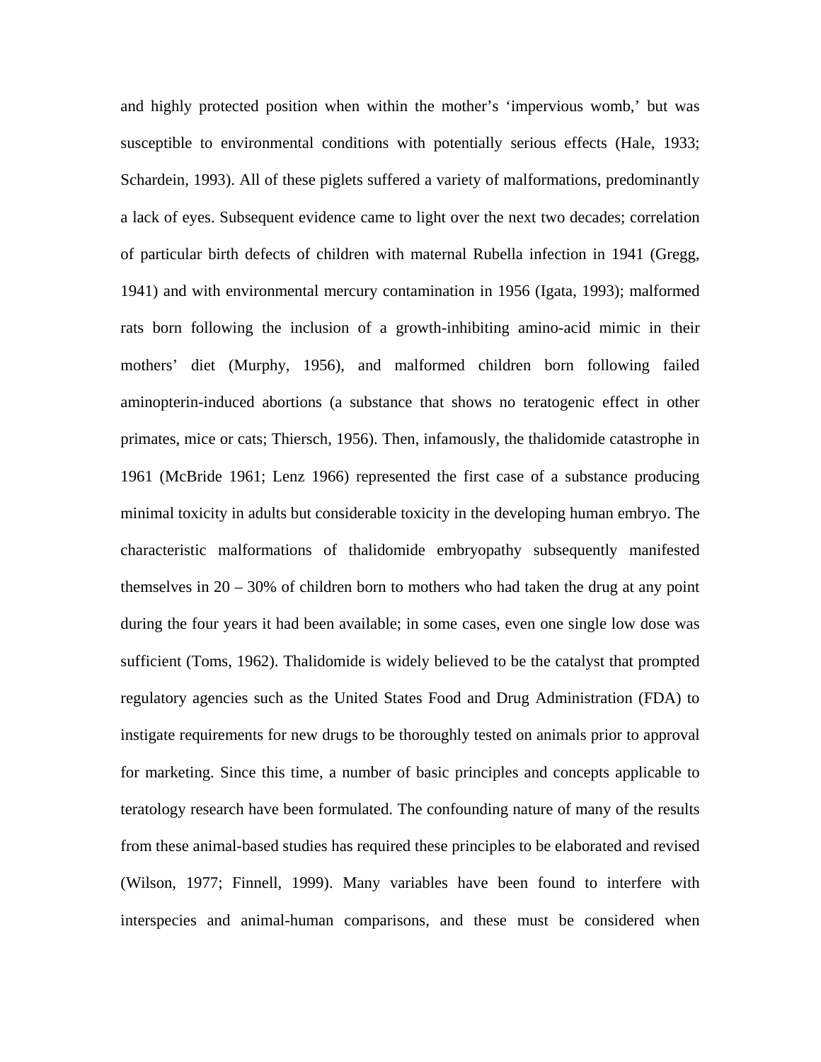and highly protected position when within the mother's 'impervious womb,' but was susceptible to environmental conditions with potentially serious effects (Hale, 1933; Schardein, 1993). All of these piglets suffered a variety of malformations, predominantly a lack of eyes. Subsequent evidence came to light over the next two decades; correlation of particular birth defects of children with maternal Rubella infection in 1941 (Gregg, 1941) and with environmental mercury contamination in 1956 (Igata, 1993); malformed rats born following the inclusion of a growth-inhibiting amino-acid mimic in their mothers' diet (Murphy, 1956), and malformed children born following failed aminopterin-induced abortions (a substance that shows no teratogenic effect in other primates, mice or cats; Thiersch, 1956). Then, infamously, the thalidomide catastrophe in 1961 (McBride 1961; Lenz 1966) represented the first case of a substance producing minimal toxicity in adults but considerable toxicity in the developing human embryo. The characteristic malformations of thalidomide embryopathy subsequently manifested themselves in 20 – 30% of children born to mothers who had taken the drug at any point during the four years it had been available; in some cases, even one single low dose was sufficient (Toms, 1962). Thalidomide is widely believed to be the catalyst that prompted regulatory agencies such as the United States Food and Drug Administration (FDA) to instigate requirements for new drugs to be thoroughly tested on animals prior to approval for marketing. Since this time, a number of basic principles and concepts applicable to teratology research have been formulated. The confounding nature of many of the results from these animal-based studies has required these principles to be elaborated and revised (Wilson, 1977; Finnell, 1999). Many variables have been found to interfere with interspecies and animal-human comparisons, and these must be considered when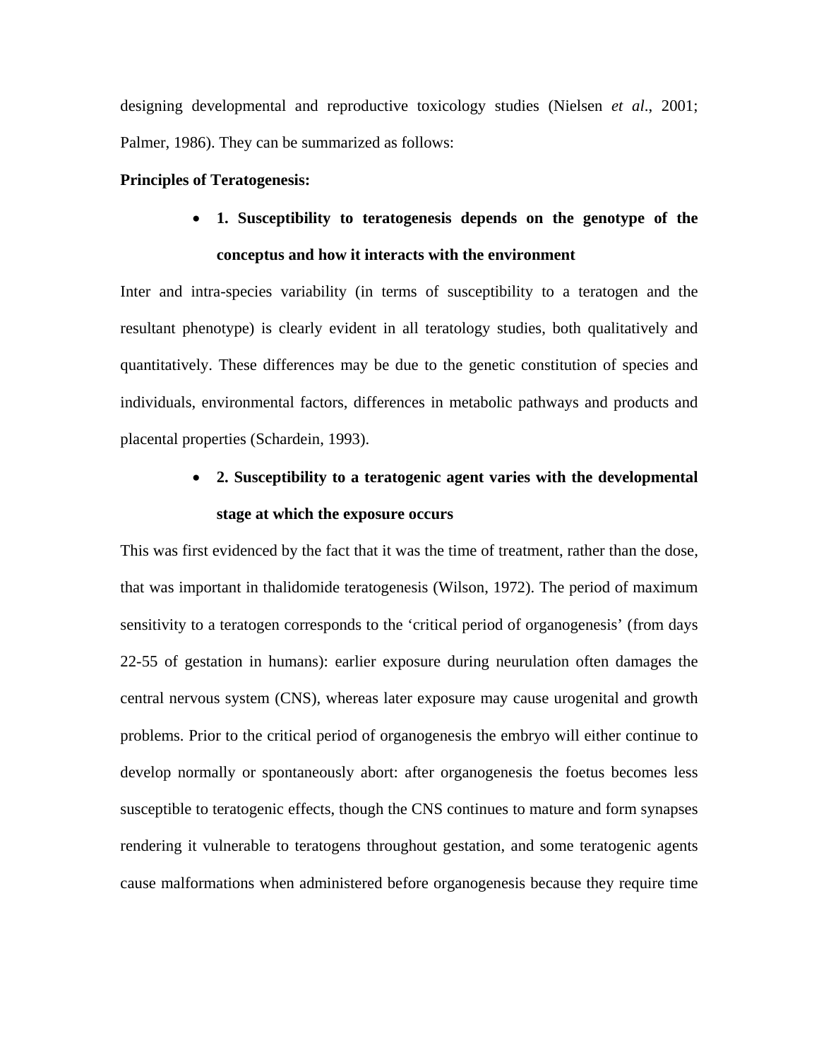designing developmental and reproductive toxicology studies (Nielsen *et al*., 2001; Palmer, 1986). They can be summarized as follows:

**Principles of Teratogenesis:**

- **1. Susceptibility to teratogenesis depends on the genotype of the conceptus and how it interacts with the environment**

Inter and intra-species variability (in terms of susceptibility to a teratogen and the resultant phenotype) is clearly evident in all teratology studies, both qualitatively and quantitatively. These differences may be due to the genetic constitution of species and individuals, environmental factors, differences in metabolic pathways and products and placental properties (Schardein, 1993).

- **2. Susceptibility to a teratogenic agent varies with the developmental stage at which the exposure occurs**

This was first evidenced by the fact that it was the time of treatment, rather than the dose, that was important in thalidomide teratogenesis (Wilson, 1972). The period of maximum sensitivity to a teratogen corresponds to the 'critical period of organogenesis' (from days 22-55 of gestation in humans): earlier exposure during neurulation often damages the central nervous system (CNS), whereas later exposure may cause urogenital and growth problems. Prior to the critical period of organogenesis the embryo will either continue to develop normally or spontaneously abort: after organogenesis the foetus becomes less susceptible to teratogenic effects, though the CNS continues to mature and form synapses rendering it vulnerable to teratogens throughout gestation, and some teratogenic agents cause malformations when administered before organogenesis because they require time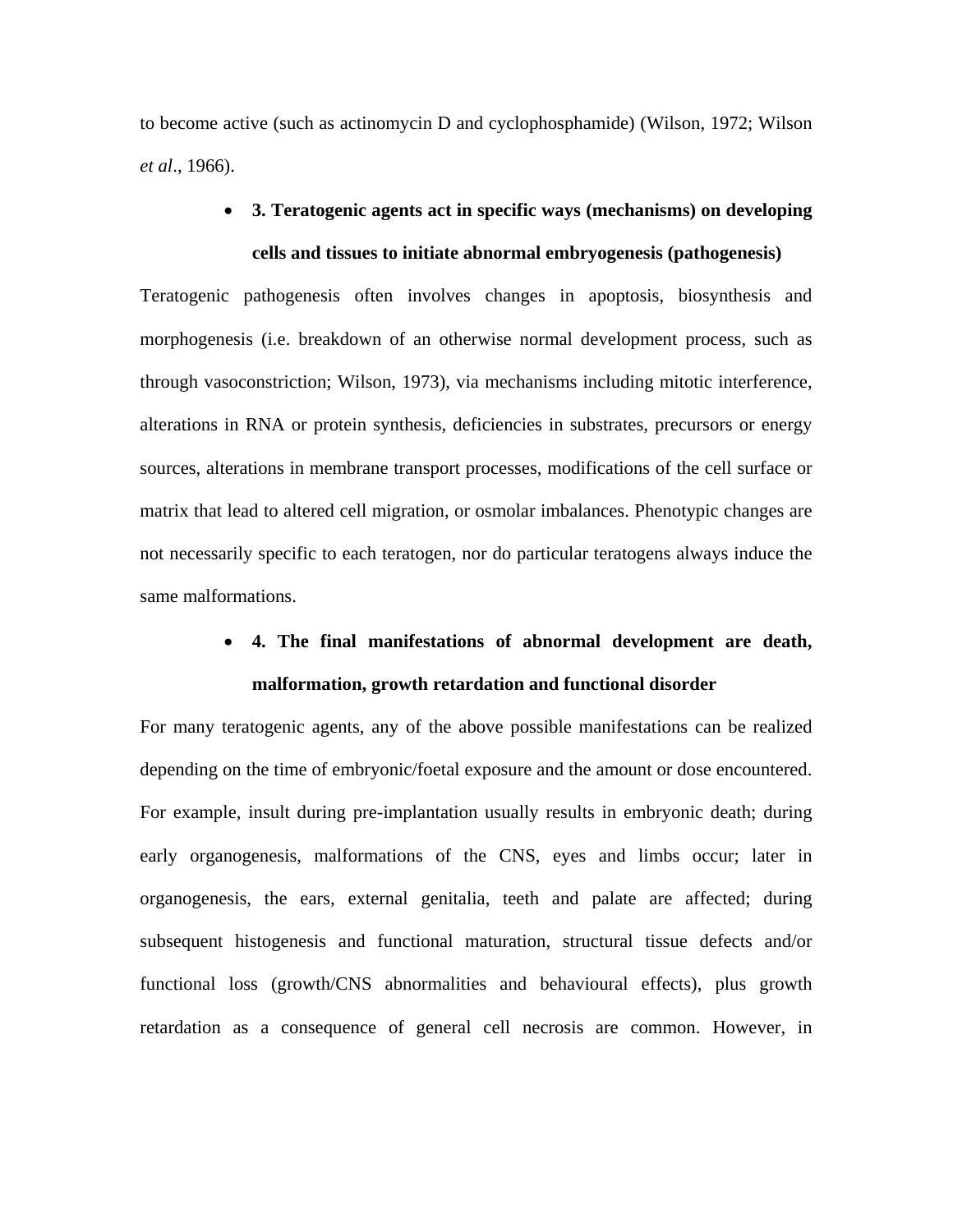to become active (such as actinomycin D and cyclophosphamide) (Wilson, 1972; Wilson *et al*., 1966).

- **3. Teratogenic agents act in specific ways (mechanisms) on developing cells and tissues to initiate abnormal embryogenesis (pathogenesis)**

Teratogenic pathogenesis often involves changes in apoptosis, biosynthesis and morphogenesis (i.e. breakdown of an otherwise normal development process, such as through vasoconstriction; Wilson, 1973), via mechanisms including mitotic interference, alterations in RNA or protein synthesis, deficiencies in substrates, precursors or energy sources, alterations in membrane transport processes, modifications of the cell surface or matrix that lead to altered cell migration, or osmolar imbalances. Phenotypic changes are not necessarily specific to each teratogen, nor do particular teratogens always induce the same malformations.

- **4. The final manifestations of abnormal development are death, malformation, growth retardation and functional disorder**

For many teratogenic agents, any of the above possible manifestations can be realized depending on the time of embryonic/foetal exposure and the amount or dose encountered. For example, insult during pre-implantation usually results in embryonic death; during early organogenesis, malformations of the CNS, eyes and limbs occur; later in organogenesis, the ears, external genitalia, teeth and palate are affected; during subsequent histogenesis and functional maturation, structural tissue defects and/or functional loss (growth/CNS abnormalities and behavioural effects), plus growth retardation as a consequence of general cell necrosis are common. However, in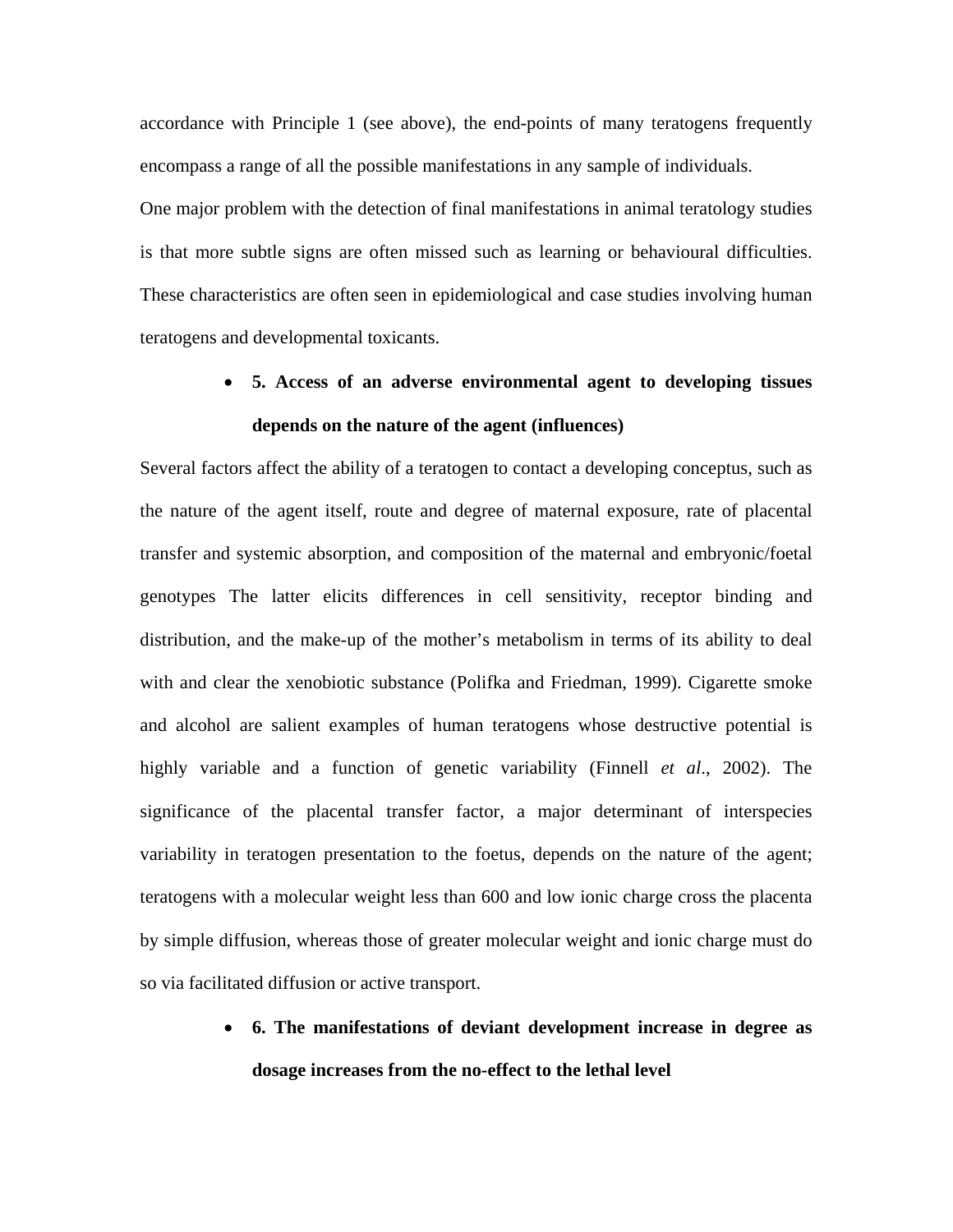accordance with Principle 1 (see above), the end-points of many teratogens frequently encompass a range of all the possible manifestations in any sample of individuals.

One major problem with the detection of final manifestations in animal teratology studies is that more subtle signs are often missed such as learning or behavioural difficulties. These characteristics are often seen in epidemiological and case studies involving human teratogens and developmental toxicants.

- **5. Access of an adverse environmental agent to developing tissues depends on the nature of the agent (influences)**

Several factors affect the ability of a teratogen to contact a developing conceptus, such as the nature of the agent itself, route and degree of maternal exposure, rate of placental transfer and systemic absorption, and composition of the maternal and embryonic/foetal genotypes The latter elicits differences in cell sensitivity, receptor binding and distribution, and the make-up of the mother's metabolism in terms of its ability to deal with and clear the xenobiotic substance (Polifka and Friedman, 1999). Cigarette smoke and alcohol are salient examples of human teratogens whose destructive potential is highly variable and a function of genetic variability (Finnell *et al*., 2002). The significance of the placental transfer factor, a major determinant of interspecies variability in teratogen presentation to the foetus, depends on the nature of the agent; teratogens with a molecular weight less than 600 and low ionic charge cross the placenta by simple diffusion, whereas those of greater molecular weight and ionic charge must do so via facilitated diffusion or active transport.

- **6. The manifestations of deviant development increase in degree as dosage increases from the no-effect to the lethal level**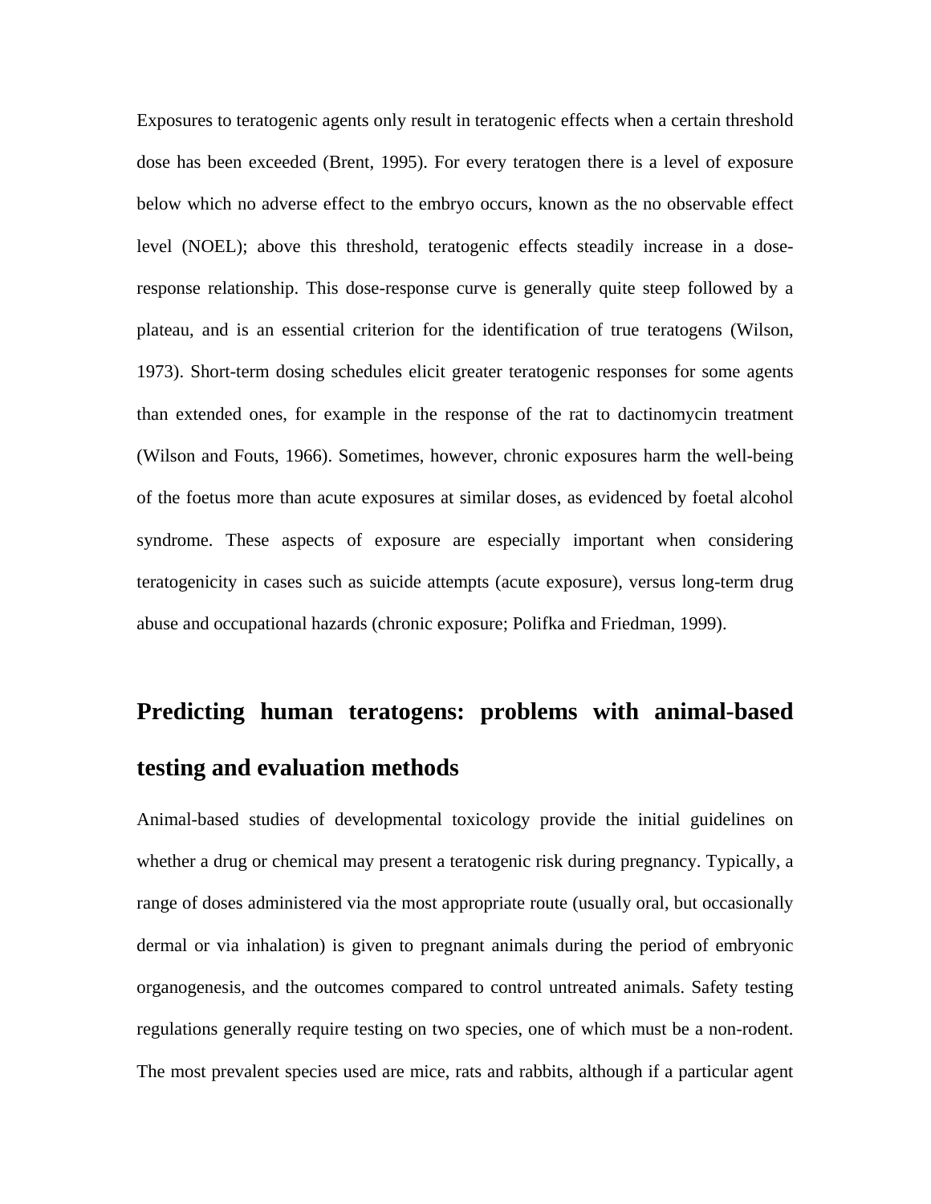Exposures to teratogenic agents only result in teratogenic effects when a certain threshold dose has been exceeded (Brent, 1995). For every teratogen there is a level of exposure below which no adverse effect to the embryo occurs, known as the no observable effect level (NOEL); above this threshold, teratogenic effects steadily increase in a dose-response relationship. This dose-response curve is generally quite steep followed by a plateau, and is an essential criterion for the identification of true teratogens (Wilson, 1973). Short-term dosing schedules elicit greater teratogenic responses for some agents than extended ones, for example in the response of the rat to dactinomycin treatment (Wilson and Fouts, 1966). Sometimes, however, chronic exposures harm the well-being of the foetus more than acute exposures at similar doses, as evidenced by foetal alcohol syndrome. These aspects of exposure are especially important when considering teratogenicity in cases such as suicide attempts (acute exposure), versus long-term drug abuse and occupational hazards (chronic exposure; Polifka and Friedman, 1999).

## Predicting human teratogens: problems with animal-based testing and evaluation methods

Animal-based studies of developmental toxicology provide the initial guidelines on whether a drug or chemical may present a teratogenic risk during pregnancy. Typically, a range of doses administered via the most appropriate route (usually oral, but occasionally dermal or via inhalation) is given to pregnant animals during the period of embryonic organogenesis, and the outcomes compared to control untreated animals. Safety testing regulations generally require testing on two species, one of which must be a non-rodent. The most prevalent species used are mice, rats and rabbits, although if a particular agent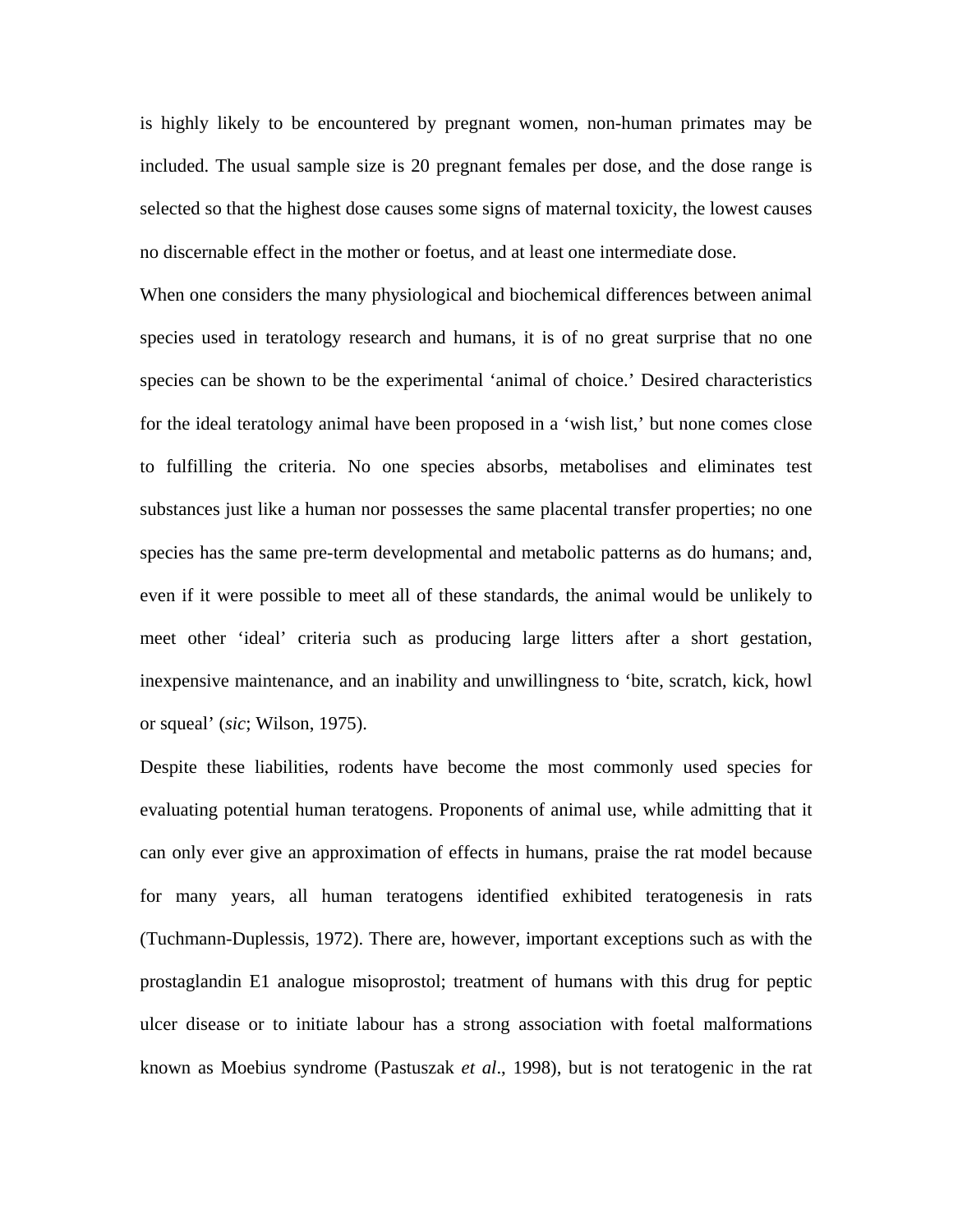is highly likely to be encountered by pregnant women, non-human primates may be included. The usual sample size is 20 pregnant females per dose, and the dose range is selected so that the highest dose causes some signs of maternal toxicity, the lowest causes no discernable effect in the mother or foetus, and at least one intermediate dose.

When one considers the many physiological and biochemical differences between animal species used in teratology research and humans, it is of no great surprise that no one species can be shown to be the experimental 'animal of choice.' Desired characteristics for the ideal teratology animal have been proposed in a 'wish list,' but none comes close to fulfilling the criteria. No one species absorbs, metabolises and eliminates test substances just like a human nor possesses the same placental transfer properties; no one species has the same pre-term developmental and metabolic patterns as do humans; and, even if it were possible to meet all of these standards, the animal would be unlikely to meet other 'ideal' criteria such as producing large litters after a short gestation, inexpensive maintenance, and an inability and unwillingness to 'bite, scratch, kick, howl or squeal' (*sic*; Wilson, 1975).

Despite these liabilities, rodents have become the most commonly used species for evaluating potential human teratogens. Proponents of animal use, while admitting that it can only ever give an approximation of effects in humans, praise the rat model because for many years, all human teratogens identified exhibited teratogenesis in rats (Tuchmann-Duplessis, 1972). There are, however, important exceptions such as with the prostaglandin E1 analogue misoprostol; treatment of humans with this drug for peptic ulcer disease or to initiate labour has a strong association with foetal malformations known as Moebius syndrome (Pastuszak *et al*., 1998), but is not teratogenic in the rat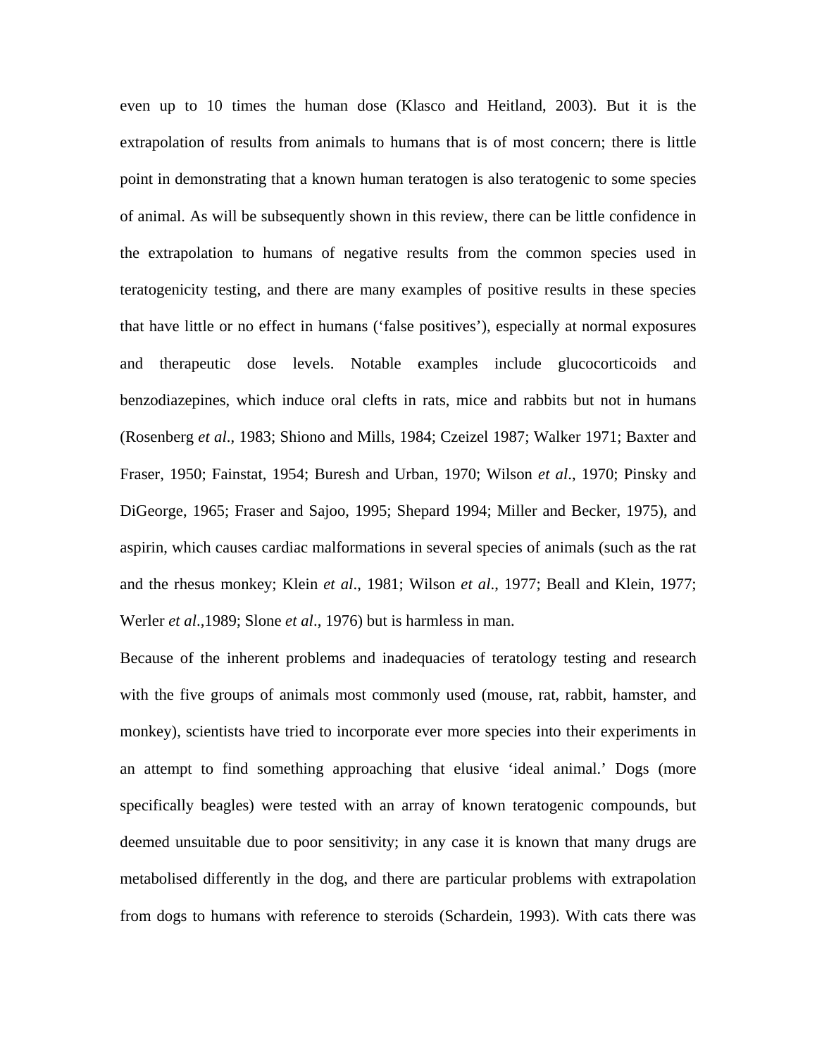even up to 10 times the human dose (Klasco and Heitland, 2003). But it is the extrapolation of results from animals to humans that is of most concern; there is little point in demonstrating that a known human teratogen is also teratogenic to some species of animal. As will be subsequently shown in this review, there can be little confidence in the extrapolation to humans of negative results from the common species used in teratogenicity testing, and there are many examples of positive results in these species that have little or no effect in humans ('false positives'), especially at normal exposures and therapeutic dose levels. Notable examples include glucocorticoids and benzodiazepines, which induce oral clefts in rats, mice and rabbits but not in humans (Rosenberg *et al*., 1983; Shiono and Mills, 1984; Czeizel 1987; Walker 1971; Baxter and Fraser, 1950; Fainstat, 1954; Buresh and Urban, 1970; Wilson *et al*., 1970; Pinsky and DiGeorge, 1965; Fraser and Sajoo, 1995; Shepard 1994; Miller and Becker, 1975), and aspirin, which causes cardiac malformations in several species of animals (such as the rat and the rhesus monkey; Klein *et al*., 1981; Wilson *et al*., 1977; Beall and Klein, 1977; Werler *et al*.,1989; Slone *et al*., 1976) but is harmless in man.

Because of the inherent problems and inadequacies of teratology testing and research with the five groups of animals most commonly used (mouse, rat, rabbit, hamster, and monkey), scientists have tried to incorporate ever more species into their experiments in an attempt to find something approaching that elusive 'ideal animal.' Dogs (more specifically beagles) were tested with an array of known teratogenic compounds, but deemed unsuitable due to poor sensitivity; in any case it is known that many drugs are metabolised differently in the dog, and there are particular problems with extrapolation from dogs to humans with reference to steroids (Schardein, 1993). With cats there was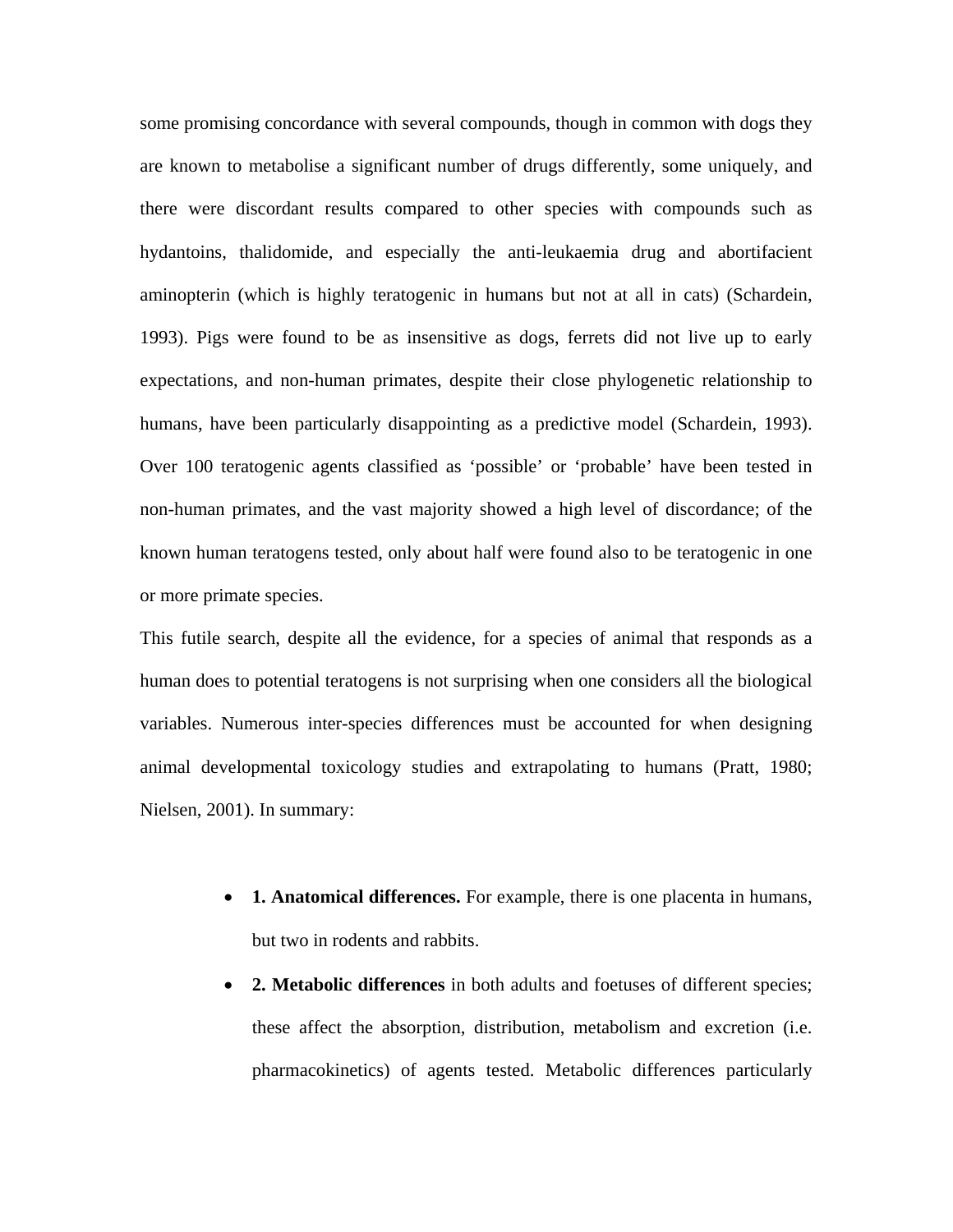some promising concordance with several compounds, though in common with dogs they are known to metabolise a significant number of drugs differently, some uniquely, and there were discordant results compared to other species with compounds such as hydantoins, thalidomide, and especially the anti-leukaemia drug and abortifacient aminopterin (which is highly teratogenic in humans but not at all in cats) (Schardein, 1993). Pigs were found to be as insensitive as dogs, ferrets did not live up to early expectations, and non-human primates, despite their close phylogenetic relationship to humans, have been particularly disappointing as a predictive model (Schardein, 1993). Over 100 teratogenic agents classified as 'possible' or 'probable' have been tested in non-human primates, and the vast majority showed a high level of discordance; of the known human teratogens tested, only about half were found also to be teratogenic in one or more primate species.

This futile search, despite all the evidence, for a species of animal that responds as a human does to potential teratogens is not surprising when one considers all the biological variables. Numerous inter-species differences must be accounted for when designing animal developmental toxicology studies and extrapolating to humans (Pratt, 1980; Nielsen, 2001). In summary:

- **1. Anatomical differences.** For example, there is one placenta in humans, but two in rodents and rabbits.
- **2. Metabolic differences** in both adults and foetuses of different species; these affect the absorption, distribution, metabolism and excretion (i.e. pharmacokinetics) of agents tested. Metabolic differences particularly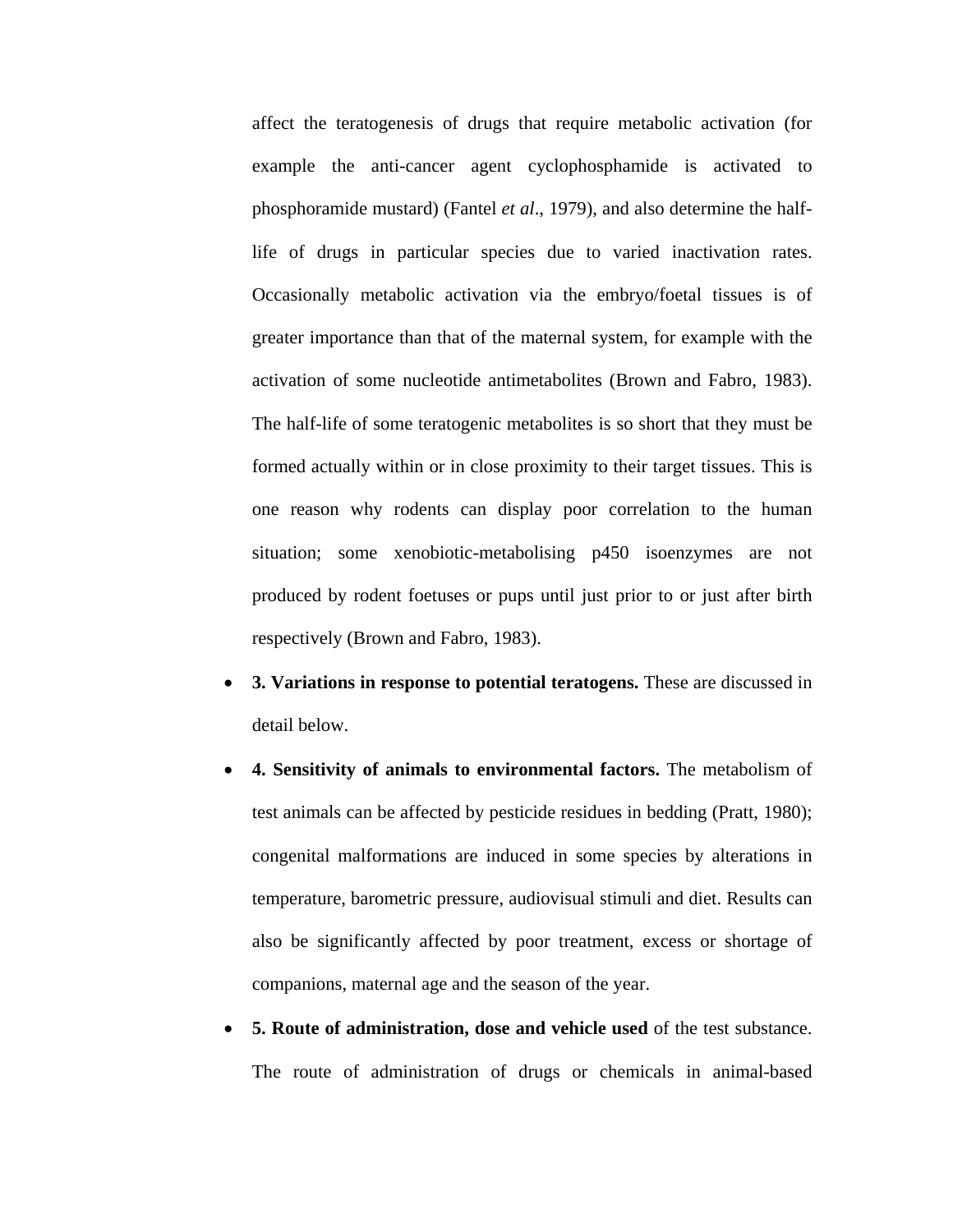affect the teratogenesis of drugs that require metabolic activation (for example the anti-cancer agent cyclophosphamide is activated to phosphoramide mustard) (Fantel *et al*., 1979), and also determine the half-life of drugs in particular species due to varied inactivation rates. Occasionally metabolic activation via the embryo/foetal tissues is of greater importance than that of the maternal system, for example with the activation of some nucleotide antimetabolites (Brown and Fabro, 1983). The half-life of some teratogenic metabolites is so short that they must be formed actually within or in close proximity to their target tissues. This is one reason why rodents can display poor correlation to the human situation; some xenobiotic-metabolising p450 isoenzymes are not produced by rodent foetuses or pups until just prior to or just after birth respectively (Brown and Fabro, 1983).

- **3. Variations in response to potential teratogens.** These are discussed in detail below.
- **4. Sensitivity of animals to environmental factors.** The metabolism of test animals can be affected by pesticide residues in bedding (Pratt, 1980); congenital malformations are induced in some species by alterations in temperature, barometric pressure, audiovisual stimuli and diet. Results can also be significantly affected by poor treatment, excess or shortage of companions, maternal age and the season of the year.
- **5. Route of administration, dose and vehicle used** of the test substance. The route of administration of drugs or chemicals in animal-based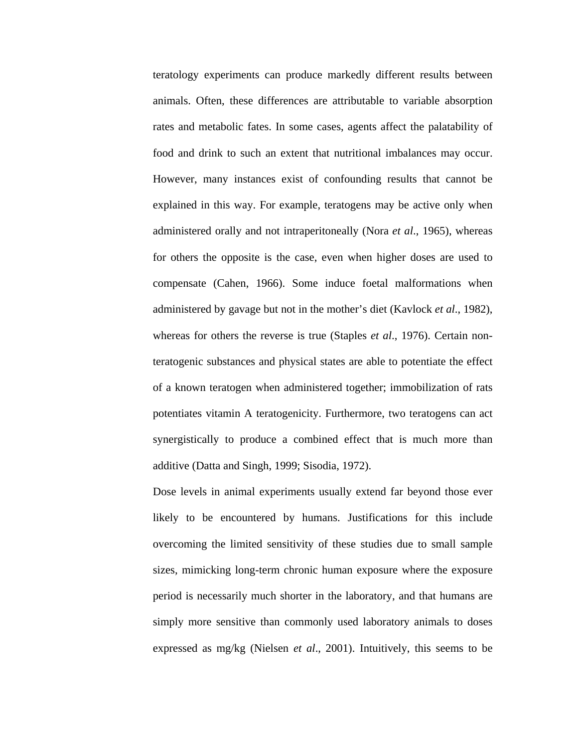teratology experiments can produce markedly different results between animals. Often, these differences are attributable to variable absorption rates and metabolic fates. In some cases, agents affect the palatability of food and drink to such an extent that nutritional imbalances may occur. However, many instances exist of confounding results that cannot be explained in this way. For example, teratogens may be active only when administered orally and not intraperitoneally (Nora *et al*., 1965), whereas for others the opposite is the case, even when higher doses are used to compensate (Cahen, 1966). Some induce foetal malformations when administered by gavage but not in the mother's diet (Kavlock *et al*., 1982), whereas for others the reverse is true (Staples *et al*., 1976). Certain non-teratogenic substances and physical states are able to potentiate the effect of a known teratogen when administered together; immobilization of rats potentiates vitamin A teratogenicity. Furthermore, two teratogens can act synergistically to produce a combined effect that is much more than additive (Datta and Singh, 1999; Sisodia, 1972).

Dose levels in animal experiments usually extend far beyond those ever likely to be encountered by humans. Justifications for this include overcoming the limited sensitivity of these studies due to small sample sizes, mimicking long-term chronic human exposure where the exposure period is necessarily much shorter in the laboratory, and that humans are simply more sensitive than commonly used laboratory animals to doses expressed as mg/kg (Nielsen *et al*., 2001). Intuitively, this seems to be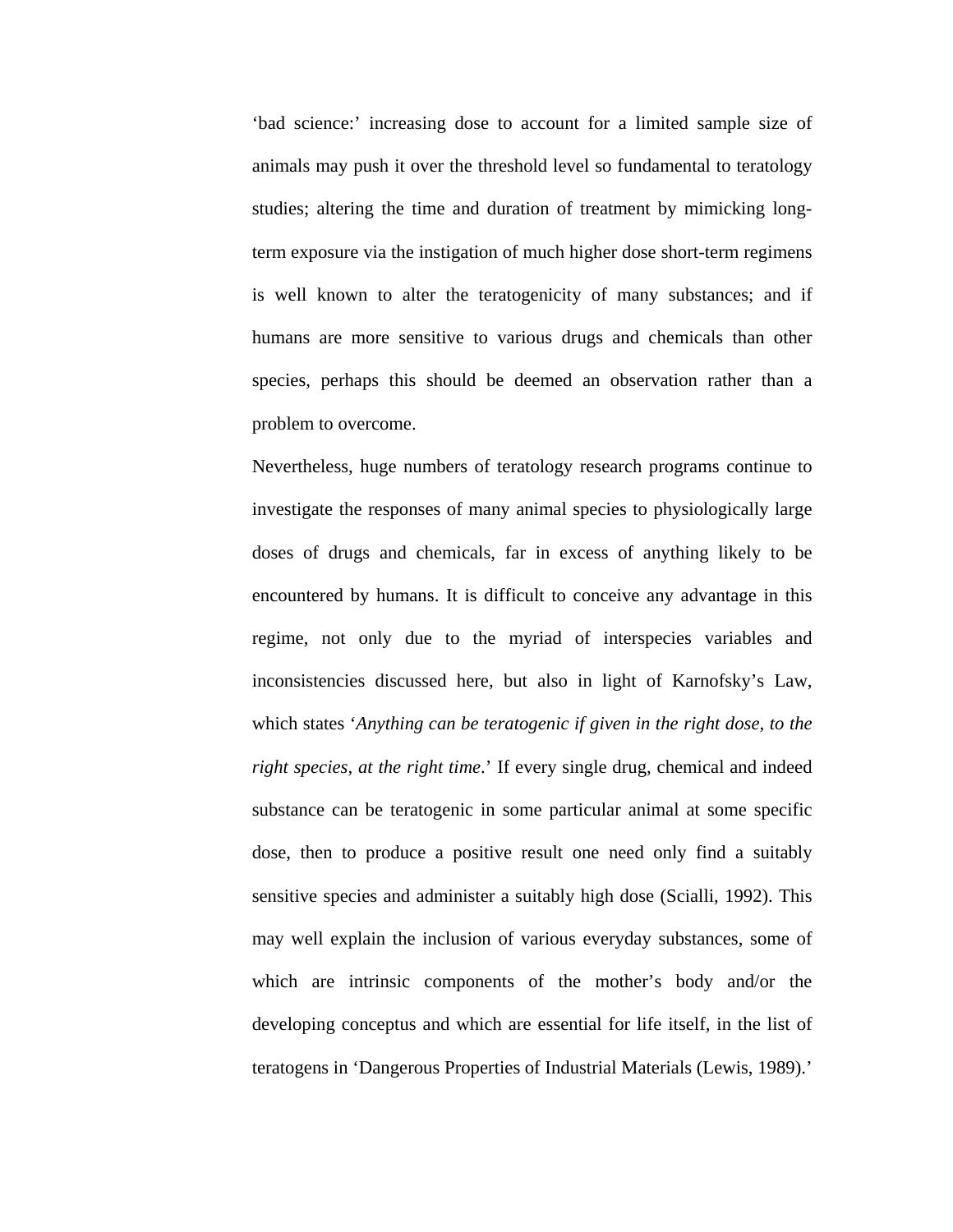'bad science:' increasing dose to account for a limited sample size of animals may push it over the threshold level so fundamental to teratology studies; altering the time and duration of treatment by mimicking long-term exposure via the instigation of much higher dose short-term regimens is well known to alter the teratogenicity of many substances; and if humans are more sensitive to various drugs and chemicals than other species, perhaps this should be deemed an observation rather than a problem to overcome.

Nevertheless, huge numbers of teratology research programs continue to investigate the responses of many animal species to physiologically large doses of drugs and chemicals, far in excess of anything likely to be encountered by humans. It is difficult to conceive any advantage in this regime, not only due to the myriad of interspecies variables and inconsistencies discussed here, but also in light of Karnofsky's Law, which states '*Anything can be teratogenic if given in the right dose, to the right species, at the right time*.' If every single drug, chemical and indeed substance can be teratogenic in some particular animal at some specific dose, then to produce a positive result one need only find a suitably sensitive species and administer a suitably high dose (Scialli, 1992). This may well explain the inclusion of various everyday substances, some of which are intrinsic components of the mother's body and/or the developing conceptus and which are essential for life itself, in the list of teratogens in 'Dangerous Properties of Industrial Materials (Lewis, 1989).'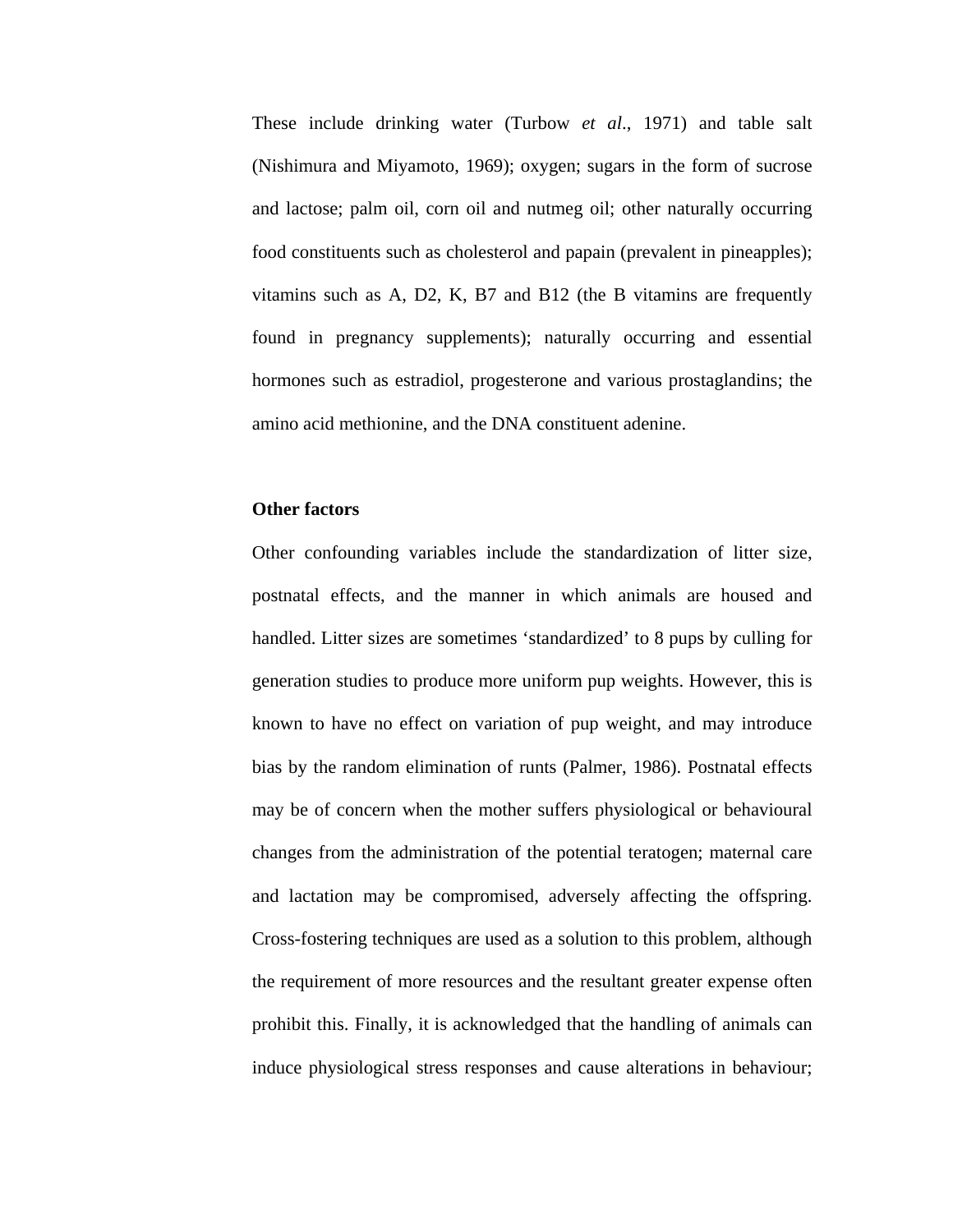These include drinking water (Turbow *et al*., 1971) and table salt (Nishimura and Miyamoto, 1969); oxygen; sugars in the form of sucrose and lactose; palm oil, corn oil and nutmeg oil; other naturally occurring food constituents such as cholesterol and papain (prevalent in pineapples); vitamins such as A, D2, K, B7 and B12 (the B vitamins are frequently found in pregnancy supplements); naturally occurring and essential hormones such as estradiol, progesterone and various prostaglandins; the amino acid methionine, and the DNA constituent adenine.

**Other factors**

Other confounding variables include the standardization of litter size, postnatal effects, and the manner in which animals are housed and handled. Litter sizes are sometimes 'standardized' to 8 pups by culling for generation studies to produce more uniform pup weights. However, this is known to have no effect on variation of pup weight, and may introduce bias by the random elimination of runts (Palmer, 1986). Postnatal effects may be of concern when the mother suffers physiological or behavioural changes from the administration of the potential teratogen; maternal care and lactation may be compromised, adversely affecting the offspring. Cross-fostering techniques are used as a solution to this problem, although the requirement of more resources and the resultant greater expense often prohibit this. Finally, it is acknowledged that the handling of animals can induce physiological stress responses and cause alterations in behaviour;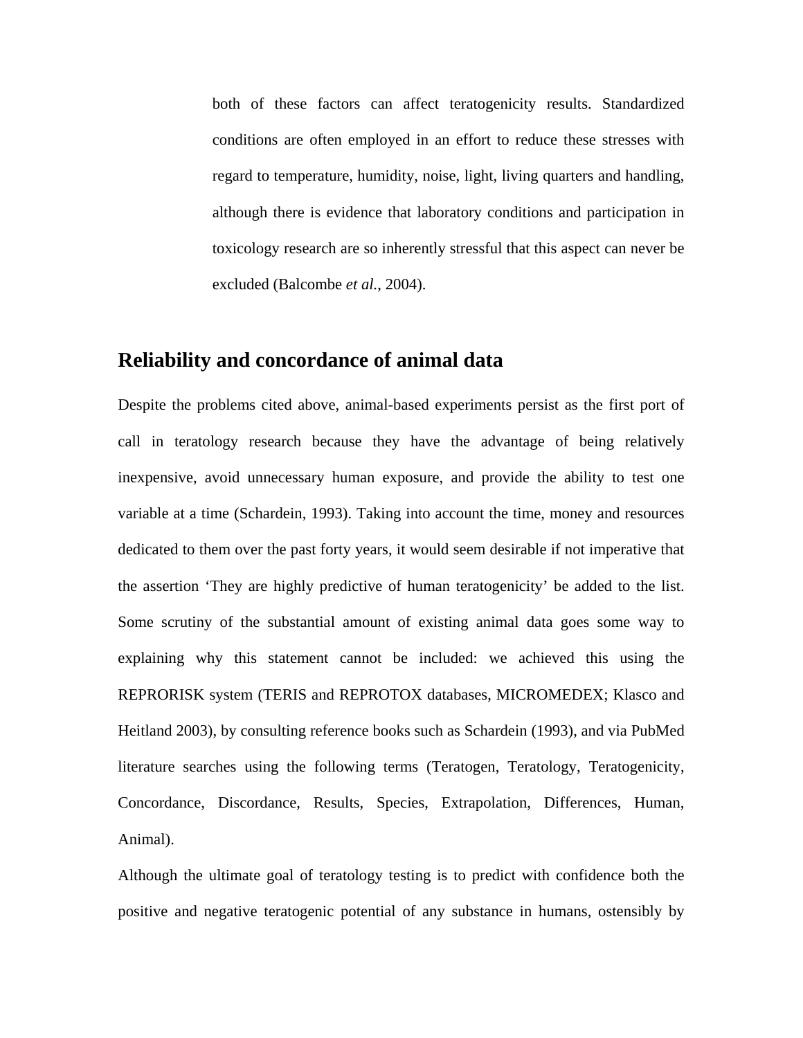both of these factors can affect teratogenicity results. Standardized conditions are often employed in an effort to reduce these stresses with regard to temperature, humidity, noise, light, living quarters and handling, although there is evidence that laboratory conditions and participation in toxicology research are so inherently stressful that this aspect can never be excluded (Balcombe *et al.*, 2004).

## Reliability and concordance of animal data

Despite the problems cited above, animal-based experiments persist as the first port of call in teratology research because they have the advantage of being relatively inexpensive, avoid unnecessary human exposure, and provide the ability to test one variable at a time (Schardein, 1993). Taking into account the time, money and resources dedicated to them over the past forty years, it would seem desirable if not imperative that the assertion 'They are highly predictive of human teratogenicity' be added to the list. Some scrutiny of the substantial amount of existing animal data goes some way to explaining why this statement cannot be included: we achieved this using the REPRORISK system (TERIS and REPROTOX databases, MICROMEDEX; Klasco and Heitland 2003), by consulting reference books such as Schardein (1993), and via PubMed literature searches using the following terms (Teratogen, Teratology, Teratogenicity, Concordance, Discordance, Results, Species, Extrapolation, Differences, Human, Animal).

Although the ultimate goal of teratology testing is to predict with confidence both the positive and negative teratogenic potential of any substance in humans, ostensibly by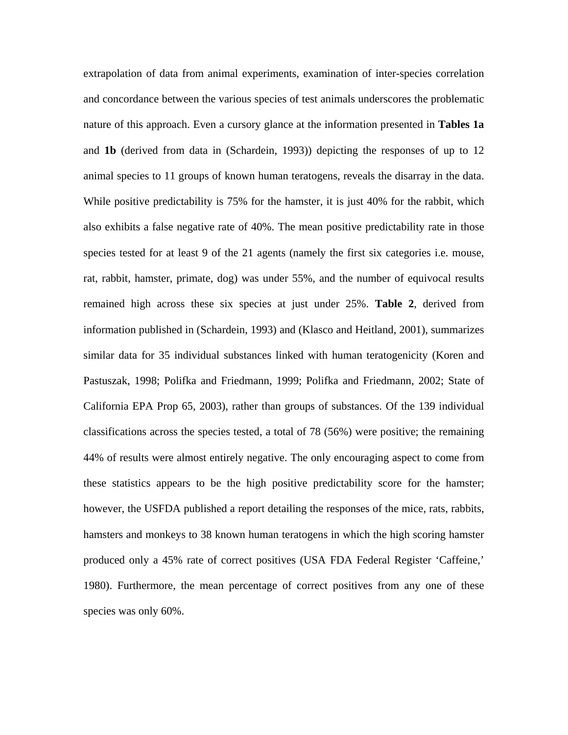extrapolation of data from animal experiments, examination of inter-species correlation and concordance between the various species of test animals underscores the problematic nature of this approach. Even a cursory glance at the information presented in **Tables 1a** and **1b** (derived from data in (Schardein, 1993)) depicting the responses of up to 12 animal species to 11 groups of known human teratogens, reveals the disarray in the data. While positive predictability is 75% for the hamster, it is just 40% for the rabbit, which also exhibits a false negative rate of 40%. The mean positive predictability rate in those species tested for at least 9 of the 21 agents (namely the first six categories i.e. mouse, rat, rabbit, hamster, primate, dog) was under 55%, and the number of equivocal results remained high across these six species at just under 25%. **Table 2**, derived from information published in (Schardein, 1993) and (Klasco and Heitland, 2001), summarizes similar data for 35 individual substances linked with human teratogenicity (Koren and Pastuszak, 1998; Polifka and Friedmann, 1999; Polifka and Friedmann, 2002; State of California EPA Prop 65, 2003), rather than groups of substances. Of the 139 individual classifications across the species tested, a total of 78 (56%) were positive; the remaining 44% of results were almost entirely negative. The only encouraging aspect to come from these statistics appears to be the high positive predictability score for the hamster; however, the USFDA published a report detailing the responses of the mice, rats, rabbits, hamsters and monkeys to 38 known human teratogens in which the high scoring hamster produced only a 45% rate of correct positives (USA FDA Federal Register 'Caffeine,' 1980). Furthermore, the mean percentage of correct positives from any one of these species was only 60%.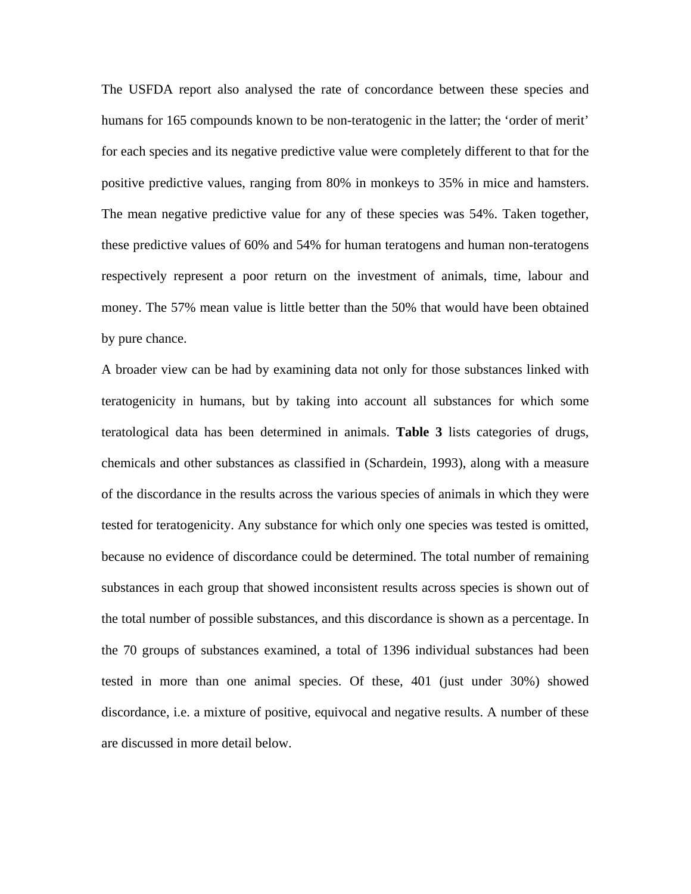The USFDA report also analysed the rate of concordance between these species and humans for 165 compounds known to be non-teratogenic in the latter; the 'order of merit' for each species and its negative predictive value were completely different to that for the positive predictive values, ranging from 80% in monkeys to 35% in mice and hamsters. The mean negative predictive value for any of these species was 54%. Taken together, these predictive values of 60% and 54% for human teratogens and human non-teratogens respectively represent a poor return on the investment of animals, time, labour and money. The 57% mean value is little better than the 50% that would have been obtained by pure chance.

A broader view can be had by examining data not only for those substances linked with teratogenicity in humans, but by taking into account all substances for which some teratological data has been determined in animals. **Table 3** lists categories of drugs, chemicals and other substances as classified in (Schardein, 1993), along with a measure of the discordance in the results across the various species of animals in which they were tested for teratogenicity. Any substance for which only one species was tested is omitted, because no evidence of discordance could be determined. The total number of remaining substances in each group that showed inconsistent results across species is shown out of the total number of possible substances, and this discordance is shown as a percentage. In the 70 groups of substances examined, a total of 1396 individual substances had been tested in more than one animal species. Of these, 401 (just under 30%) showed discordance, i.e. a mixture of positive, equivocal and negative results. A number of these are discussed in more detail below.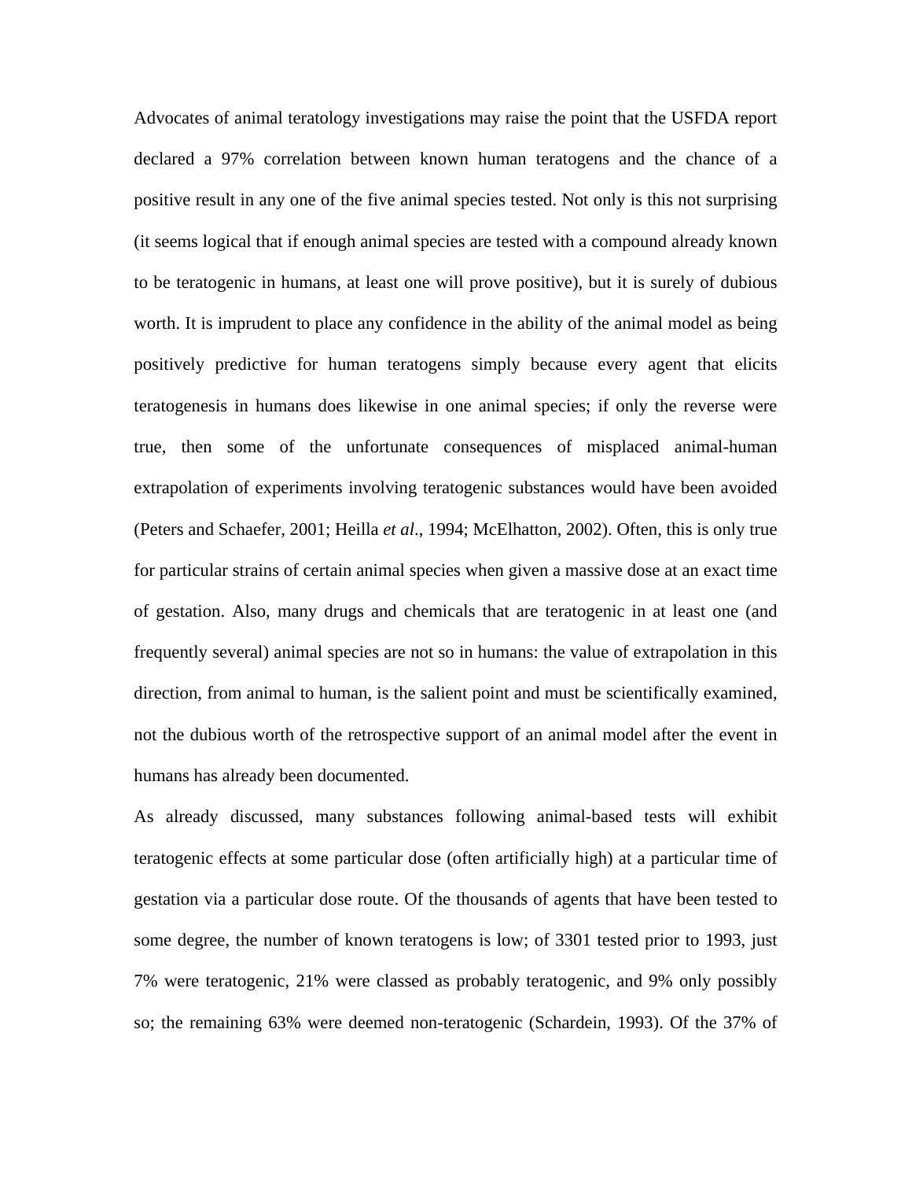Advocates of animal teratology investigations may raise the point that the USFDA report declared a 97% correlation between known human teratogens and the chance of a positive result in any one of the five animal species tested. Not only is this not surprising (it seems logical that if enough animal species are tested with a compound already known to be teratogenic in humans, at least one will prove positive), but it is surely of dubious worth. It is imprudent to place any confidence in the ability of the animal model as being positively predictive for human teratogens simply because every agent that elicits teratogenesis in humans does likewise in one animal species; if only the reverse were true, then some of the unfortunate consequences of misplaced animal-human extrapolation of experiments involving teratogenic substances would have been avoided (Peters and Schaefer, 2001; Heilla *et al*., 1994; McElhatton, 2002). Often, this is only true for particular strains of certain animal species when given a massive dose at an exact time of gestation. Also, many drugs and chemicals that are teratogenic in at least one (and frequently several) animal species are not so in humans: the value of extrapolation in this direction, from animal to human, is the salient point and must be scientifically examined, not the dubious worth of the retrospective support of an animal model after the event in humans has already been documented.

As already discussed, many substances following animal-based tests will exhibit teratogenic effects at some particular dose (often artificially high) at a particular time of gestation via a particular dose route. Of the thousands of agents that have been tested to some degree, the number of known teratogens is low; of 3301 tested prior to 1993, just 7% were teratogenic, 21% were classed as probably teratogenic, and 9% only possibly so; the remaining 63% were deemed non-teratogenic (Schardein, 1993). Of the 37% of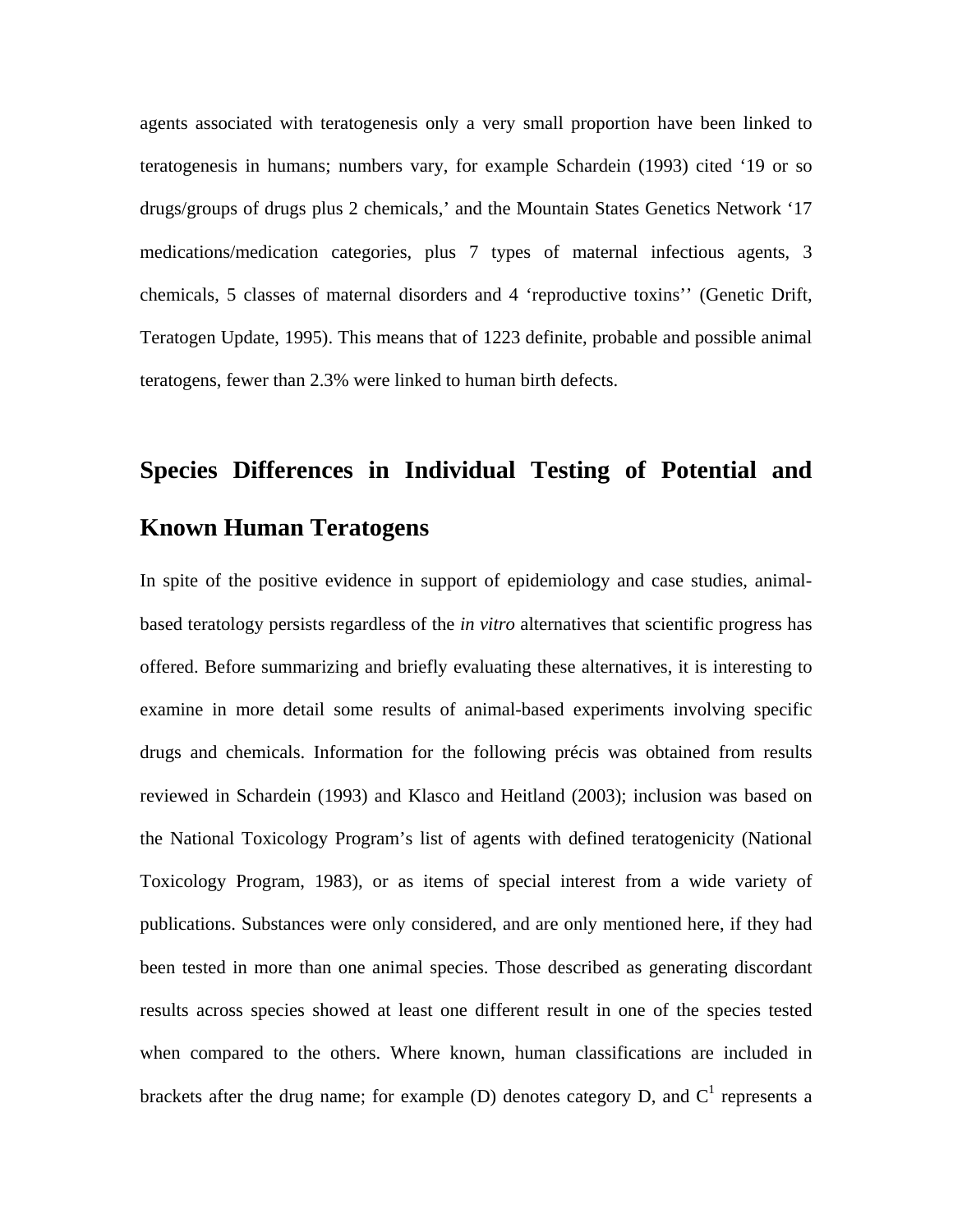agents associated with teratogenesis only a very small proportion have been linked to teratogenesis in humans; numbers vary, for example Schardein (1993) cited '19 or so drugs/groups of drugs plus 2 chemicals,' and the Mountain States Genetics Network '17 medications/medication categories, plus 7 types of maternal infectious agents, 3 chemicals, 5 classes of maternal disorders and 4 'reproductive toxins'' (Genetic Drift, Teratogen Update, 1995). This means that of 1223 definite, probable and possible animal teratogens, fewer than 2.3% were linked to human birth defects.

## Species Differences in Individual Testing of Potential and Known Human Teratogens

In spite of the positive evidence in support of epidemiology and case studies, animal-based teratology persists regardless of the *in vitro* alternatives that scientific progress has offered. Before summarizing and briefly evaluating these alternatives, it is interesting to examine in more detail some results of animal-based experiments involving specific drugs and chemicals. Information for the following précis was obtained from results reviewed in Schardein (1993) and Klasco and Heitland (2003); inclusion was based on the National Toxicology Program's list of agents with defined teratogenicity (National Toxicology Program, 1983), or as items of special interest from a wide variety of publications. Substances were only considered, and are only mentioned here, if they had been tested in more than one animal species. Those described as generating discordant results across species showed at least one different result in one of the species tested when compared to the others. Where known, human classifications are included in brackets after the drug name; for example (D) denotes category D, and $C^1$ represents a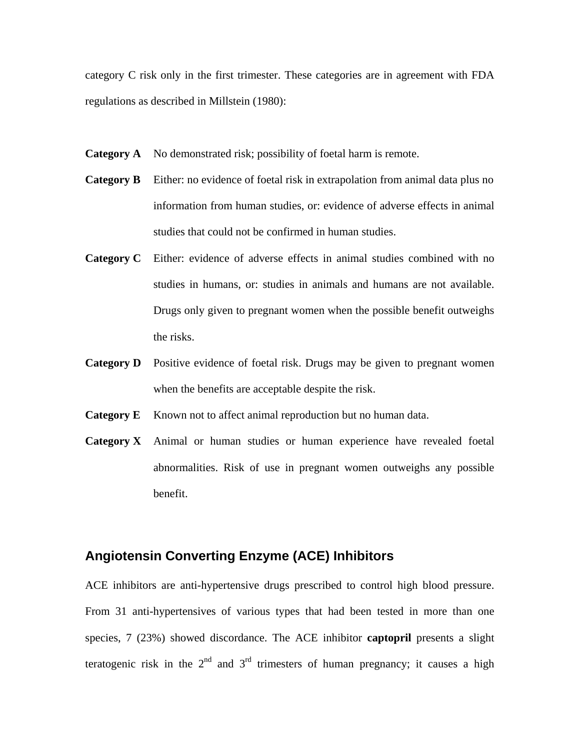category C risk only in the first trimester. These categories are in agreement with FDA regulations as described in Millstein (1980):

**Category A** No demonstrated risk; possibility of foetal harm is remote.

**Category B** Either: no evidence of foetal risk in extrapolation from animal data plus no information from human studies, or: evidence of adverse effects in animal studies that could not be confirmed in human studies.

**Category C** Either: evidence of adverse effects in animal studies combined with no studies in humans, or: studies in animals and humans are not available. Drugs only given to pregnant women when the possible benefit outweighs the risks.

**Category D** Positive evidence of foetal risk. Drugs may be given to pregnant women when the benefits are acceptable despite the risk.

**Category E** Known not to affect animal reproduction but no human data.

**Category X** Animal or human studies or human experience have revealed foetal abnormalities. Risk of use in pregnant women outweighs any possible benefit.

## Angiotensin Converting Enzyme (ACE) Inhibitors

ACE inhibitors are anti-hypertensive drugs prescribed to control high blood pressure. From 31 anti-hypertensives of various types that had been tested in more than one species, 7 (23%) showed discordance. The ACE inhibitor **captopril** presents a slight teratogenic risk in the 2nd and 3rd trimesters of human pregnancy; it causes a high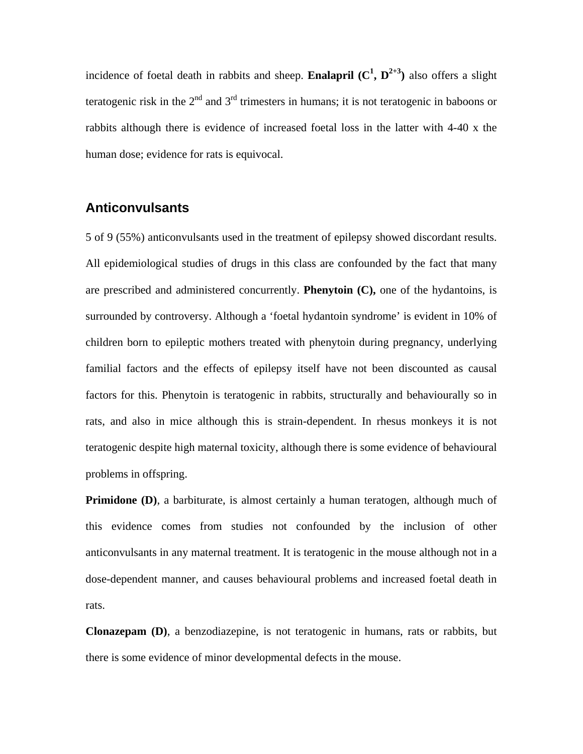incidence of foetal death in rabbits and sheep. **Enalapril (C[1], D[2+3])** also offers a slight teratogenic risk in the 2nd and 3rd trimesters in humans; it is not teratogenic in baboons or rabbits although there is evidence of increased foetal loss in the latter with 4-40 x the human dose; evidence for rats is equivocal.

## Anticonvulsants

5 of 9 (55%) anticonvulsants used in the treatment of epilepsy showed discordant results. All epidemiological studies of drugs in this class are confounded by the fact that many are prescribed and administered concurrently. **Phenytoin (C),** one of the hydantoins, is surrounded by controversy. Although a 'foetal hydantoin syndrome' is evident in 10% of children born to epileptic mothers treated with phenytoin during pregnancy, underlying familial factors and the effects of epilepsy itself have not been discounted as causal factors for this. Phenytoin is teratogenic in rabbits, structurally and behaviourally so in rats, and also in mice although this is strain-dependent. In rhesus monkeys it is not teratogenic despite high maternal toxicity, although there is some evidence of behavioural problems in offspring.

**Primidone (D)**, a barbiturate, is almost certainly a human teratogen, although much of this evidence comes from studies not confounded by the inclusion of other anticonvulsants in any maternal treatment. It is teratogenic in the mouse although not in a dose-dependent manner, and causes behavioural problems and increased foetal death in rats.

**Clonazepam (D)**, a benzodiazepine, is not teratogenic in humans, rats or rabbits, but there is some evidence of minor developmental defects in the mouse.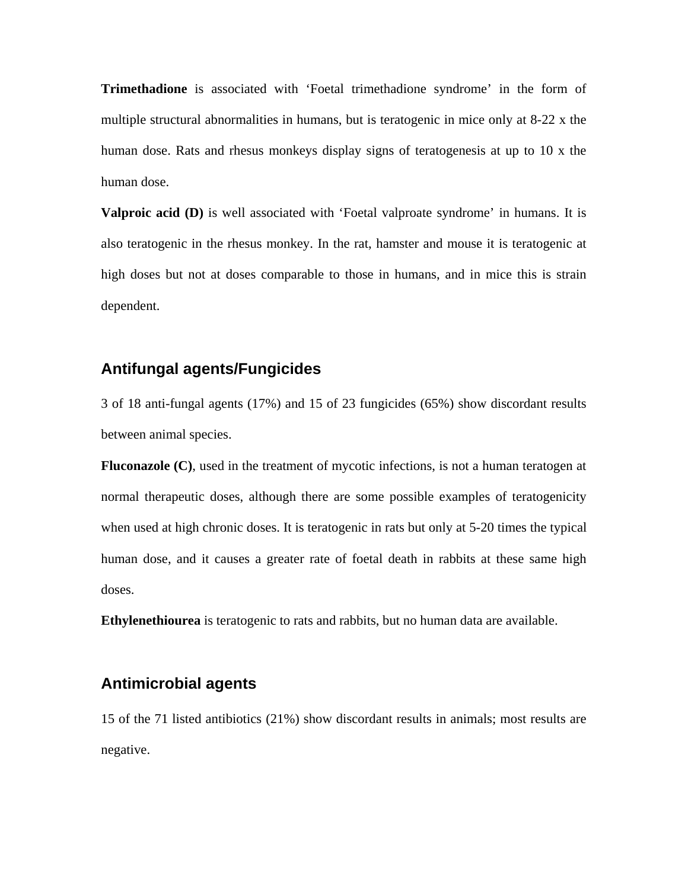**Trimethadione** is associated with 'Foetal trimethadione syndrome' in the form of multiple structural abnormalities in humans, but is teratogenic in mice only at 8-22 x the human dose. Rats and rhesus monkeys display signs of teratogenesis at up to 10 x the human dose.

**Valproic acid (D)** is well associated with 'Foetal valproate syndrome' in humans. It is also teratogenic in the rhesus monkey. In the rat, hamster and mouse it is teratogenic at high doses but not at doses comparable to those in humans, and in mice this is strain dependent.

## Antifungal agents/Fungicides

3 of 18 anti-fungal agents (17%) and 15 of 23 fungicides (65%) show discordant results between animal species.

**Fluconazole (C)**, used in the treatment of mycotic infections, is not a human teratogen at normal therapeutic doses, although there are some possible examples of teratogenicity when used at high chronic doses. It is teratogenic in rats but only at 5-20 times the typical human dose, and it causes a greater rate of foetal death in rabbits at these same high doses.

**Ethylenethiourea** is teratogenic to rats and rabbits, but no human data are available.

## Antimicrobial agents

15 of the 71 listed antibiotics (21%) show discordant results in animals; most results are negative.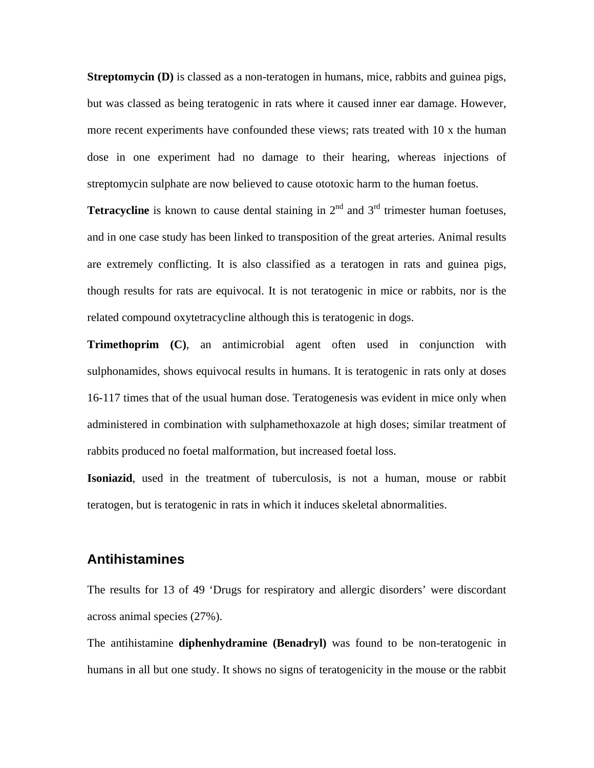**Streptomycin (D)** is classed as a non-teratogen in humans, mice, rabbits and guinea pigs, but was classed as being teratogenic in rats where it caused inner ear damage. However, more recent experiments have confounded these views; rats treated with 10 x the human dose in one experiment had no damage to their hearing, whereas injections of streptomycin sulphate are now believed to cause ototoxic harm to the human foetus.

**Tetracycline** is known to cause dental staining in 2nd and 3rd trimester human foetuses, and in one case study has been linked to transposition of the great arteries. Animal results are extremely conflicting. It is also classified as a teratogen in rats and guinea pigs, though results for rats are equivocal. It is not teratogenic in mice or rabbits, nor is the related compound oxytetracycline although this is teratogenic in dogs.

**Trimethoprim (C)**, an antimicrobial agent often used in conjunction with sulphonamides, shows equivocal results in humans. It is teratogenic in rats only at doses 16-117 times that of the usual human dose. Teratogenesis was evident in mice only when administered in combination with sulphamethoxazole at high doses; similar treatment of rabbits produced no foetal malformation, but increased foetal loss.

**Isoniazid**, used in the treatment of tuberculosis, is not a human, mouse or rabbit teratogen, but is teratogenic in rats in which it induces skeletal abnormalities.

## Antihistamines

The results for 13 of 49 'Drugs for respiratory and allergic disorders' were discordant across animal species (27%).

The antihistamine **diphenhydramine (Benadryl)** was found to be non-teratogenic in humans in all but one study. It shows no signs of teratogenicity in the mouse or the rabbit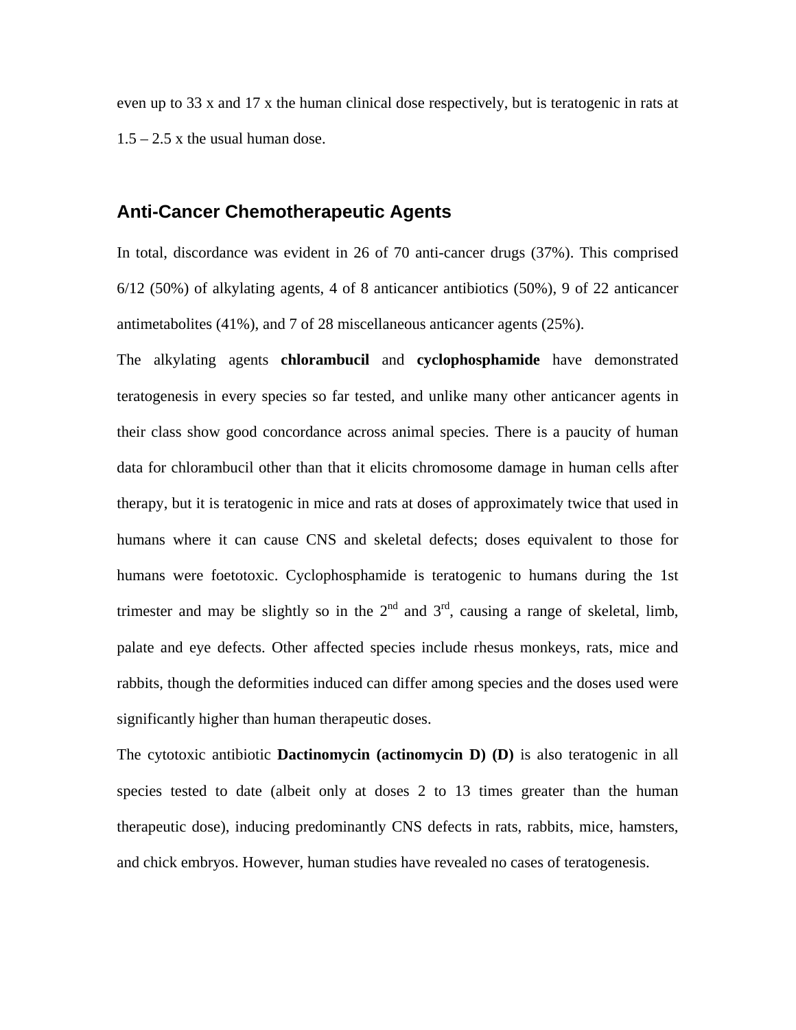even up to 33 x and 17 x the human clinical dose respectively, but is teratogenic in rats at 1.5 – 2.5 x the usual human dose.

## Anti-Cancer Chemotherapeutic Agents

In total, discordance was evident in 26 of 70 anti-cancer drugs (37%). This comprised 6/12 (50%) of alkylating agents, 4 of 8 anticancer antibiotics (50%), 9 of 22 anticancer antimetabolites (41%), and 7 of 28 miscellaneous anticancer agents (25%).

The alkylating agents **chlorambucil** and **cyclophosphamide** have demonstrated teratogenesis in every species so far tested, and unlike many other anticancer agents in their class show good concordance across animal species. There is a paucity of human data for chlorambucil other than that it elicits chromosome damage in human cells after therapy, but it is teratogenic in mice and rats at doses of approximately twice that used in humans where it can cause CNS and skeletal defects; doses equivalent to those for humans were foetotoxic. Cyclophosphamide is teratogenic to humans during the 1st trimester and may be slightly so in the 2nd and 3rd, causing a range of skeletal, limb, palate and eye defects. Other affected species include rhesus monkeys, rats, mice and rabbits, though the deformities induced can differ among species and the doses used were significantly higher than human therapeutic doses.

The cytotoxic antibiotic **Dactinomycin (actinomycin D) (D)** is also teratogenic in all species tested to date (albeit only at doses 2 to 13 times greater than the human therapeutic dose), inducing predominantly CNS defects in rats, rabbits, mice, hamsters, and chick embryos. However, human studies have revealed no cases of teratogenesis.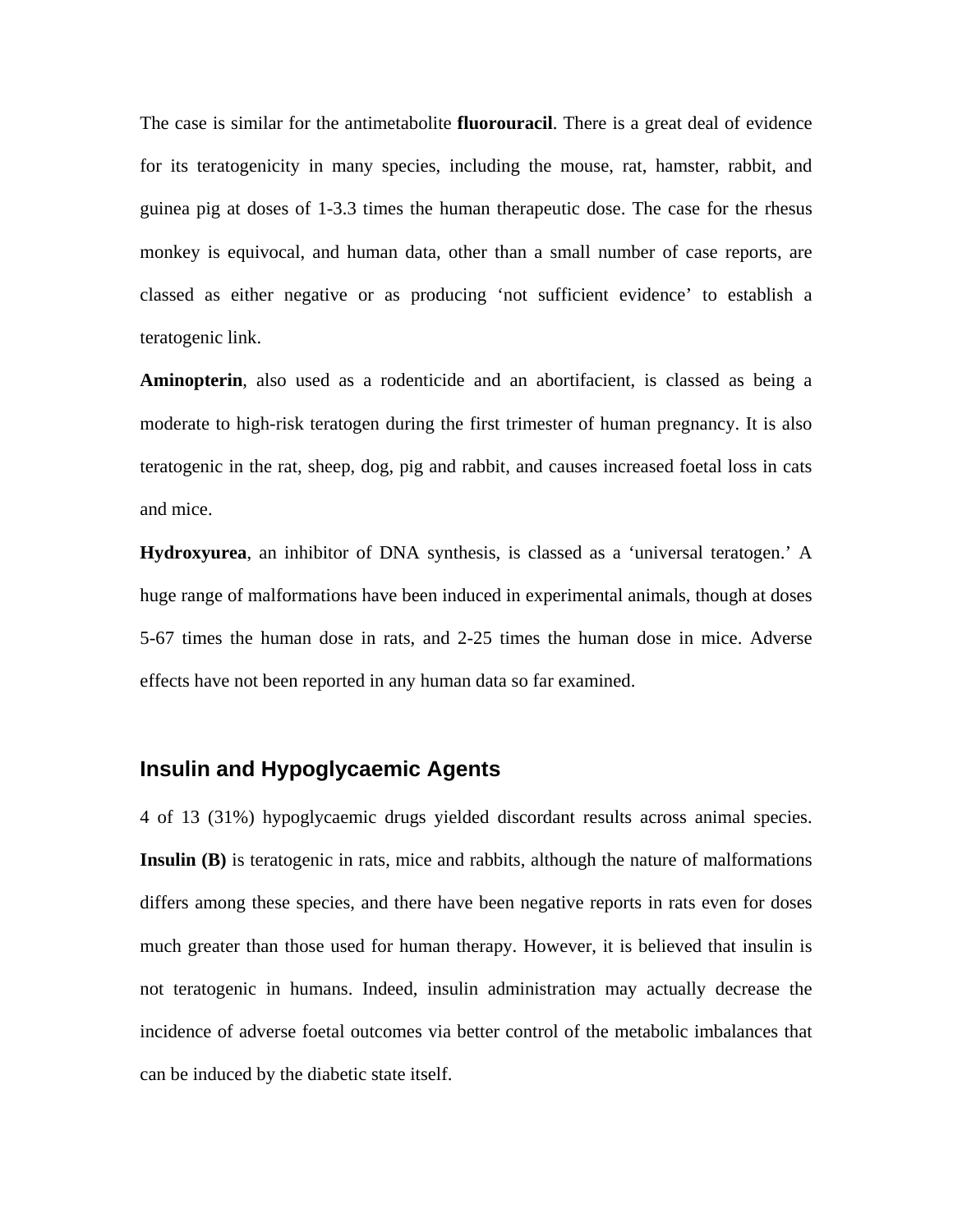The case is similar for the antimetabolite **fluorouracil**. There is a great deal of evidence for its teratogenicity in many species, including the mouse, rat, hamster, rabbit, and guinea pig at doses of 1-3.3 times the human therapeutic dose. The case for the rhesus monkey is equivocal, and human data, other than a small number of case reports, are classed as either negative or as producing 'not sufficient evidence' to establish a teratogenic link.

**Aminopterin**, also used as a rodenticide and an abortifacient, is classed as being a moderate to high-risk teratogen during the first trimester of human pregnancy. It is also teratogenic in the rat, sheep, dog, pig and rabbit, and causes increased foetal loss in cats and mice.

**Hydroxyurea**, an inhibitor of DNA synthesis, is classed as a 'universal teratogen.' A huge range of malformations have been induced in experimental animals, though at doses 5-67 times the human dose in rats, and 2-25 times the human dose in mice. Adverse effects have not been reported in any human data so far examined.

## Insulin and Hypoglycaemic Agents

4 of 13 (31%) hypoglycaemic drugs yielded discordant results across animal species. **Insulin (B)** is teratogenic in rats, mice and rabbits, although the nature of malformations differs among these species, and there have been negative reports in rats even for doses much greater than those used for human therapy. However, it is believed that insulin is not teratogenic in humans. Indeed, insulin administration may actually decrease the incidence of adverse foetal outcomes via better control of the metabolic imbalances that can be induced by the diabetic state itself.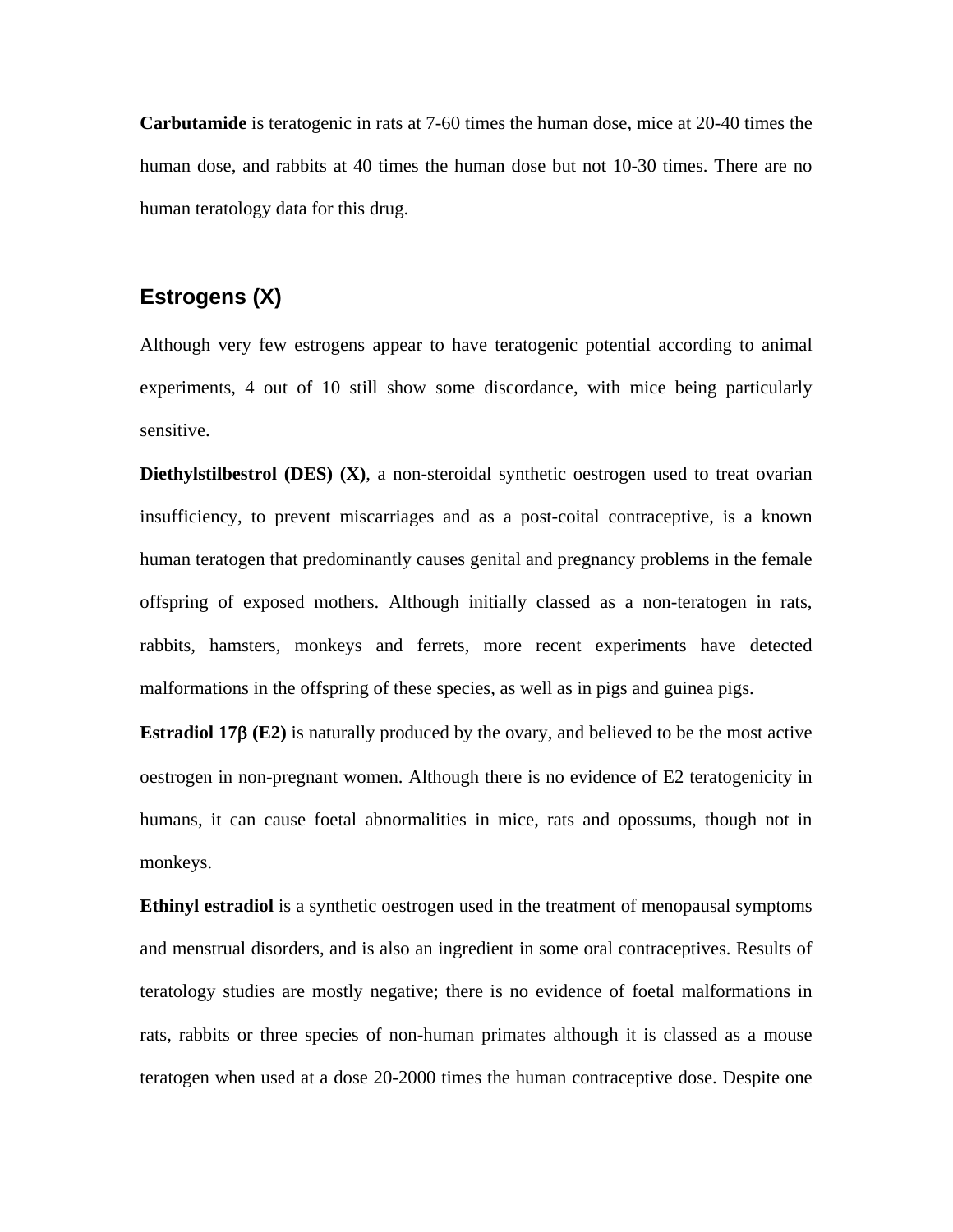**Carbutamide** is teratogenic in rats at 7-60 times the human dose, mice at 20-40 times the human dose, and rabbits at 40 times the human dose but not 10-30 times. There are no human teratology data for this drug.

## Estrogens (X)

Although very few estrogens appear to have teratogenic potential according to animal experiments, 4 out of 10 still show some discordance, with mice being particularly sensitive.

**Diethylstilbestrol (DES) (X)**, a non-steroidal synthetic oestrogen used to treat ovarian insufficiency, to prevent miscarriages and as a post-coital contraceptive, is a known human teratogen that predominantly causes genital and pregnancy problems in the female offspring of exposed mothers. Although initially classed as a non-teratogen in rats, rabbits, hamsters, monkeys and ferrets, more recent experiments have detected malformations in the offspring of these species, as well as in pigs and guinea pigs.

**Estradiol 17β (E2)** is naturally produced by the ovary, and believed to be the most active oestrogen in non-pregnant women. Although there is no evidence of E2 teratogenicity in humans, it can cause foetal abnormalities in mice, rats and opossums, though not in monkeys.

**Ethinyl estradiol** is a synthetic oestrogen used in the treatment of menopausal symptoms and menstrual disorders, and is also an ingredient in some oral contraceptives. Results of teratology studies are mostly negative; there is no evidence of foetal malformations in rats, rabbits or three species of non-human primates although it is classed as a mouse teratogen when used at a dose 20-2000 times the human contraceptive dose. Despite one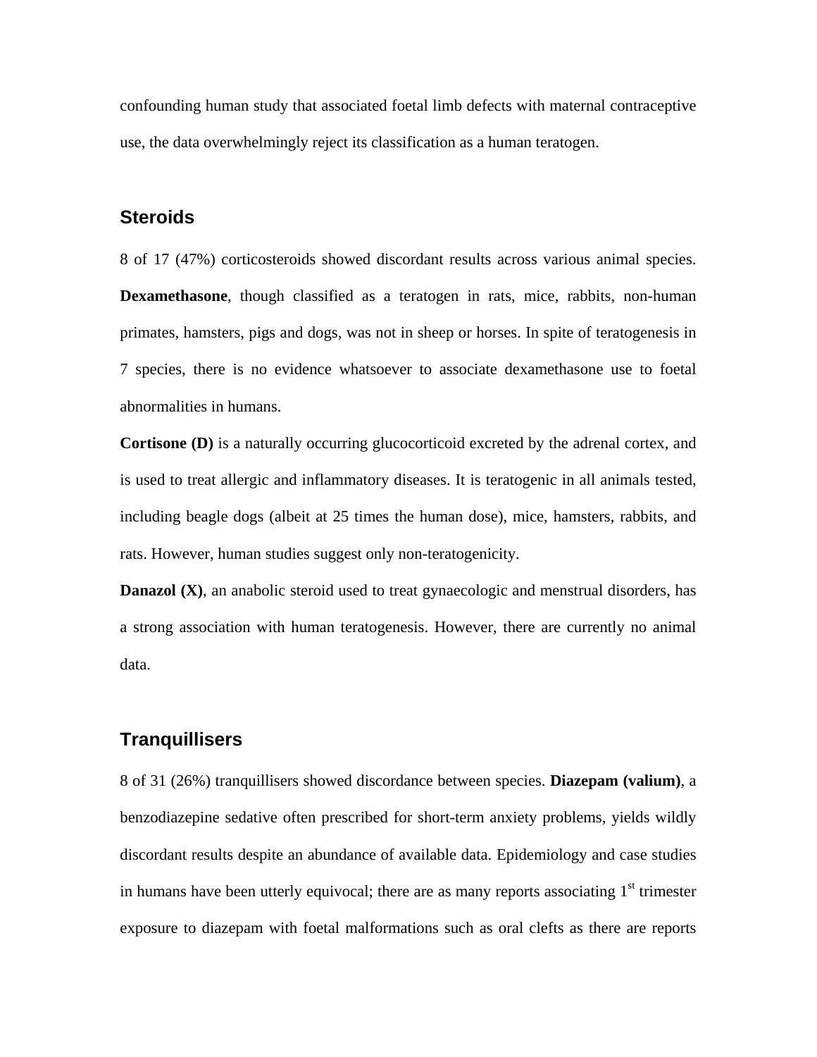confounding human study that associated foetal limb defects with maternal contraceptive use, the data overwhelmingly reject its classification as a human teratogen.

## Steroids

8 of 17 (47%) corticosteroids showed discordant results across various animal species. **Dexamethasone**, though classified as a teratogen in rats, mice, rabbits, non-human primates, hamsters, pigs and dogs, was not in sheep or horses. In spite of teratogenesis in 7 species, there is no evidence whatsoever to associate dexamethasone use to foetal abnormalities in humans.

**Cortisone (D)** is a naturally occurring glucocorticoid excreted by the adrenal cortex, and is used to treat allergic and inflammatory diseases. It is teratogenic in all animals tested, including beagle dogs (albeit at 25 times the human dose), mice, hamsters, rabbits, and rats. However, human studies suggest only non-teratogenicity.

**Danazol (X)**, an anabolic steroid used to treat gynaecologic and menstrual disorders, has a strong association with human teratogenesis. However, there are currently no animal data.

## Tranquillisers

8 of 31 (26%) tranquillisers showed discordance between species. **Diazepam (valium)**, a benzodiazepine sedative often prescribed for short-term anxiety problems, yields wildly discordant results despite an abundance of available data. Epidemiology and case studies in humans have been utterly equivocal; there are as many reports associating 1st trimester exposure to diazepam with foetal malformations such as oral clefts as there are reports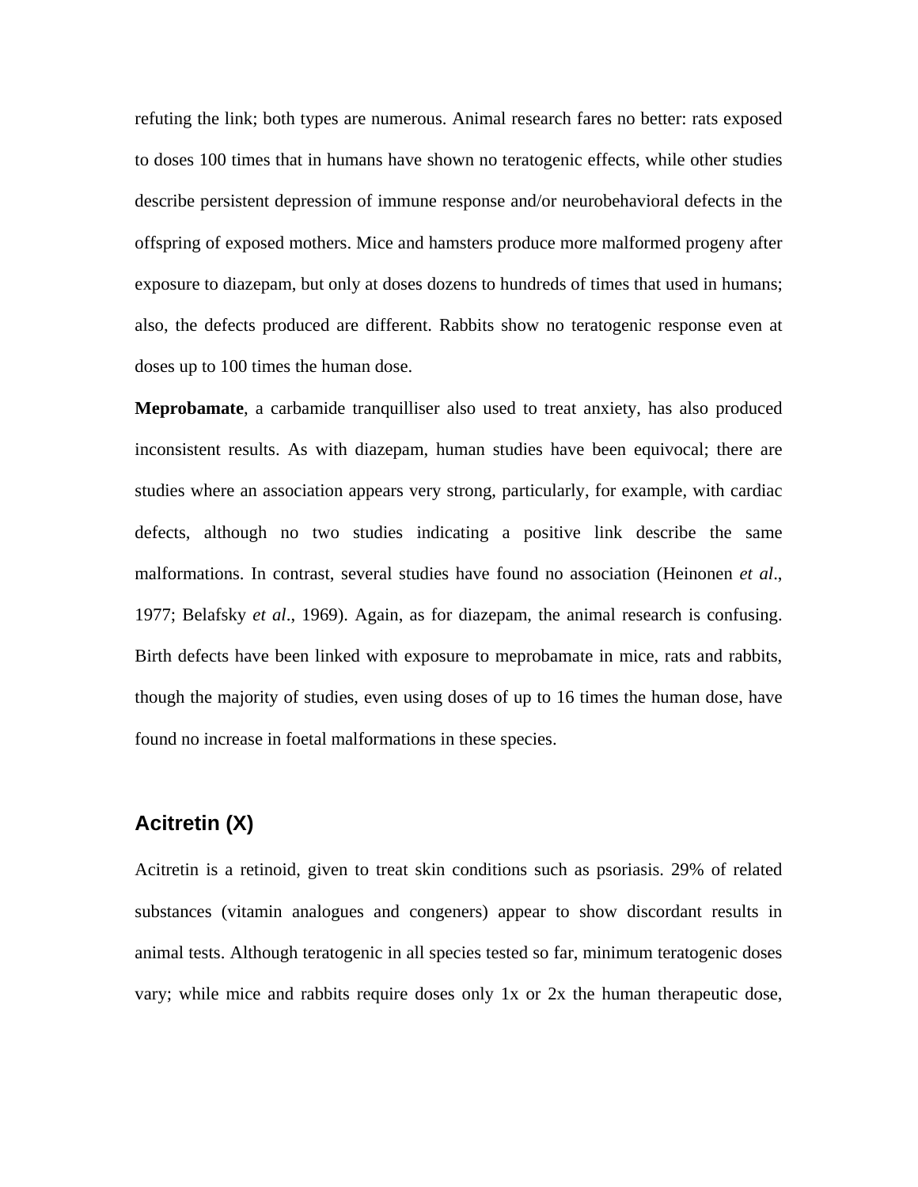refuting the link; both types are numerous. Animal research fares no better: rats exposed to doses 100 times that in humans have shown no teratogenic effects, while other studies describe persistent depression of immune response and/or neurobehavioral defects in the offspring of exposed mothers. Mice and hamsters produce more malformed progeny after exposure to diazepam, but only at doses dozens to hundreds of times that used in humans; also, the defects produced are different. Rabbits show no teratogenic response even at doses up to 100 times the human dose.

**Meprobamate**, a carbamide tranquilliser also used to treat anxiety, has also produced inconsistent results. As with diazepam, human studies have been equivocal; there are studies where an association appears very strong, particularly, for example, with cardiac defects, although no two studies indicating a positive link describe the same malformations. In contrast, several studies have found no association (Heinonen *et al*., 1977; Belafsky *et al*., 1969). Again, as for diazepam, the animal research is confusing. Birth defects have been linked with exposure to meprobamate in mice, rats and rabbits, though the majority of studies, even using doses of up to 16 times the human dose, have found no increase in foetal malformations in these species.

## Acitretin (X)

Acitretin is a retinoid, given to treat skin conditions such as psoriasis. 29% of related substances (vitamin analogues and congeners) appear to show discordant results in animal tests. Although teratogenic in all species tested so far, minimum teratogenic doses vary; while mice and rabbits require doses only 1x or 2x the human therapeutic dose,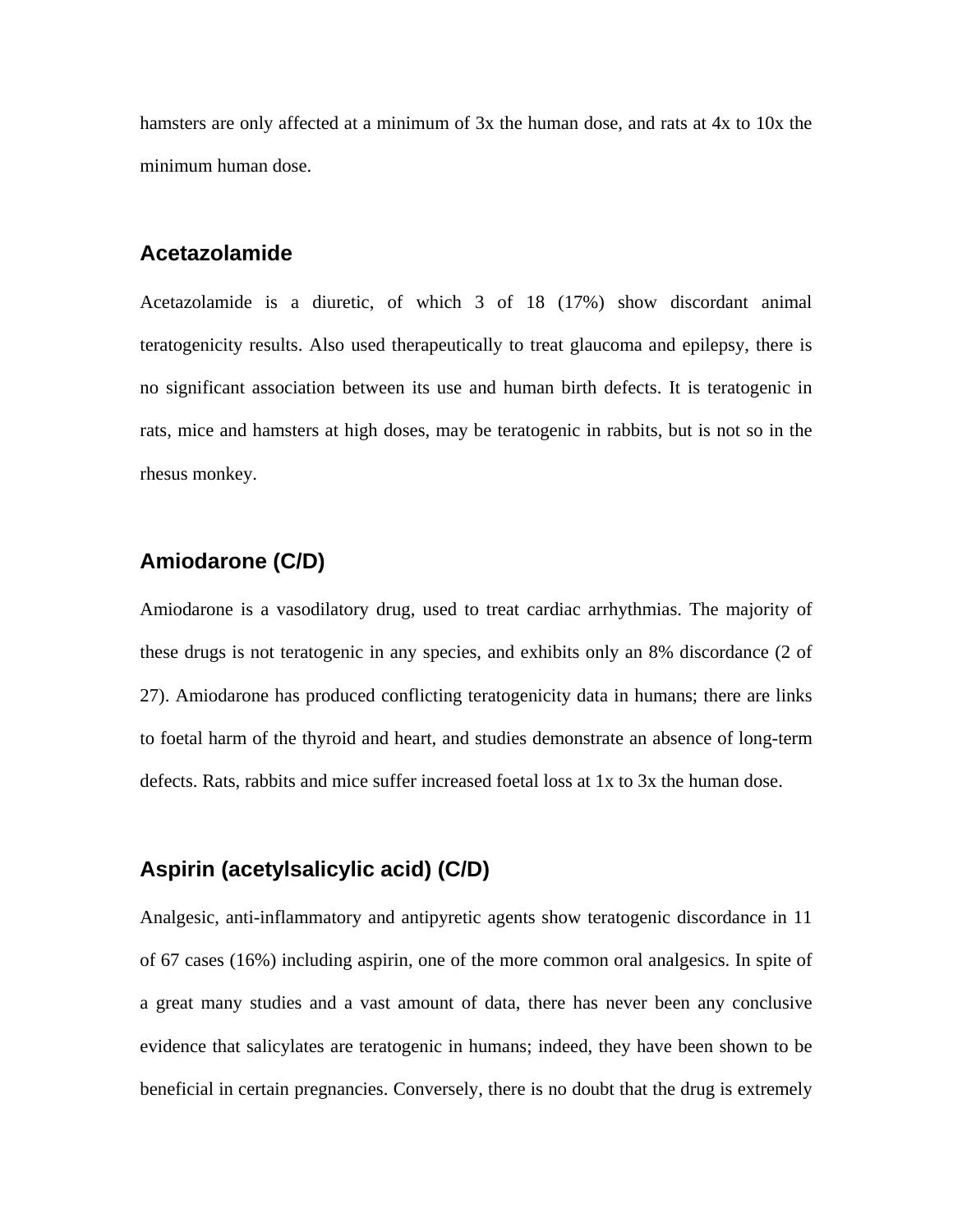hamsters are only affected at a minimum of 3x the human dose, and rats at 4x to 10x the minimum human dose.

## Acetazolamide

Acetazolamide is a diuretic, of which 3 of 18 (17%) show discordant animal teratogenicity results. Also used therapeutically to treat glaucoma and epilepsy, there is no significant association between its use and human birth defects. It is teratogenic in rats, mice and hamsters at high doses, may be teratogenic in rabbits, but is not so in the rhesus monkey.

## Amiodarone (C/D)

Amiodarone is a vasodilatory drug, used to treat cardiac arrhythmias. The majority of these drugs is not teratogenic in any species, and exhibits only an 8% discordance (2 of 27). Amiodarone has produced conflicting teratogenicity data in humans; there are links to foetal harm of the thyroid and heart, and studies demonstrate an absence of long-term defects. Rats, rabbits and mice suffer increased foetal loss at 1x to 3x the human dose.

## Aspirin (acetylsalicylic acid) (C/D)

Analgesic, anti-inflammatory and antipyretic agents show teratogenic discordance in 11 of 67 cases (16%) including aspirin, one of the more common oral analgesics. In spite of a great many studies and a vast amount of data, there has never been any conclusive evidence that salicylates are teratogenic in humans; indeed, they have been shown to be beneficial in certain pregnancies. Conversely, there is no doubt that the drug is extremely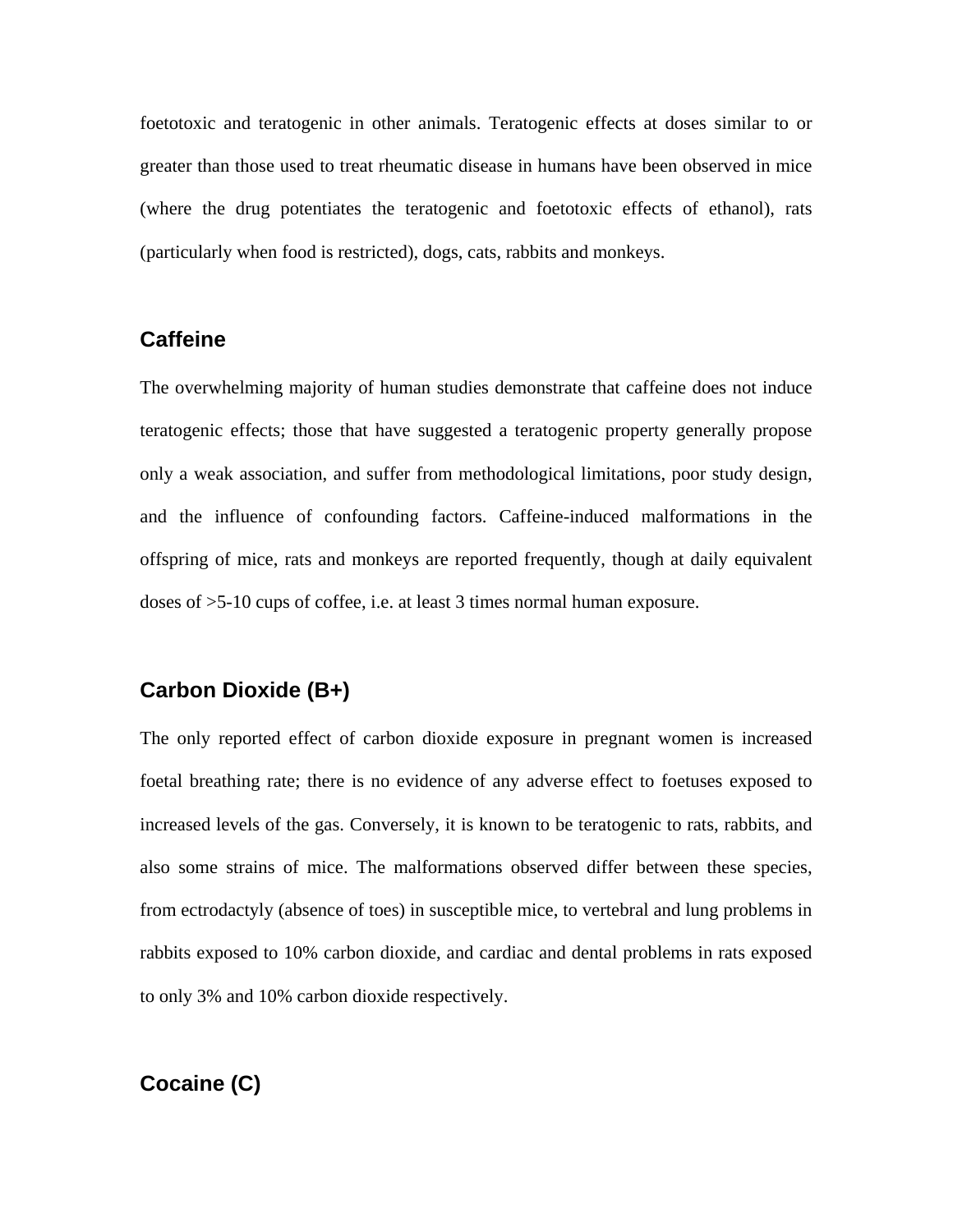foetotoxic and teratogenic in other animals. Teratogenic effects at doses similar to or greater than those used to treat rheumatic disease in humans have been observed in mice (where the drug potentiates the teratogenic and foetotoxic effects of ethanol), rats (particularly when food is restricted), dogs, cats, rabbits and monkeys.

## Caffeine

The overwhelming majority of human studies demonstrate that caffeine does not induce teratogenic effects; those that have suggested a teratogenic property generally propose only a weak association, and suffer from methodological limitations, poor study design, and the influence of confounding factors. Caffeine-induced malformations in the offspring of mice, rats and monkeys are reported frequently, though at daily equivalent doses of >5-10 cups of coffee, i.e. at least 3 times normal human exposure.

## Carbon Dioxide (B+)

The only reported effect of carbon dioxide exposure in pregnant women is increased foetal breathing rate; there is no evidence of any adverse effect to foetuses exposed to increased levels of the gas. Conversely, it is known to be teratogenic to rats, rabbits, and also some strains of mice. The malformations observed differ between these species, from ectrodactyly (absence of toes) in susceptible mice, to vertebral and lung problems in rabbits exposed to 10% carbon dioxide, and cardiac and dental problems in rats exposed to only 3% and 10% carbon dioxide respectively.

## Cocaine (C)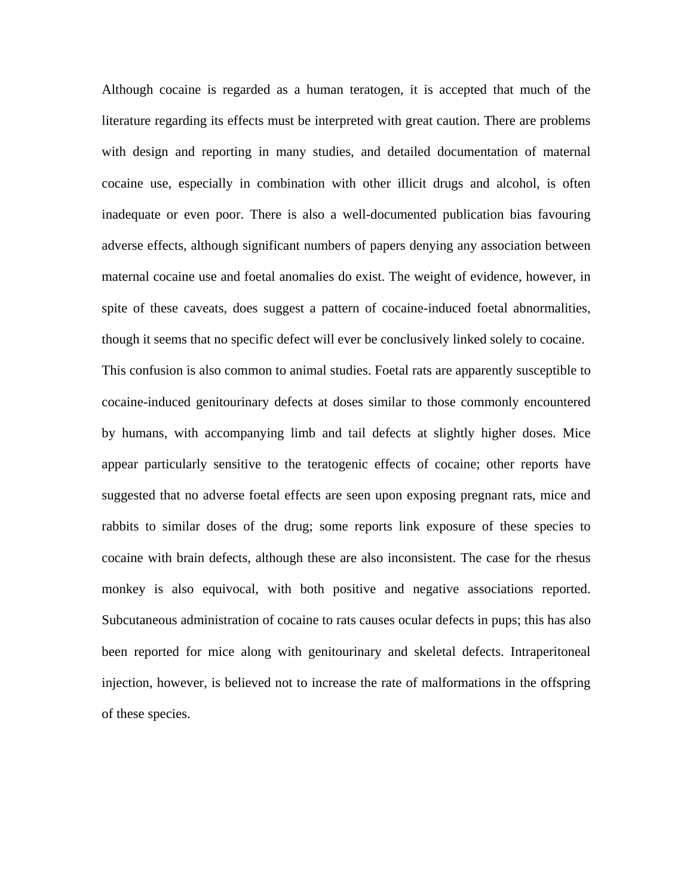Although cocaine is regarded as a human teratogen, it is accepted that much of the literature regarding its effects must be interpreted with great caution. There are problems with design and reporting in many studies, and detailed documentation of maternal cocaine use, especially in combination with other illicit drugs and alcohol, is often inadequate or even poor. There is also a well-documented publication bias favouring adverse effects, although significant numbers of papers denying any association between maternal cocaine use and foetal anomalies do exist. The weight of evidence, however, in spite of these caveats, does suggest a pattern of cocaine-induced foetal abnormalities, though it seems that no specific defect will ever be conclusively linked solely to cocaine.

This confusion is also common to animal studies. Foetal rats are apparently susceptible to cocaine-induced genitourinary defects at doses similar to those commonly encountered by humans, with accompanying limb and tail defects at slightly higher doses. Mice appear particularly sensitive to the teratogenic effects of cocaine; other reports have suggested that no adverse foetal effects are seen upon exposing pregnant rats, mice and rabbits to similar doses of the drug; some reports link exposure of these species to cocaine with brain defects, although these are also inconsistent. The case for the rhesus monkey is also equivocal, with both positive and negative associations reported. Subcutaneous administration of cocaine to rats causes ocular defects in pups; this has also been reported for mice along with genitourinary and skeletal defects. Intraperitoneal injection, however, is believed not to increase the rate of malformations in the offspring of these species.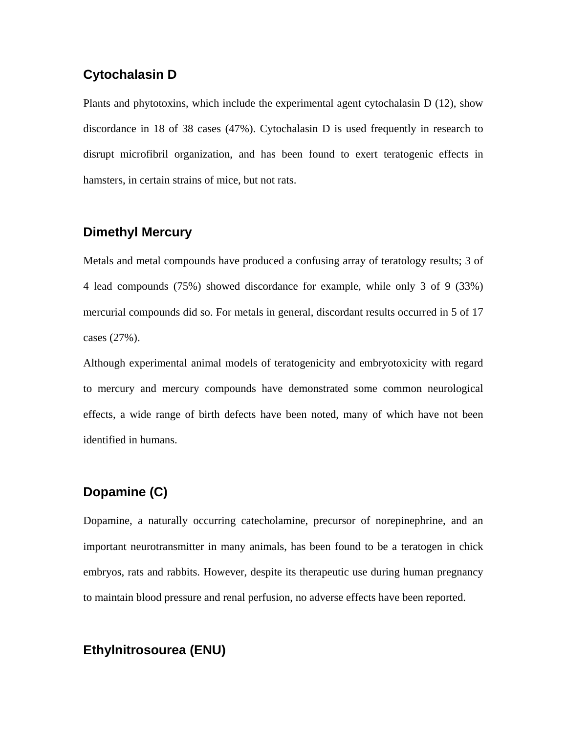### Cytochalasin D

Plants and phytotoxins, which include the experimental agent cytochalasin D (12), show discordance in 18 of 38 cases (47%). Cytochalasin D is used frequently in research to disrupt microfibril organization, and has been found to exert teratogenic effects in hamsters, in certain strains of mice, but not rats.

### Dimethyl Mercury

Metals and metal compounds have produced a confusing array of teratology results; 3 of 4 lead compounds (75%) showed discordance for example, while only 3 of 9 (33%) mercurial compounds did so. For metals in general, discordant results occurred in 5 of 17 cases (27%).

Although experimental animal models of teratogenicity and embryotoxicity with regard to mercury and mercury compounds have demonstrated some common neurological effects, a wide range of birth defects have been noted, many of which have not been identified in humans.

### Dopamine (C)

Dopamine, a naturally occurring catecholamine, precursor of norepinephrine, and an important neurotransmitter in many animals, has been found to be a teratogen in chick embryos, rats and rabbits. However, despite its therapeutic use during human pregnancy to maintain blood pressure and renal perfusion, no adverse effects have been reported.

### Ethylnitrosourea (ENU)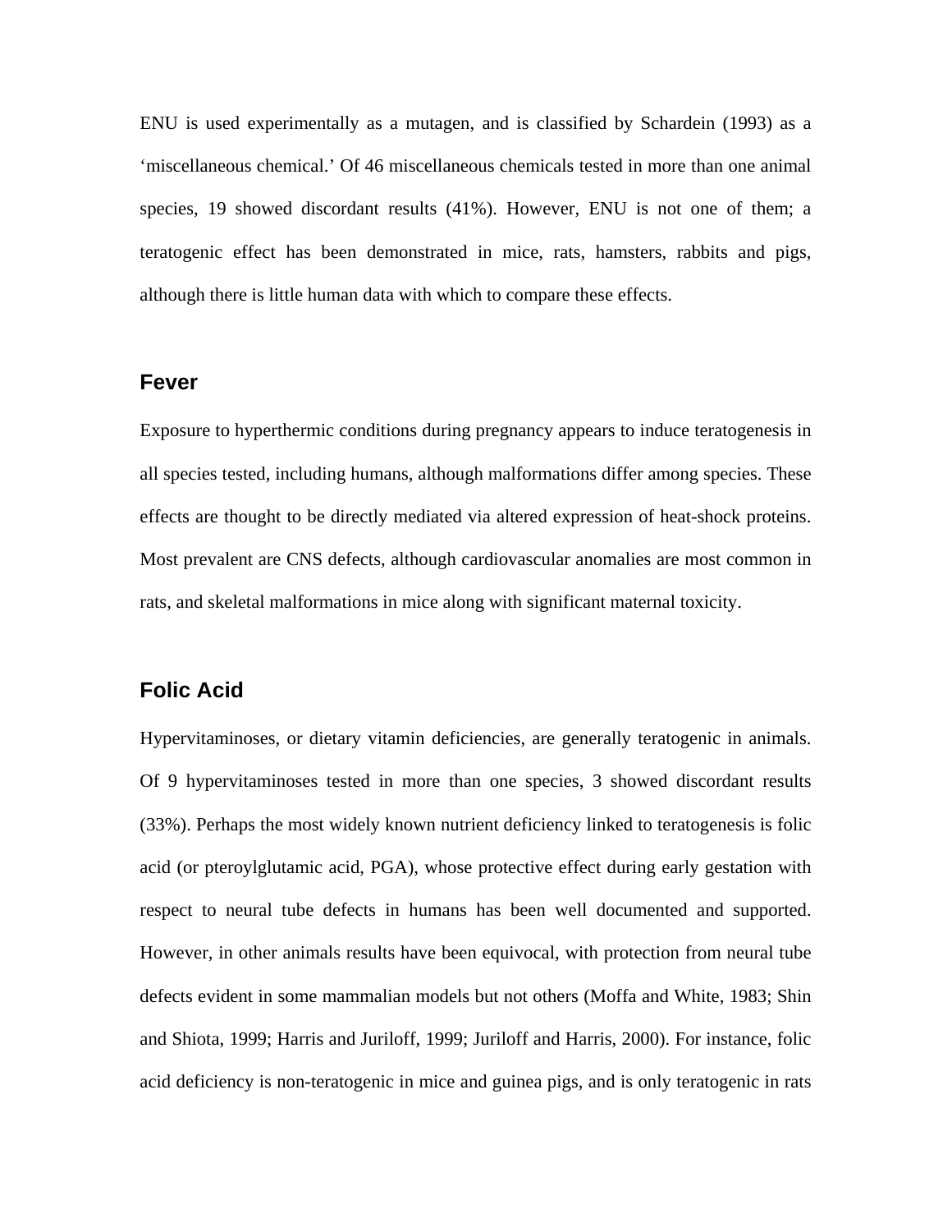ENU is used experimentally as a mutagen, and is classified by Schardein (1993) as a ‘miscellaneous chemical.’ Of 46 miscellaneous chemicals tested in more than one animal species, 19 showed discordant results (41%). However, ENU is not one of them; a teratogenic effect has been demonstrated in mice, rats, hamsters, rabbits and pigs, although there is little human data with which to compare these effects.

## Fever

Exposure to hyperthermic conditions during pregnancy appears to induce teratogenesis in all species tested, including humans, although malformations differ among species. These effects are thought to be directly mediated via altered expression of heat-shock proteins. Most prevalent are CNS defects, although cardiovascular anomalies are most common in rats, and skeletal malformations in mice along with significant maternal toxicity.

## Folic Acid

Hypervitaminoses, or dietary vitamin deficiencies, are generally teratogenic in animals. Of 9 hypervitaminoses tested in more than one species, 3 showed discordant results (33%). Perhaps the most widely known nutrient deficiency linked to teratogenesis is folic acid (or pteroylglutamic acid, PGA), whose protective effect during early gestation with respect to neural tube defects in humans has been well documented and supported. However, in other animals results have been equivocal, with protection from neural tube defects evident in some mammalian models but not others (Moffa and White, 1983; Shin and Shiota, 1999; Harris and Juriloff, 1999; Juriloff and Harris, 2000). For instance, folic acid deficiency is non-teratogenic in mice and guinea pigs, and is only teratogenic in rats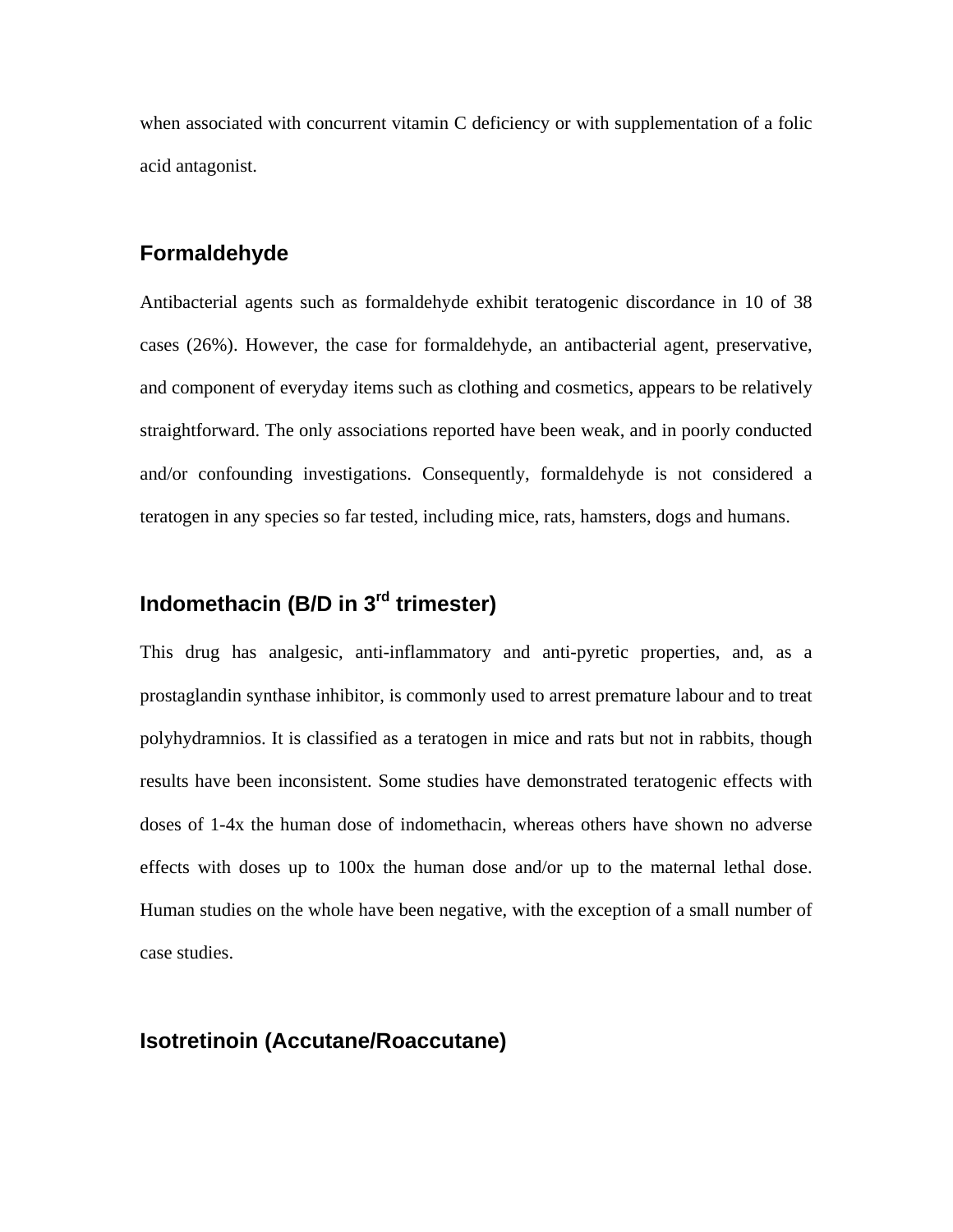when associated with concurrent vitamin C deficiency or with supplementation of a folic acid antagonist.

## Formaldehyde

Antibacterial agents such as formaldehyde exhibit teratogenic discordance in 10 of 38 cases (26%). However, the case for formaldehyde, an antibacterial agent, preservative, and component of everyday items such as clothing and cosmetics, appears to be relatively straightforward. The only associations reported have been weak, and in poorly conducted and/or confounding investigations. Consequently, formaldehyde is not considered a teratogen in any species so far tested, including mice, rats, hamsters, dogs and humans.

## Indomethacin (B/D in 3rd trimester)

This drug has analgesic, anti-inflammatory and anti-pyretic properties, and, as a prostaglandin synthase inhibitor, is commonly used to arrest premature labour and to treat polyhydramnios. It is classified as a teratogen in mice and rats but not in rabbits, though results have been inconsistent. Some studies have demonstrated teratogenic effects with doses of 1-4x the human dose of indomethacin, whereas others have shown no adverse effects with doses up to 100x the human dose and/or up to the maternal lethal dose. Human studies on the whole have been negative, with the exception of a small number of case studies.

## Isotretinoin (Accutane/Roaccutane)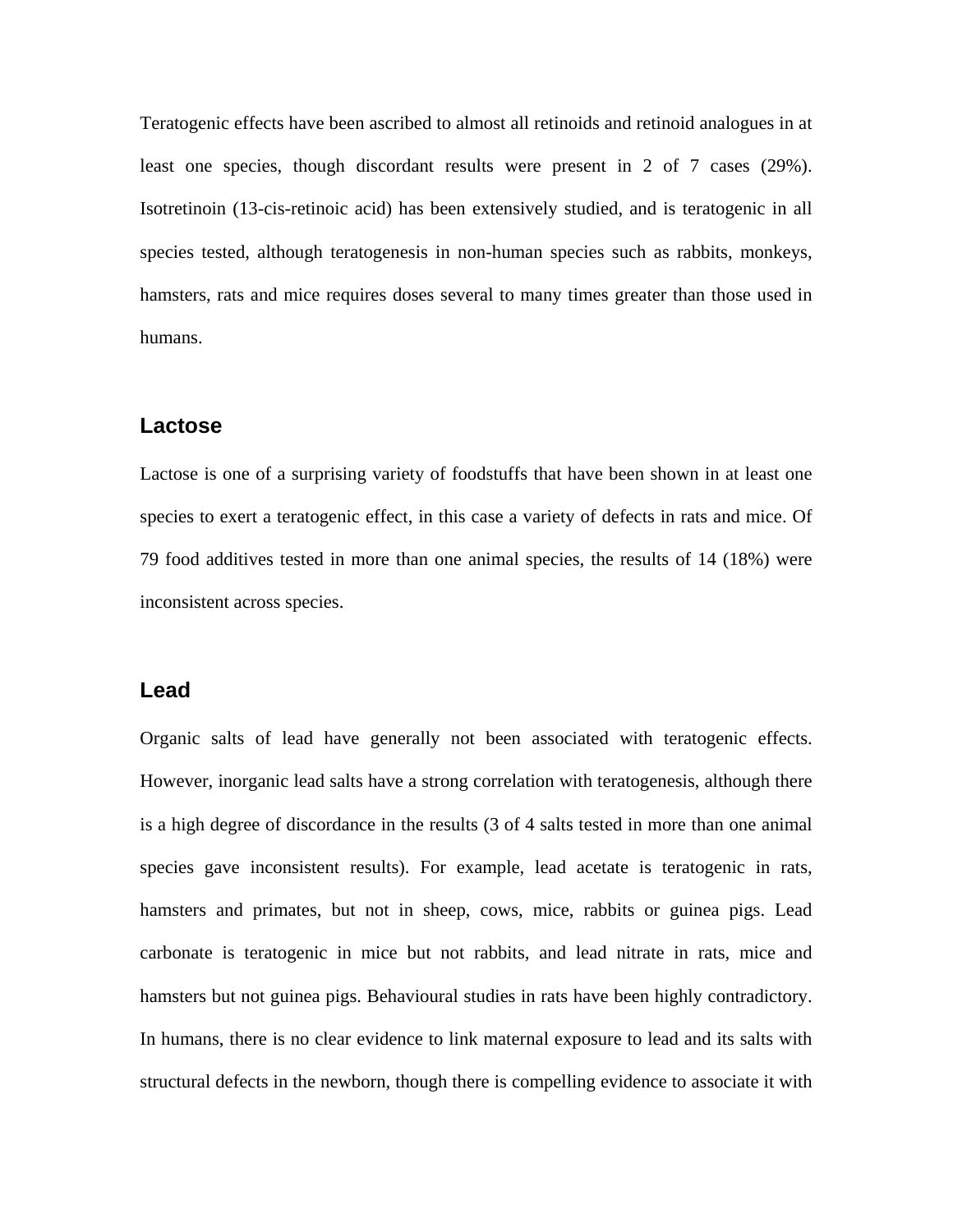Teratogenic effects have been ascribed to almost all retinoids and retinoid analogues in at least one species, though discordant results were present in 2 of 7 cases (29%). Isotretinoin (13-cis-retinoic acid) has been extensively studied, and is teratogenic in all species tested, although teratogenesis in non-human species such as rabbits, monkeys, hamsters, rats and mice requires doses several to many times greater than those used in humans.

## Lactose

Lactose is one of a surprising variety of foodstuffs that have been shown in at least one species to exert a teratogenic effect, in this case a variety of defects in rats and mice. Of 79 food additives tested in more than one animal species, the results of 14 (18%) were inconsistent across species.

## Lead

Organic salts of lead have generally not been associated with teratogenic effects. However, inorganic lead salts have a strong correlation with teratogenesis, although there is a high degree of discordance in the results (3 of 4 salts tested in more than one animal species gave inconsistent results). For example, lead acetate is teratogenic in rats, hamsters and primates, but not in sheep, cows, mice, rabbits or guinea pigs. Lead carbonate is teratogenic in mice but not rabbits, and lead nitrate in rats, mice and hamsters but not guinea pigs. Behavioural studies in rats have been highly contradictory. In humans, there is no clear evidence to link maternal exposure to lead and its salts with structural defects in the newborn, though there is compelling evidence to associate it with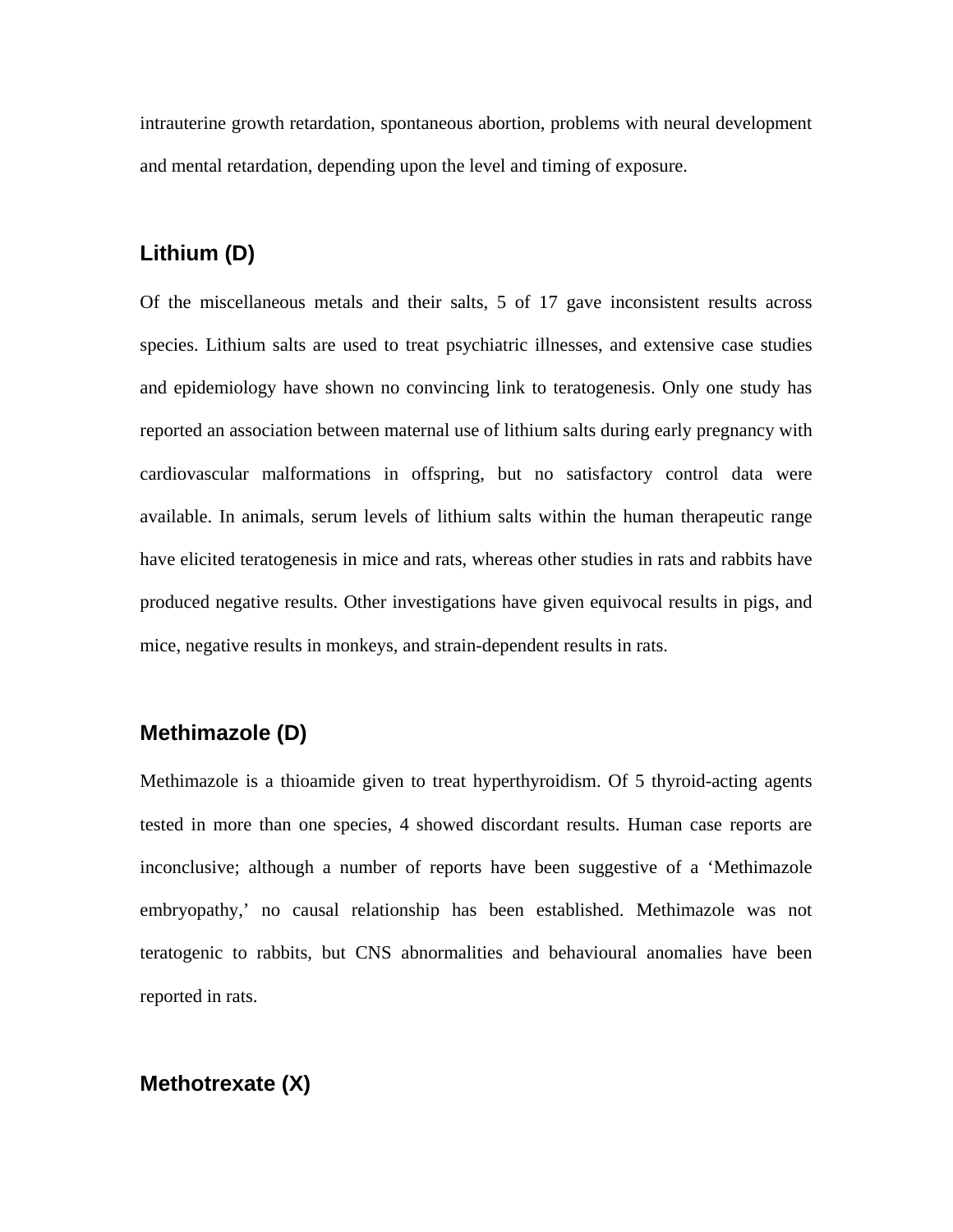intrauterine growth retardation, spontaneous abortion, problems with neural development and mental retardation, depending upon the level and timing of exposure.

## Lithium (D)

Of the miscellaneous metals and their salts, 5 of 17 gave inconsistent results across species. Lithium salts are used to treat psychiatric illnesses, and extensive case studies and epidemiology have shown no convincing link to teratogenesis. Only one study has reported an association between maternal use of lithium salts during early pregnancy with cardiovascular malformations in offspring, but no satisfactory control data were available. In animals, serum levels of lithium salts within the human therapeutic range have elicited teratogenesis in mice and rats, whereas other studies in rats and rabbits have produced negative results. Other investigations have given equivocal results in pigs, and mice, negative results in monkeys, and strain-dependent results in rats.

## Methimazole (D)

Methimazole is a thioamide given to treat hyperthyroidism. Of 5 thyroid-acting agents tested in more than one species, 4 showed discordant results. Human case reports are inconclusive; although a number of reports have been suggestive of a 'Methimazole embryopathy,' no causal relationship has been established. Methimazole was not teratogenic to rabbits, but CNS abnormalities and behavioural anomalies have been reported in rats.

## Methotrexate (X)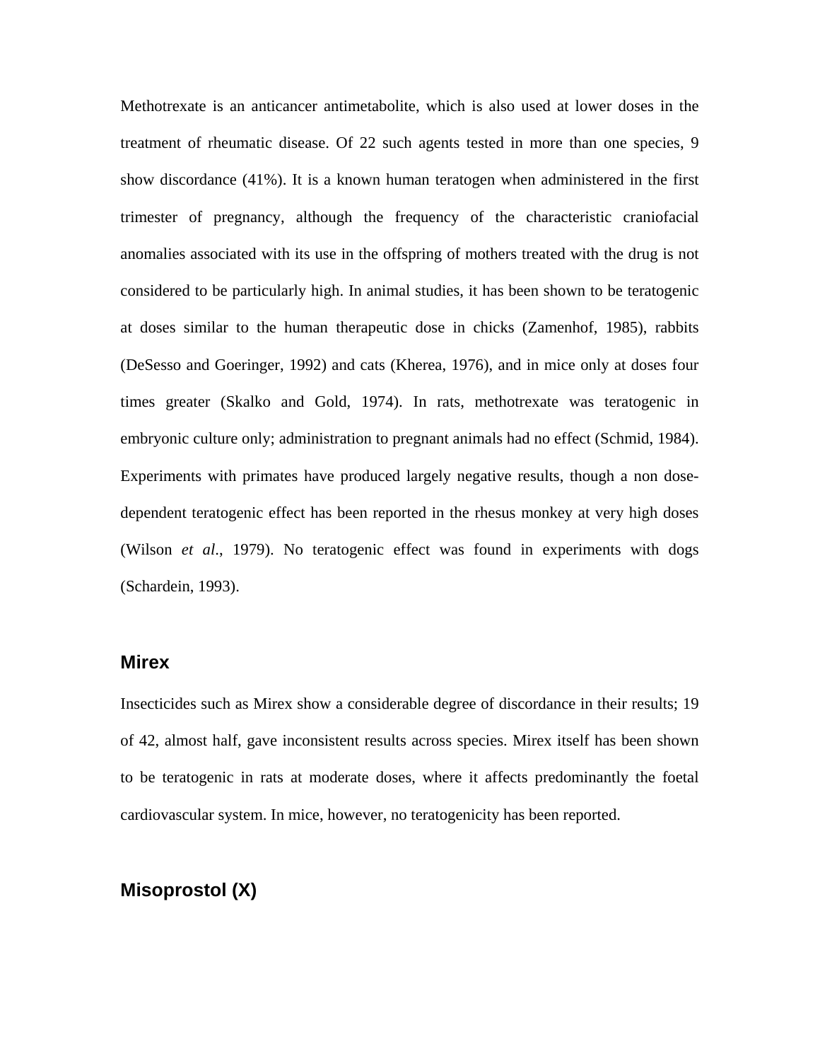Methotrexate is an anticancer antimetabolite, which is also used at lower doses in the treatment of rheumatic disease. Of 22 such agents tested in more than one species, 9 show discordance (41%). It is a known human teratogen when administered in the first trimester of pregnancy, although the frequency of the characteristic craniofacial anomalies associated with its use in the offspring of mothers treated with the drug is not considered to be particularly high. In animal studies, it has been shown to be teratogenic at doses similar to the human therapeutic dose in chicks (Zamenhof, 1985), rabbits (DeSesso and Goeringer, 1992) and cats (Kherea, 1976), and in mice only at doses four times greater (Skalko and Gold, 1974). In rats, methotrexate was teratogenic in embryonic culture only; administration to pregnant animals had no effect (Schmid, 1984). Experiments with primates have produced largely negative results, though a non dose-dependent teratogenic effect has been reported in the rhesus monkey at very high doses (Wilson *et al*., 1979). No teratogenic effect was found in experiments with dogs (Schardein, 1993).

## Mirex

Insecticides such as Mirex show a considerable degree of discordance in their results; 19 of 42, almost half, gave inconsistent results across species. Mirex itself has been shown to be teratogenic in rats at moderate doses, where it affects predominantly the foetal cardiovascular system. In mice, however, no teratogenicity has been reported.

## Misoprostol (X)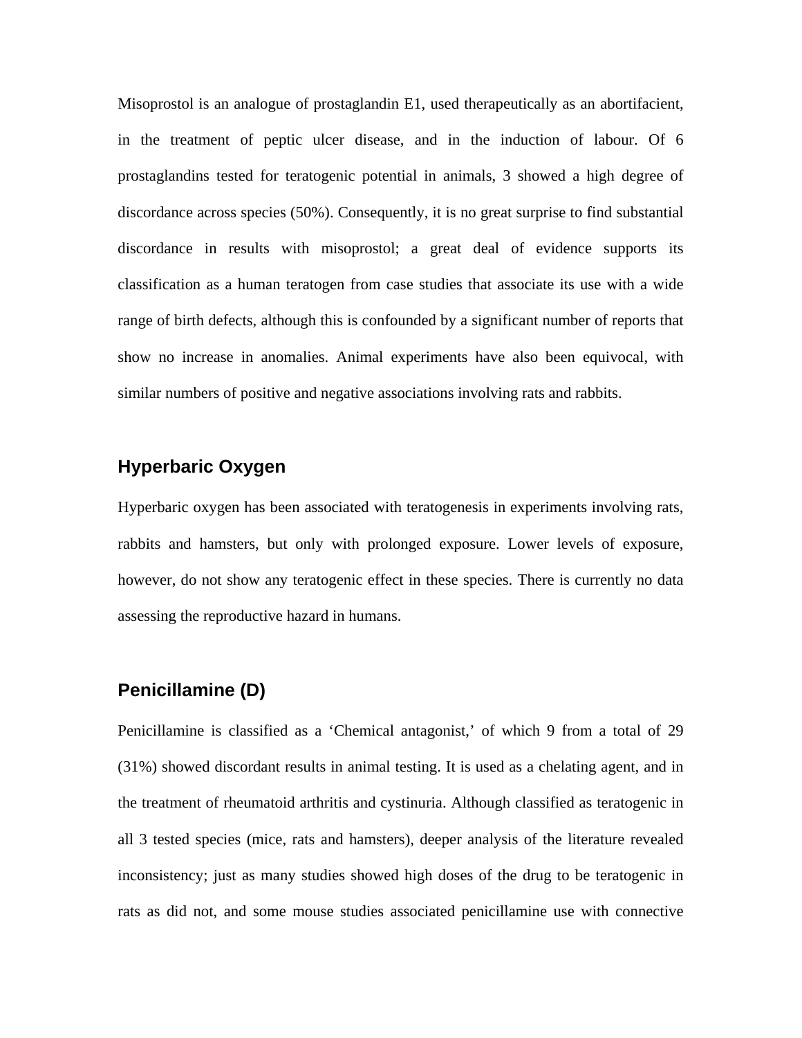Misoprostol is an analogue of prostaglandin E1, used therapeutically as an abortifacient, in the treatment of peptic ulcer disease, and in the induction of labour. Of 6 prostaglandins tested for teratogenic potential in animals, 3 showed a high degree of discordance across species (50%). Consequently, it is no great surprise to find substantial discordance in results with misoprostol; a great deal of evidence supports its classification as a human teratogen from case studies that associate its use with a wide range of birth defects, although this is confounded by a significant number of reports that show no increase in anomalies. Animal experiments have also been equivocal, with similar numbers of positive and negative associations involving rats and rabbits.

## Hyperbaric Oxygen

Hyperbaric oxygen has been associated with teratogenesis in experiments involving rats, rabbits and hamsters, but only with prolonged exposure. Lower levels of exposure, however, do not show any teratogenic effect in these species. There is currently no data assessing the reproductive hazard in humans.

## Penicillamine (D)

Penicillamine is classified as a 'Chemical antagonist,' of which 9 from a total of 29 (31%) showed discordant results in animal testing. It is used as a chelating agent, and in the treatment of rheumatoid arthritis and cystinuria. Although classified as teratogenic in all 3 tested species (mice, rats and hamsters), deeper analysis of the literature revealed inconsistency; just as many studies showed high doses of the drug to be teratogenic in rats as did not, and some mouse studies associated penicillamine use with connective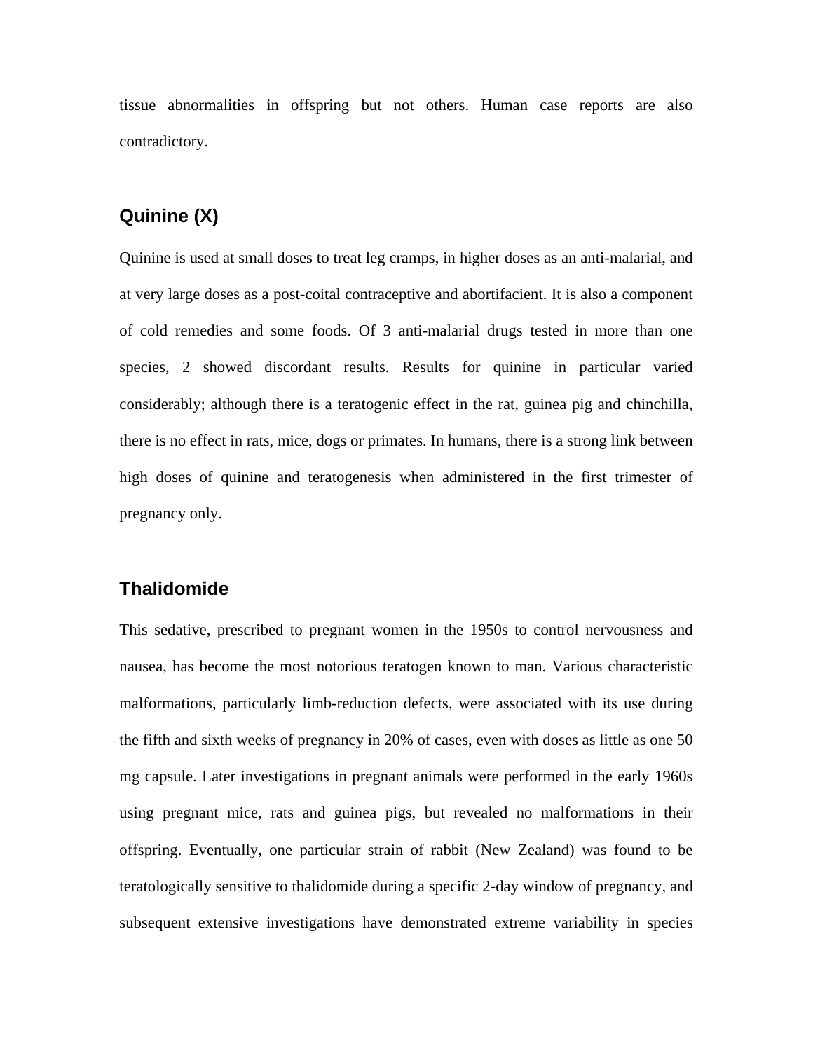tissue abnormalities in offspring but not others. Human case reports are also contradictory.

### Quinine (X)

Quinine is used at small doses to treat leg cramps, in higher doses as an anti-malarial, and at very large doses as a post-coital contraceptive and abortifacient. It is also a component of cold remedies and some foods. Of 3 anti-malarial drugs tested in more than one species, 2 showed discordant results. Results for quinine in particular varied considerably; although there is a teratogenic effect in the rat, guinea pig and chinchilla, there is no effect in rats, mice, dogs or primates. In humans, there is a strong link between high doses of quinine and teratogenesis when administered in the first trimester of pregnancy only.

### Thalidomide

This sedative, prescribed to pregnant women in the 1950s to control nervousness and nausea, has become the most notorious teratogen known to man. Various characteristic malformations, particularly limb-reduction defects, were associated with its use during the fifth and sixth weeks of pregnancy in 20% of cases, even with doses as little as one 50 mg capsule. Later investigations in pregnant animals were performed in the early 1960s using pregnant mice, rats and guinea pigs, but revealed no malformations in their offspring. Eventually, one particular strain of rabbit (New Zealand) was found to be teratologically sensitive to thalidomide during a specific 2-day window of pregnancy, and subsequent extensive investigations have demonstrated extreme variability in species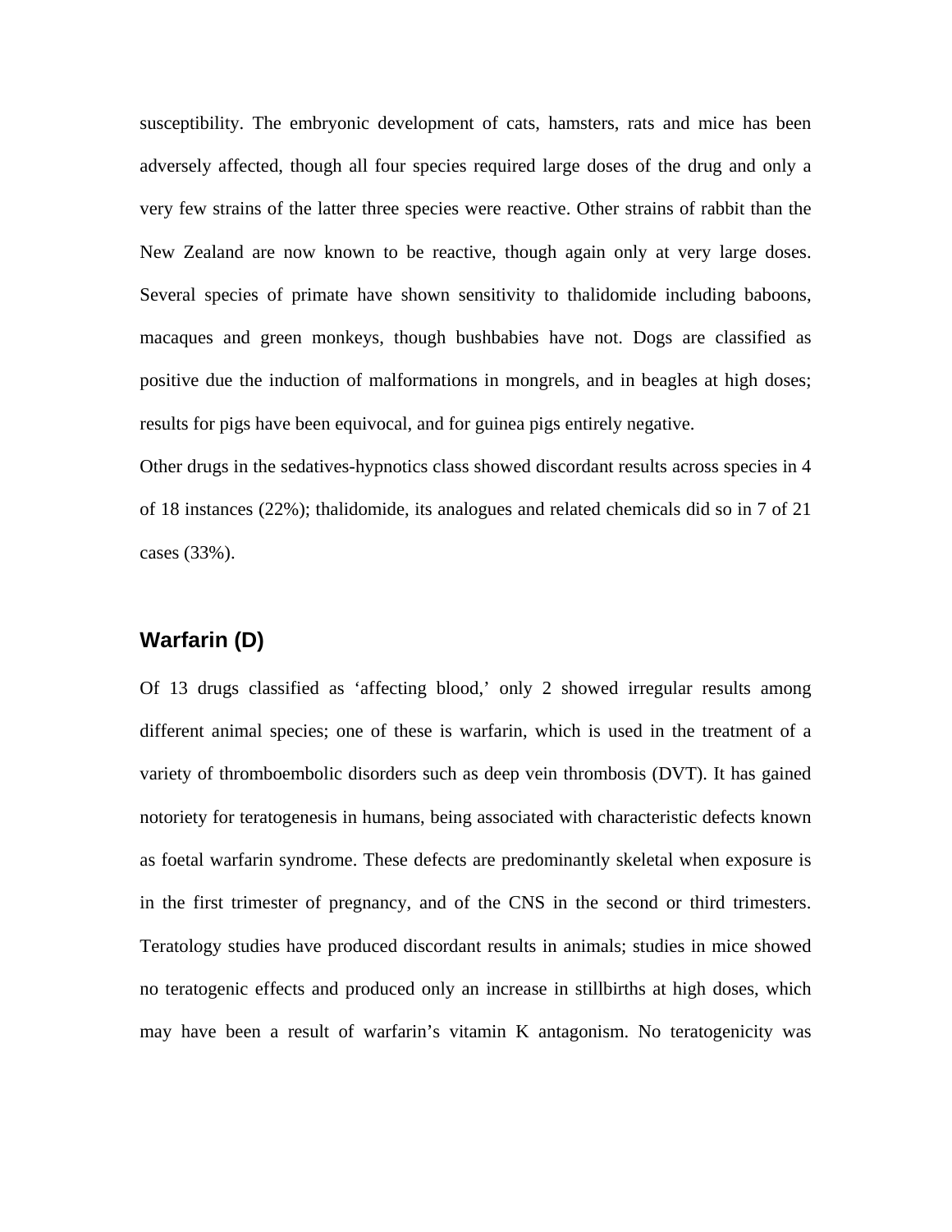susceptibility. The embryonic development of cats, hamsters, rats and mice has been adversely affected, though all four species required large doses of the drug and only a very few strains of the latter three species were reactive. Other strains of rabbit than the New Zealand are now known to be reactive, though again only at very large doses. Several species of primate have shown sensitivity to thalidomide including baboons, macaques and green monkeys, though bushbabies have not. Dogs are classified as positive due the induction of malformations in mongrels, and in beagles at high doses; results for pigs have been equivocal, and for guinea pigs entirely negative.

Other drugs in the sedatives-hypnotics class showed discordant results across species in 4 of 18 instances (22%); thalidomide, its analogues and related chemicals did so in 7 of 21 cases (33%).

## Warfarin (D)

Of 13 drugs classified as 'affecting blood,' only 2 showed irregular results among different animal species; one of these is warfarin, which is used in the treatment of a variety of thromboembolic disorders such as deep vein thrombosis (DVT). It has gained notoriety for teratogenesis in humans, being associated with characteristic defects known as foetal warfarin syndrome. These defects are predominantly skeletal when exposure is in the first trimester of pregnancy, and of the CNS in the second or third trimesters. Teratology studies have produced discordant results in animals; studies in mice showed no teratogenic effects and produced only an increase in stillbirths at high doses, which may have been a result of warfarin's vitamin K antagonism. No teratogenicity was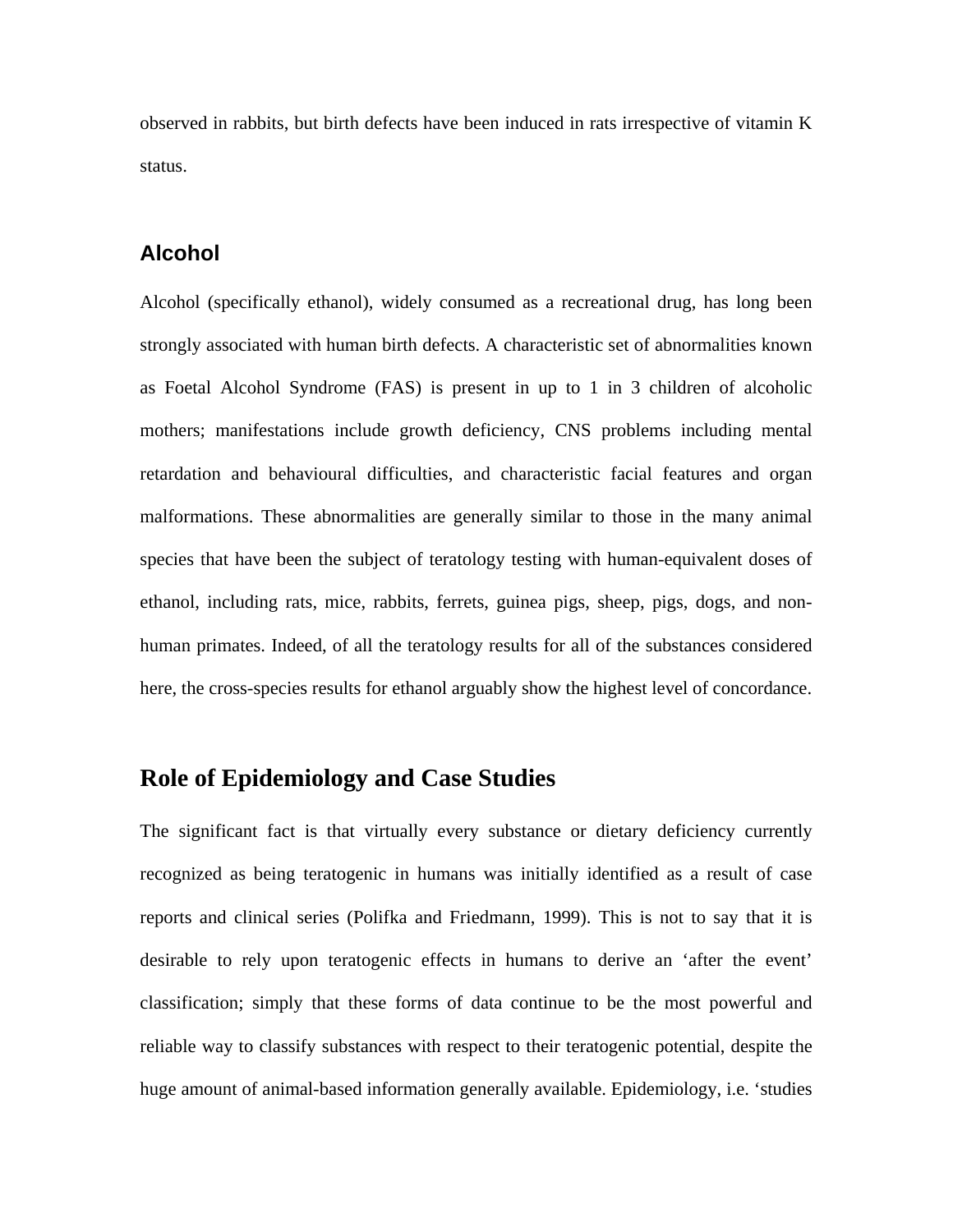observed in rabbits, but birth defects have been induced in rats irrespective of vitamin K status.

### Alcohol

Alcohol (specifically ethanol), widely consumed as a recreational drug, has long been strongly associated with human birth defects. A characteristic set of abnormalities known as Foetal Alcohol Syndrome (FAS) is present in up to 1 in 3 children of alcoholic mothers; manifestations include growth deficiency, CNS problems including mental retardation and behavioural difficulties, and characteristic facial features and organ malformations. These abnormalities are generally similar to those in the many animal species that have been the subject of teratology testing with human-equivalent doses of ethanol, including rats, mice, rabbits, ferrets, guinea pigs, sheep, pigs, dogs, and non-human primates. Indeed, of all the teratology results for all of the substances considered here, the cross-species results for ethanol arguably show the highest level of concordance.

## Role of Epidemiology and Case Studies

The significant fact is that virtually every substance or dietary deficiency currently recognized as being teratogenic in humans was initially identified as a result of case reports and clinical series (Polifka and Friedmann, 1999). This is not to say that it is desirable to rely upon teratogenic effects in humans to derive an 'after the event' classification; simply that these forms of data continue to be the most powerful and reliable way to classify substances with respect to their teratogenic potential, despite the huge amount of animal-based information generally available. Epidemiology, i.e. 'studies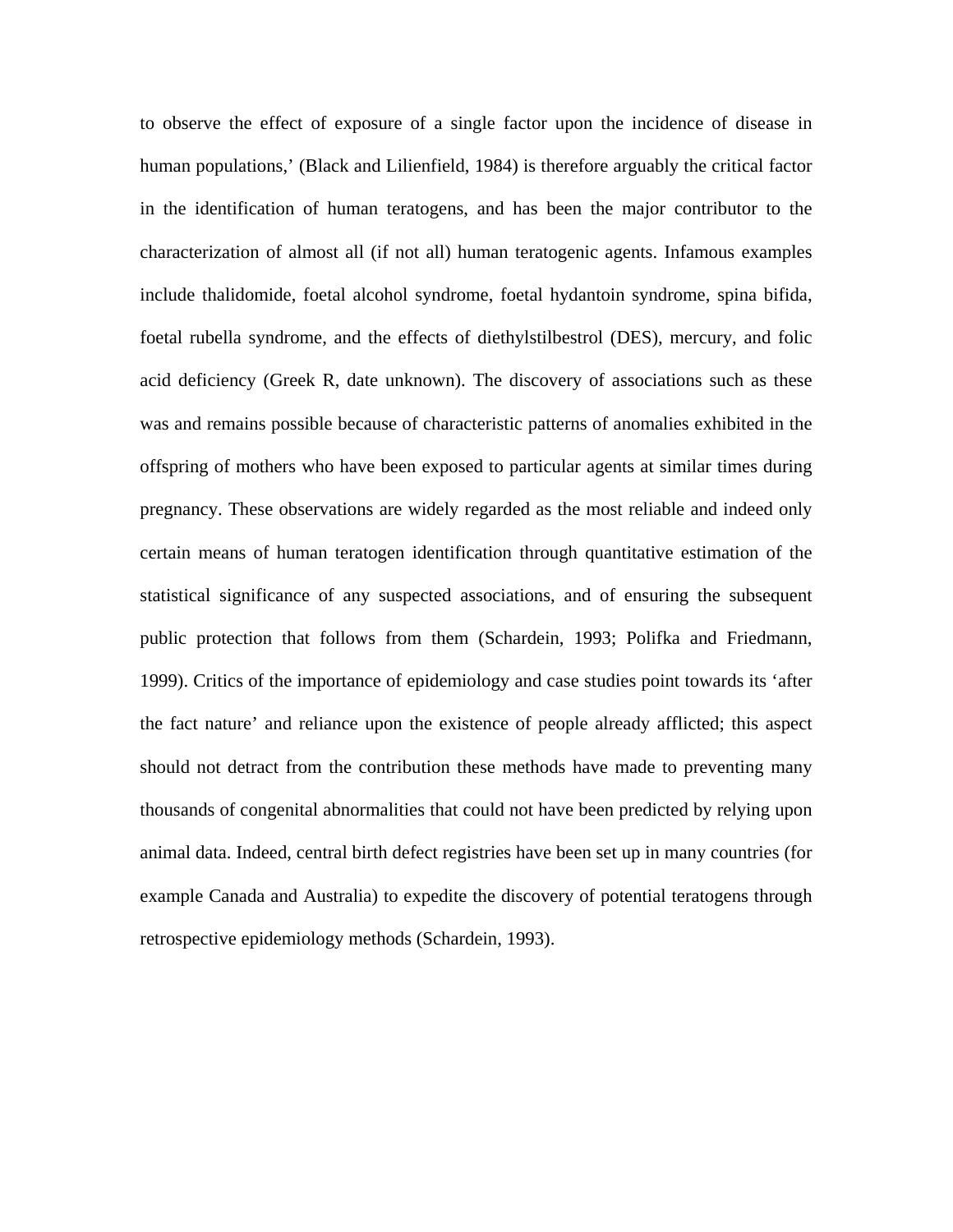to observe the effect of exposure of a single factor upon the incidence of disease in human populations,' (Black and Lilienfield, 1984) is therefore arguably the critical factor in the identification of human teratogens, and has been the major contributor to the characterization of almost all (if not all) human teratogenic agents. Infamous examples include thalidomide, foetal alcohol syndrome, foetal hydantoin syndrome, spina bifida, foetal rubella syndrome, and the effects of diethylstilbestrol (DES), mercury, and folic acid deficiency (Greek R, date unknown). The discovery of associations such as these was and remains possible because of characteristic patterns of anomalies exhibited in the offspring of mothers who have been exposed to particular agents at similar times during pregnancy. These observations are widely regarded as the most reliable and indeed only certain means of human teratogen identification through quantitative estimation of the statistical significance of any suspected associations, and of ensuring the subsequent public protection that follows from them (Schardein, 1993; Polifka and Friedmann, 1999). Critics of the importance of epidemiology and case studies point towards its 'after the fact nature' and reliance upon the existence of people already afflicted; this aspect should not detract from the contribution these methods have made to preventing many thousands of congenital abnormalities that could not have been predicted by relying upon animal data. Indeed, central birth defect registries have been set up in many countries (for example Canada and Australia) to expedite the discovery of potential teratogens through retrospective epidemiology methods (Schardein, 1993).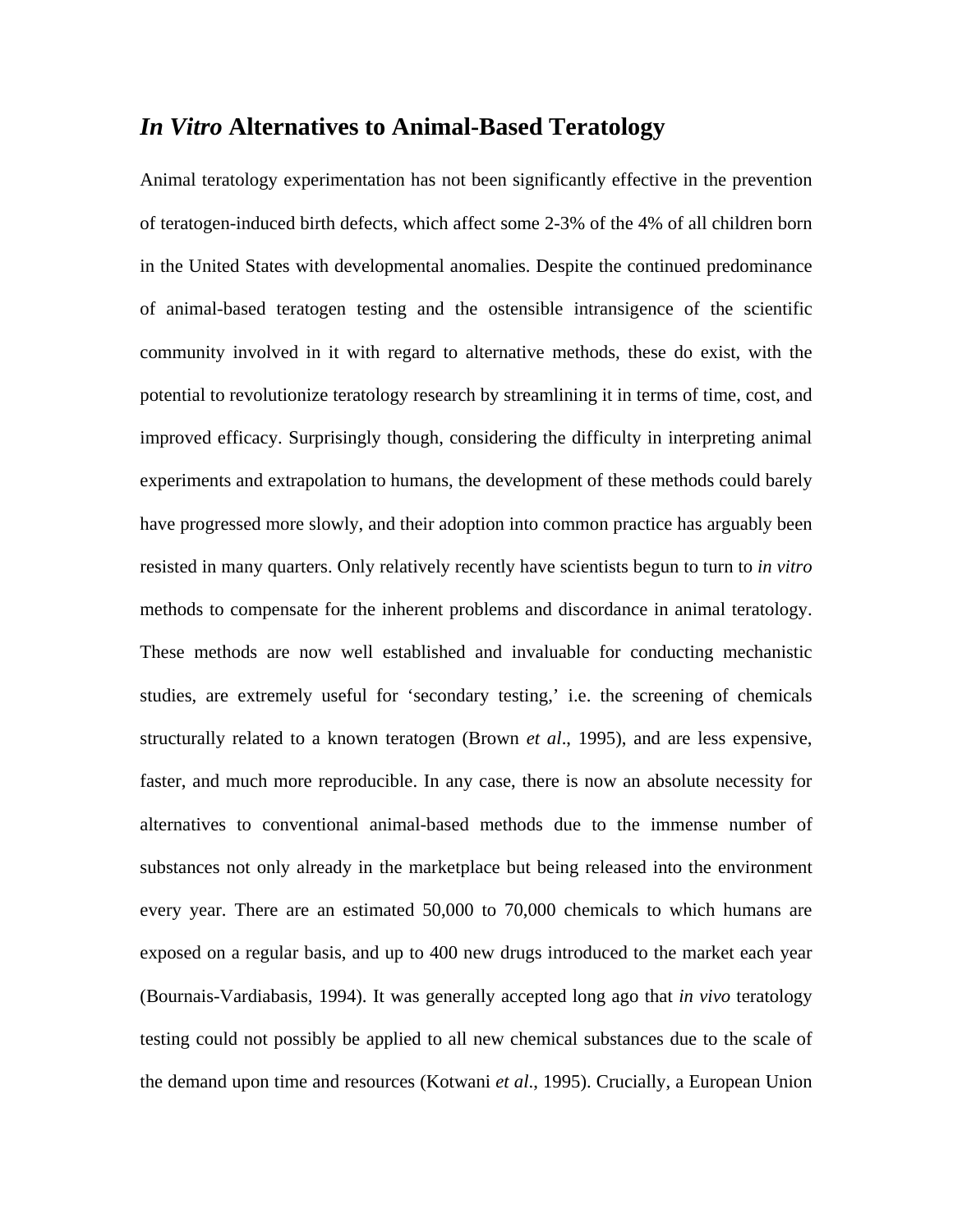## *In Vitro* Alternatives to Animal-Based Teratology

Animal teratology experimentation has not been significantly effective in the prevention of teratogen-induced birth defects, which affect some 2-3% of the 4% of all children born in the United States with developmental anomalies. Despite the continued predominance of animal-based teratogen testing and the ostensible intransigence of the scientific community involved in it with regard to alternative methods, these do exist, with the potential to revolutionize teratology research by streamlining it in terms of time, cost, and improved efficacy. Surprisingly though, considering the difficulty in interpreting animal experiments and extrapolation to humans, the development of these methods could barely have progressed more slowly, and their adoption into common practice has arguably been resisted in many quarters. Only relatively recently have scientists begun to turn to *in vitro* methods to compensate for the inherent problems and discordance in animal teratology. These methods are now well established and invaluable for conducting mechanistic studies, are extremely useful for 'secondary testing,' i.e. the screening of chemicals structurally related to a known teratogen (Brown *et al*., 1995), and are less expensive, faster, and much more reproducible. In any case, there is now an absolute necessity for alternatives to conventional animal-based methods due to the immense number of substances not only already in the marketplace but being released into the environment every year. There are an estimated 50,000 to 70,000 chemicals to which humans are exposed on a regular basis, and up to 400 new drugs introduced to the market each year (Bournais-Vardiabasis, 1994). It was generally accepted long ago that *in vivo* teratology testing could not possibly be applied to all new chemical substances due to the scale of the demand upon time and resources (Kotwani *et al*., 1995). Crucially, a European Union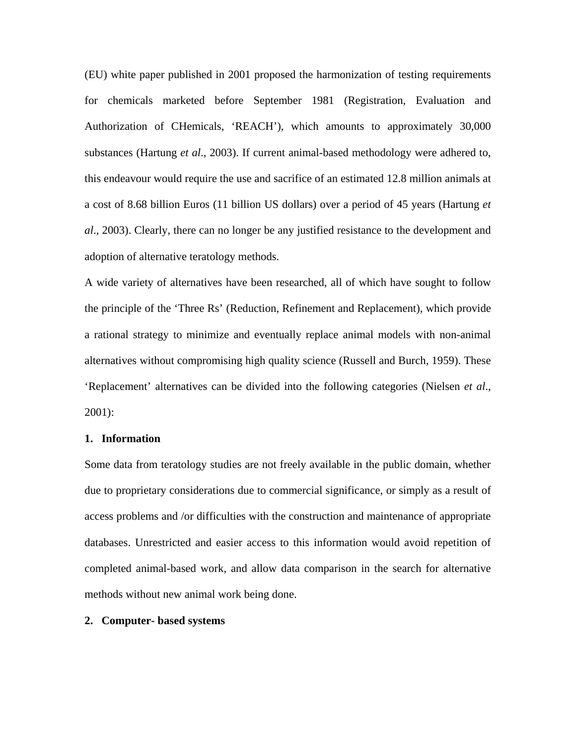(EU) white paper published in 2001 proposed the harmonization of testing requirements for chemicals marketed before September 1981 (Registration, Evaluation and Authorization of CHemicals, 'REACH'), which amounts to approximately 30,000 substances (Hartung *et al*., 2003). If current animal-based methodology were adhered to, this endeavour would require the use and sacrifice of an estimated 12.8 million animals at a cost of 8.68 billion Euros (11 billion US dollars) over a period of 45 years (Hartung *et al*., 2003). Clearly, there can no longer be any justified resistance to the development and adoption of alternative teratology methods.

A wide variety of alternatives have been researched, all of which have sought to follow the principle of the 'Three Rs' (Reduction, Refinement and Replacement), which provide a rational strategy to minimize and eventually replace animal models with non-animal alternatives without compromising high quality science (Russell and Burch, 1959). These 'Replacement' alternatives can be divided into the following categories (Nielsen *et al*., 2001):

**1. Information**

Some data from teratology studies are not freely available in the public domain, whether due to proprietary considerations due to commercial significance, or simply as a result of access problems and /or difficulties with the construction and maintenance of appropriate databases. Unrestricted and easier access to this information would avoid repetition of completed animal-based work, and allow data comparison in the search for alternative methods without new animal work being done.

**2. Computer- based systems**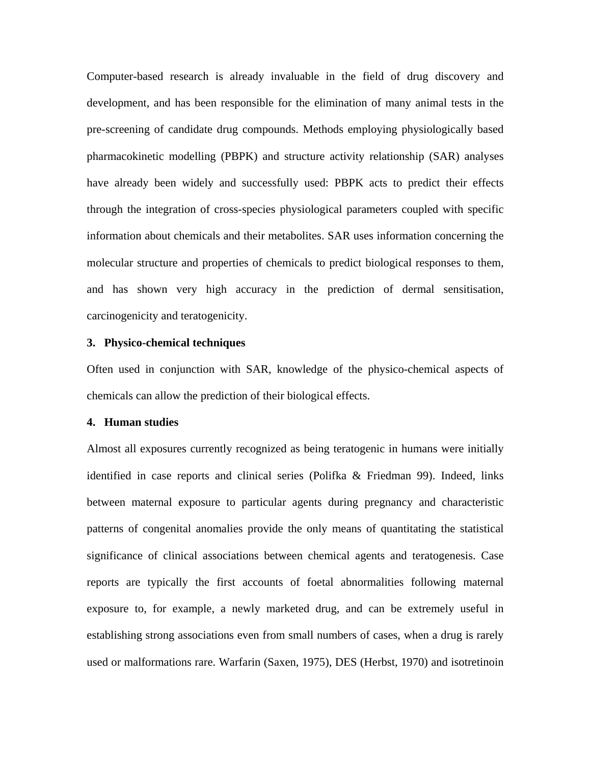Computer-based research is already invaluable in the field of drug discovery and development, and has been responsible for the elimination of many animal tests in the pre-screening of candidate drug compounds. Methods employing physiologically based pharmacokinetic modelling (PBPK) and structure activity relationship (SAR) analyses have already been widely and successfully used: PBPK acts to predict their effects through the integration of cross-species physiological parameters coupled with specific information about chemicals and their metabolites. SAR uses information concerning the molecular structure and properties of chemicals to predict biological responses to them, and has shown very high accuracy in the prediction of dermal sensitisation, carcinogenicity and teratogenicity.

**3. Physico-chemical techniques**

Often used in conjunction with SAR, knowledge of the physico-chemical aspects of chemicals can allow the prediction of their biological effects.

**4. Human studies**

Almost all exposures currently recognized as being teratogenic in humans were initially identified in case reports and clinical series (Polifka & Friedman 99). Indeed, links between maternal exposure to particular agents during pregnancy and characteristic patterns of congenital anomalies provide the only means of quantitating the statistical significance of clinical associations between chemical agents and teratogenesis. Case reports are typically the first accounts of foetal abnormalities following maternal exposure to, for example, a newly marketed drug, and can be extremely useful in establishing strong associations even from small numbers of cases, when a drug is rarely used or malformations rare. Warfarin (Saxen, 1975), DES (Herbst, 1970) and isotretinoin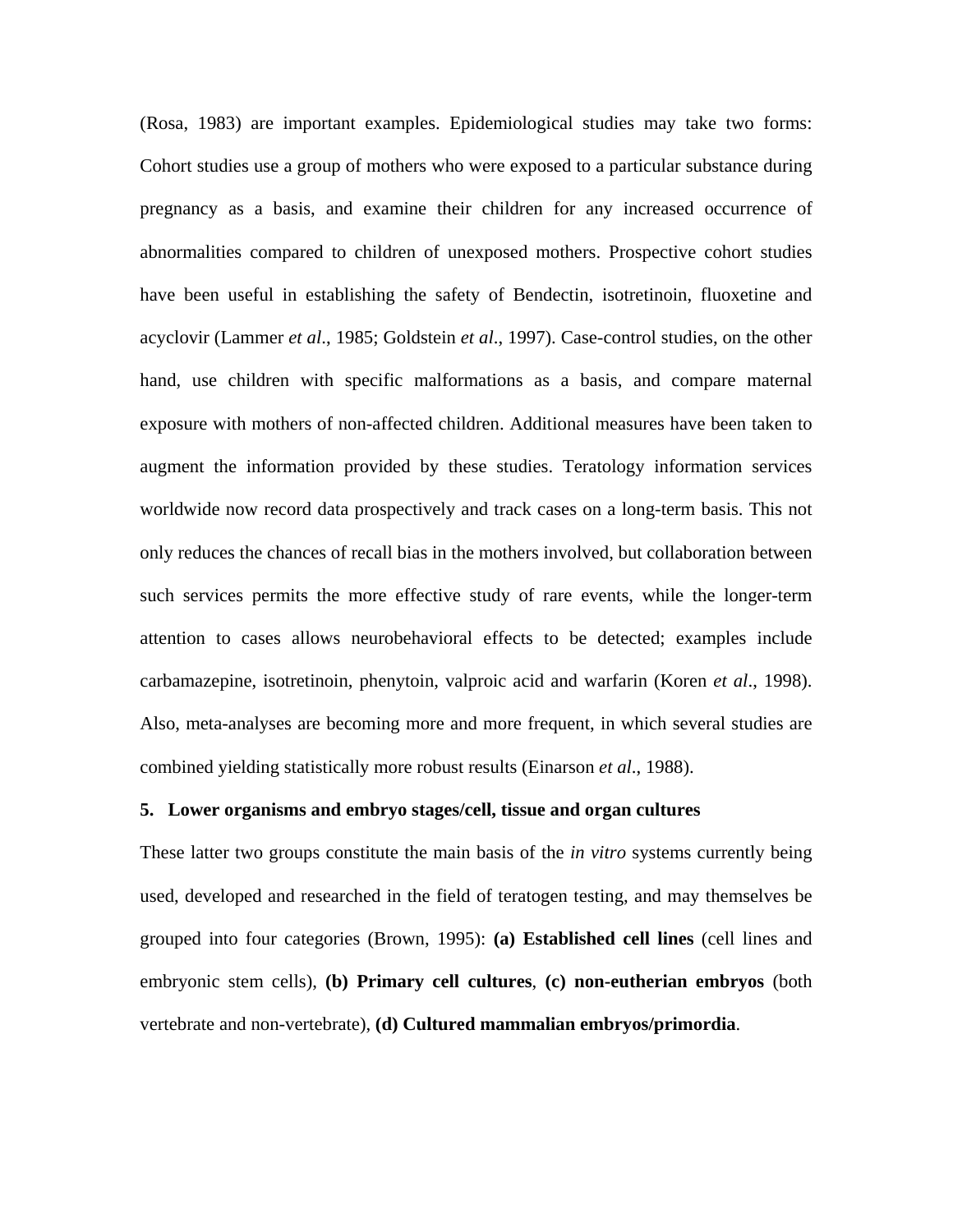(Rosa, 1983) are important examples. Epidemiological studies may take two forms: Cohort studies use a group of mothers who were exposed to a particular substance during pregnancy as a basis, and examine their children for any increased occurrence of abnormalities compared to children of unexposed mothers. Prospective cohort studies have been useful in establishing the safety of Bendectin, isotretinoin, fluoxetine and acyclovir (Lammer *et al*., 1985; Goldstein *et al*., 1997). Case-control studies, on the other hand, use children with specific malformations as a basis, and compare maternal exposure with mothers of non-affected children. Additional measures have been taken to augment the information provided by these studies. Teratology information services worldwide now record data prospectively and track cases on a long-term basis. This not only reduces the chances of recall bias in the mothers involved, but collaboration between such services permits the more effective study of rare events, while the longer-term attention to cases allows neurobehavioral effects to be detected; examples include carbamazepine, isotretinoin, phenytoin, valproic acid and warfarin (Koren *et al*., 1998). Also, meta-analyses are becoming more and more frequent, in which several studies are combined yielding statistically more robust results (Einarson *et al*., 1988).

### 5. Lower organisms and embryo stages/cell, tissue and organ cultures

These latter two groups constitute the main basis of the *in vitro* systems currently being used, developed and researched in the field of teratogen testing, and may themselves be grouped into four categories (Brown, 1995): **(a) Established cell lines** (cell lines and embryonic stem cells), **(b) Primary cell cultures**, **(c) non-eutherian embryos** (both vertebrate and non-vertebrate), **(d) Cultured mammalian embryos/primordia**.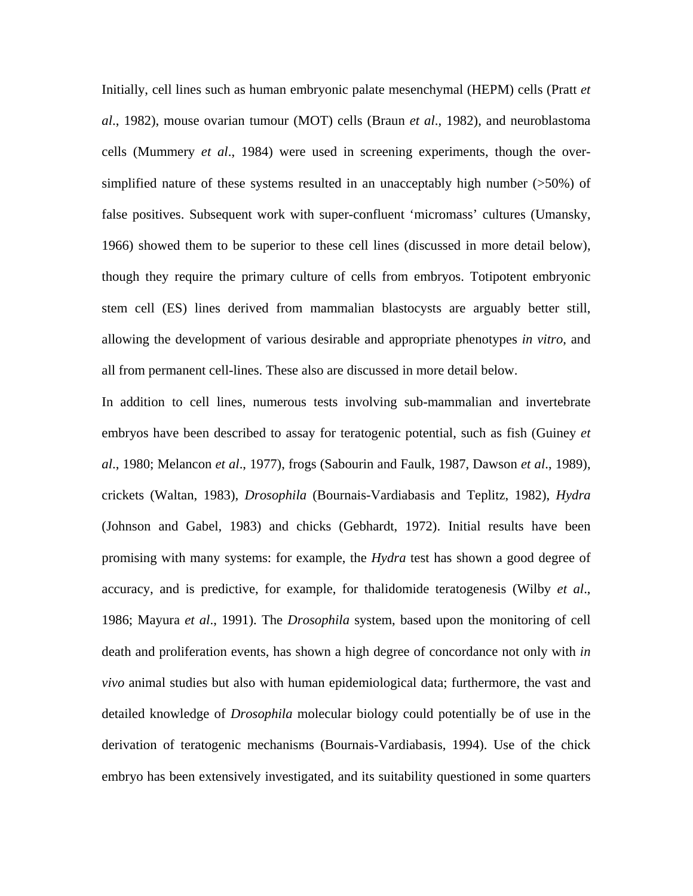Initially, cell lines such as human embryonic palate mesenchymal (HEPM) cells (Pratt *et al*., 1982), mouse ovarian tumour (MOT) cells (Braun *et al*., 1982), and neuroblastoma cells (Mummery *et al*., 1984) were used in screening experiments, though the over-simplified nature of these systems resulted in an unacceptably high number (>50%) of false positives. Subsequent work with super-confluent 'micromass' cultures (Umansky, 1966) showed them to be superior to these cell lines (discussed in more detail below), though they require the primary culture of cells from embryos. Totipotent embryonic stem cell (ES) lines derived from mammalian blastocysts are arguably better still, allowing the development of various desirable and appropriate phenotypes *in vitro*, and all from permanent cell-lines. These also are discussed in more detail below.

In addition to cell lines, numerous tests involving sub-mammalian and invertebrate embryos have been described to assay for teratogenic potential, such as fish (Guiney *et al*., 1980; Melancon *et al*., 1977), frogs (Sabourin and Faulk, 1987, Dawson *et al*., 1989), crickets (Waltan, 1983), *Drosophila* (Bournais-Vardiabasis and Teplitz, 1982), *Hydra* (Johnson and Gabel, 1983) and chicks (Gebhardt, 1972). Initial results have been promising with many systems: for example, the *Hydra* test has shown a good degree of accuracy, and is predictive, for example, for thalidomide teratogenesis (Wilby *et al*., 1986; Mayura *et al*., 1991). The *Drosophila* system, based upon the monitoring of cell death and proliferation events, has shown a high degree of concordance not only with *in vivo* animal studies but also with human epidemiological data; furthermore, the vast and detailed knowledge of *Drosophila* molecular biology could potentially be of use in the derivation of teratogenic mechanisms (Bournais-Vardiabasis, 1994). Use of the chick embryo has been extensively investigated, and its suitability questioned in some quarters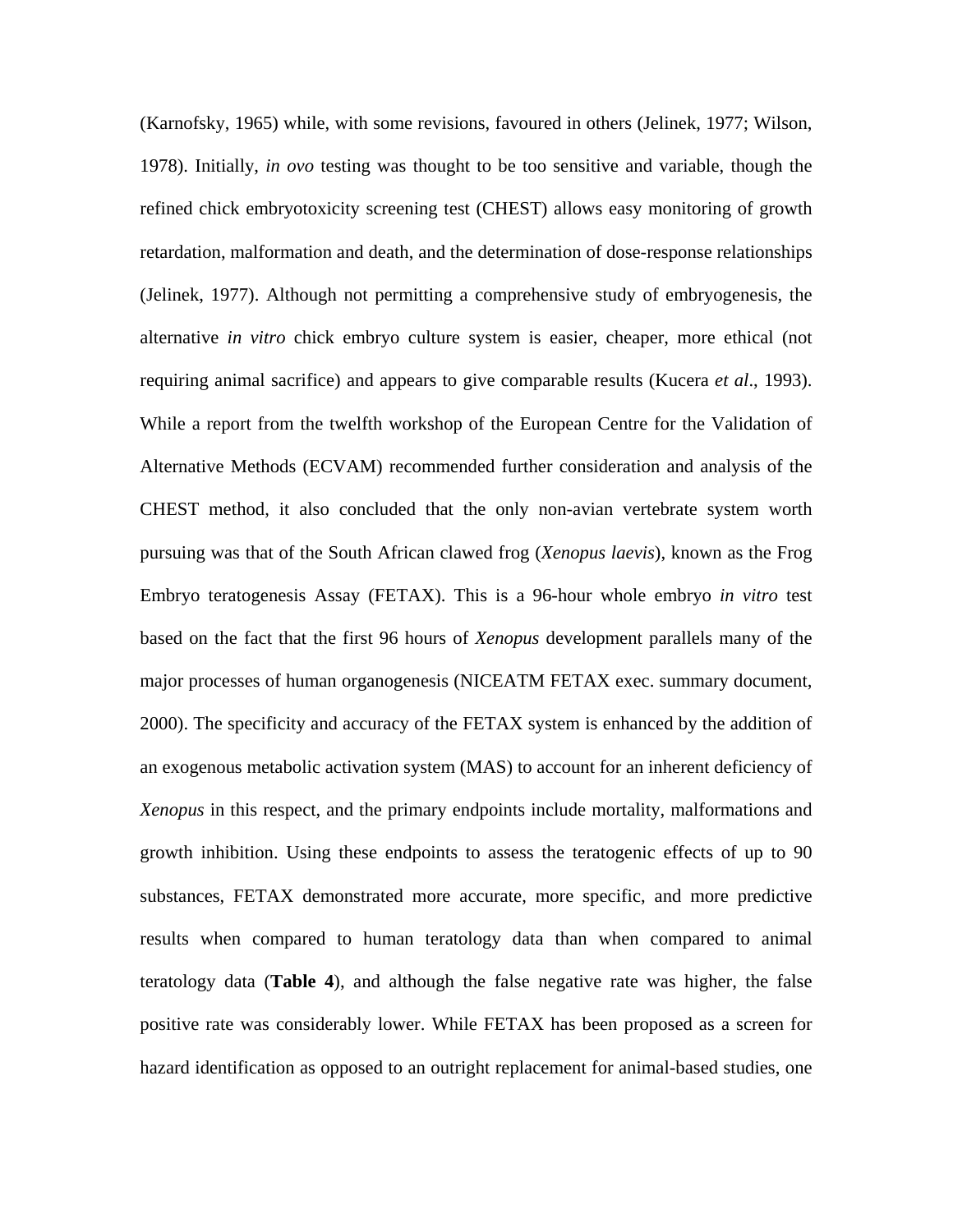(Karnofsky, 1965) while, with some revisions, favoured in others (Jelinek, 1977; Wilson, 1978). Initially, *in ovo* testing was thought to be too sensitive and variable, though the refined chick embryotoxicity screening test (CHEST) allows easy monitoring of growth retardation, malformation and death, and the determination of dose-response relationships (Jelinek, 1977). Although not permitting a comprehensive study of embryogenesis, the alternative *in vitro* chick embryo culture system is easier, cheaper, more ethical (not requiring animal sacrifice) and appears to give comparable results (Kucera *et al*., 1993). While a report from the twelfth workshop of the European Centre for the Validation of Alternative Methods (ECVAM) recommended further consideration and analysis of the CHEST method, it also concluded that the only non-avian vertebrate system worth pursuing was that of the South African clawed frog (*Xenopus laevis*), known as the Frog Embryo teratogenesis Assay (FETAX). This is a 96-hour whole embryo *in vitro* test based on the fact that the first 96 hours of *Xenopus* development parallels many of the major processes of human organogenesis (NICEATM FETAX exec. summary document, 2000). The specificity and accuracy of the FETAX system is enhanced by the addition of an exogenous metabolic activation system (MAS) to account for an inherent deficiency of *Xenopus* in this respect, and the primary endpoints include mortality, malformations and growth inhibition. Using these endpoints to assess the teratogenic effects of up to 90 substances, FETAX demonstrated more accurate, more specific, and more predictive results when compared to human teratology data than when compared to animal teratology data (**Table 4**), and although the false negative rate was higher, the false positive rate was considerably lower. While FETAX has been proposed as a screen for hazard identification as opposed to an outright replacement for animal-based studies, one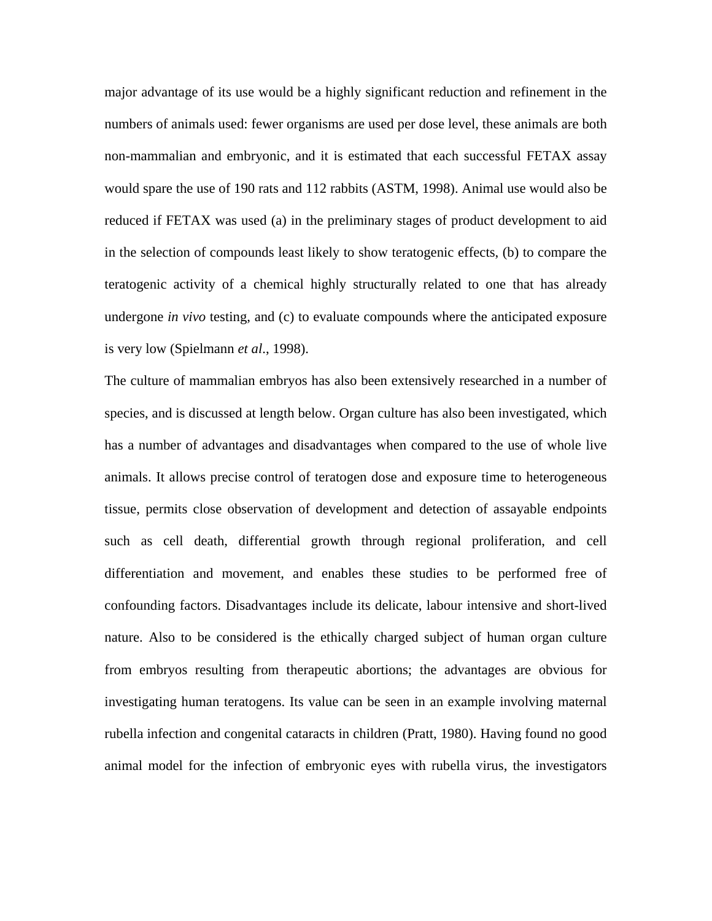major advantage of its use would be a highly significant reduction and refinement in the numbers of animals used: fewer organisms are used per dose level, these animals are both non-mammalian and embryonic, and it is estimated that each successful FETAX assay would spare the use of 190 rats and 112 rabbits (ASTM, 1998). Animal use would also be reduced if FETAX was used (a) in the preliminary stages of product development to aid in the selection of compounds least likely to show teratogenic effects, (b) to compare the teratogenic activity of a chemical highly structurally related to one that has already undergone *in vivo* testing, and (c) to evaluate compounds where the anticipated exposure is very low (Spielmann *et al*., 1998).

The culture of mammalian embryos has also been extensively researched in a number of species, and is discussed at length below. Organ culture has also been investigated, which has a number of advantages and disadvantages when compared to the use of whole live animals. It allows precise control of teratogen dose and exposure time to heterogeneous tissue, permits close observation of development and detection of assayable endpoints such as cell death, differential growth through regional proliferation, and cell differentiation and movement, and enables these studies to be performed free of confounding factors. Disadvantages include its delicate, labour intensive and short-lived nature. Also to be considered is the ethically charged subject of human organ culture from embryos resulting from therapeutic abortions; the advantages are obvious for investigating human teratogens. Its value can be seen in an example involving maternal rubella infection and congenital cataracts in children (Pratt, 1980). Having found no good animal model for the infection of embryonic eyes with rubella virus, the investigators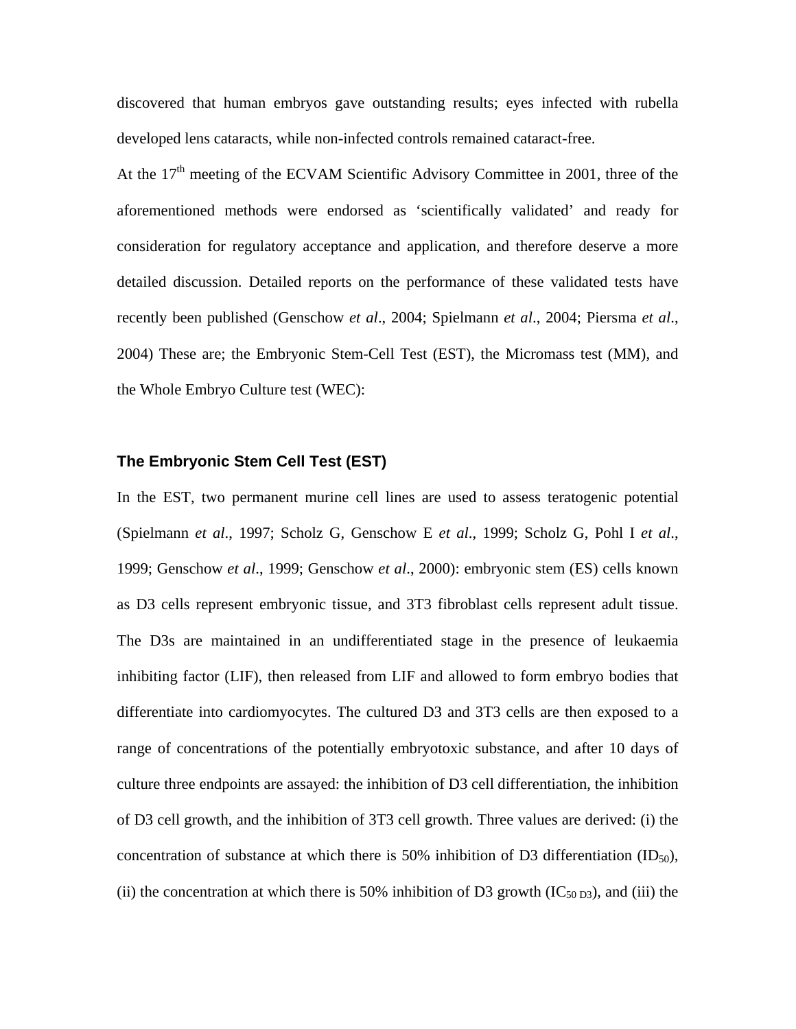discovered that human embryos gave outstanding results; eyes infected with rubella developed lens cataracts, while non-infected controls remained cataract-free.

At the 17th meeting of the ECVAM Scientific Advisory Committee in 2001, three of the aforementioned methods were endorsed as 'scientifically validated' and ready for consideration for regulatory acceptance and application, and therefore deserve a more detailed discussion. Detailed reports on the performance of these validated tests have recently been published (Genschow *et al*., 2004; Spielmann *et al*., 2004; Piersma *et al*., 2004) These are; the Embryonic Stem-Cell Test (EST), the Micromass test (MM), and the Whole Embryo Culture test (WEC):

### The Embryonic Stem Cell Test (EST)

In the EST, two permanent murine cell lines are used to assess teratogenic potential (Spielmann *et al*., 1997; Scholz G, Genschow E *et al*., 1999; Scholz G, Pohl I *et al*., 1999; Genschow *et al*., 1999; Genschow *et al*., 2000): embryonic stem (ES) cells known as D3 cells represent embryonic tissue, and 3T3 fibroblast cells represent adult tissue. The D3s are maintained in an undifferentiated stage in the presence of leukaemia inhibiting factor (LIF), then released from LIF and allowed to form embryo bodies that differentiate into cardiomyocytes. The cultured D3 and 3T3 cells are then exposed to a range of concentrations of the potentially embryotoxic substance, and after 10 days of culture three endpoints are assayed: the inhibition of D3 cell differentiation, the inhibition of D3 cell growth, and the inhibition of 3T3 cell growth. Three values are derived: (i) the concentration of substance at which there is 50% inhibition of D3 differentiation ($ID_{50}$), (ii) the concentration at which there is 50% inhibition of D3 growth ($IC_{50\ D3}$), and (iii) the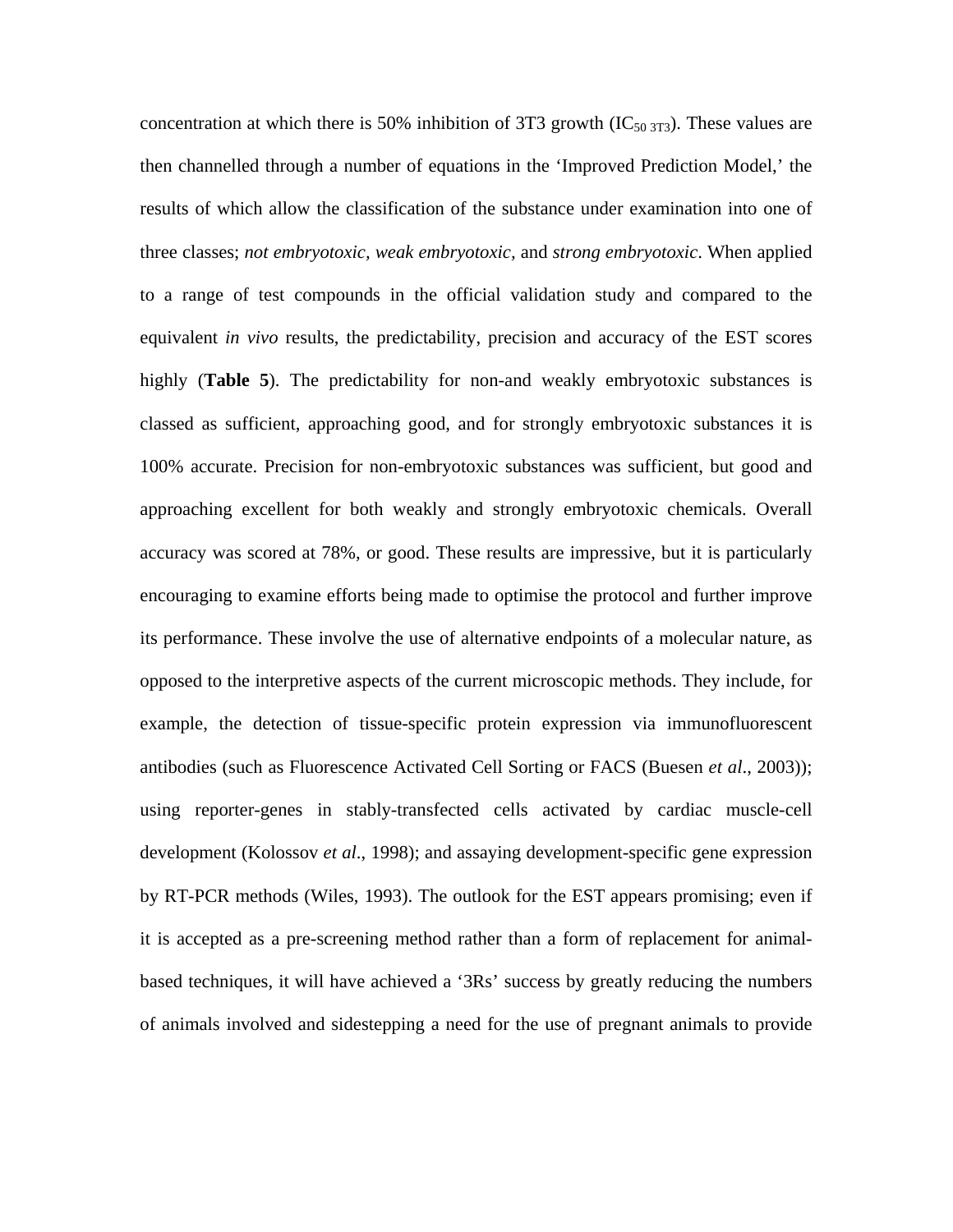concentration at which there is 50% inhibition of 3T3 growth ($IC_{50\ 3T3}$). These values are then channelled through a number of equations in the 'Improved Prediction Model,' the results of which allow the classification of the substance under examination into one of three classes; *not embryotoxic, weak embryotoxic,* and *strong embryotoxic*. When applied to a range of test compounds in the official validation study and compared to the equivalent *in vivo* results, the predictability, precision and accuracy of the EST scores highly (**Table 5**). The predictability for non-and weakly embryotoxic substances is classed as sufficient, approaching good, and for strongly embryotoxic substances it is 100% accurate. Precision for non-embryotoxic substances was sufficient, but good and approaching excellent for both weakly and strongly embryotoxic chemicals. Overall accuracy was scored at 78%, or good. These results are impressive, but it is particularly encouraging to examine efforts being made to optimise the protocol and further improve its performance. These involve the use of alternative endpoints of a molecular nature, as opposed to the interpretive aspects of the current microscopic methods. They include, for example, the detection of tissue-specific protein expression via immunofluorescent antibodies (such as Fluorescence Activated Cell Sorting or FACS (Buesen *et al*., 2003)); using reporter-genes in stably-transfected cells activated by cardiac muscle-cell development (Kolossov *et al*., 1998); and assaying development-specific gene expression by RT-PCR methods (Wiles, 1993). The outlook for the EST appears promising; even if it is accepted as a pre-screening method rather than a form of replacement for animal-based techniques, it will have achieved a '3Rs' success by greatly reducing the numbers of animals involved and sidestepping a need for the use of pregnant animals to provide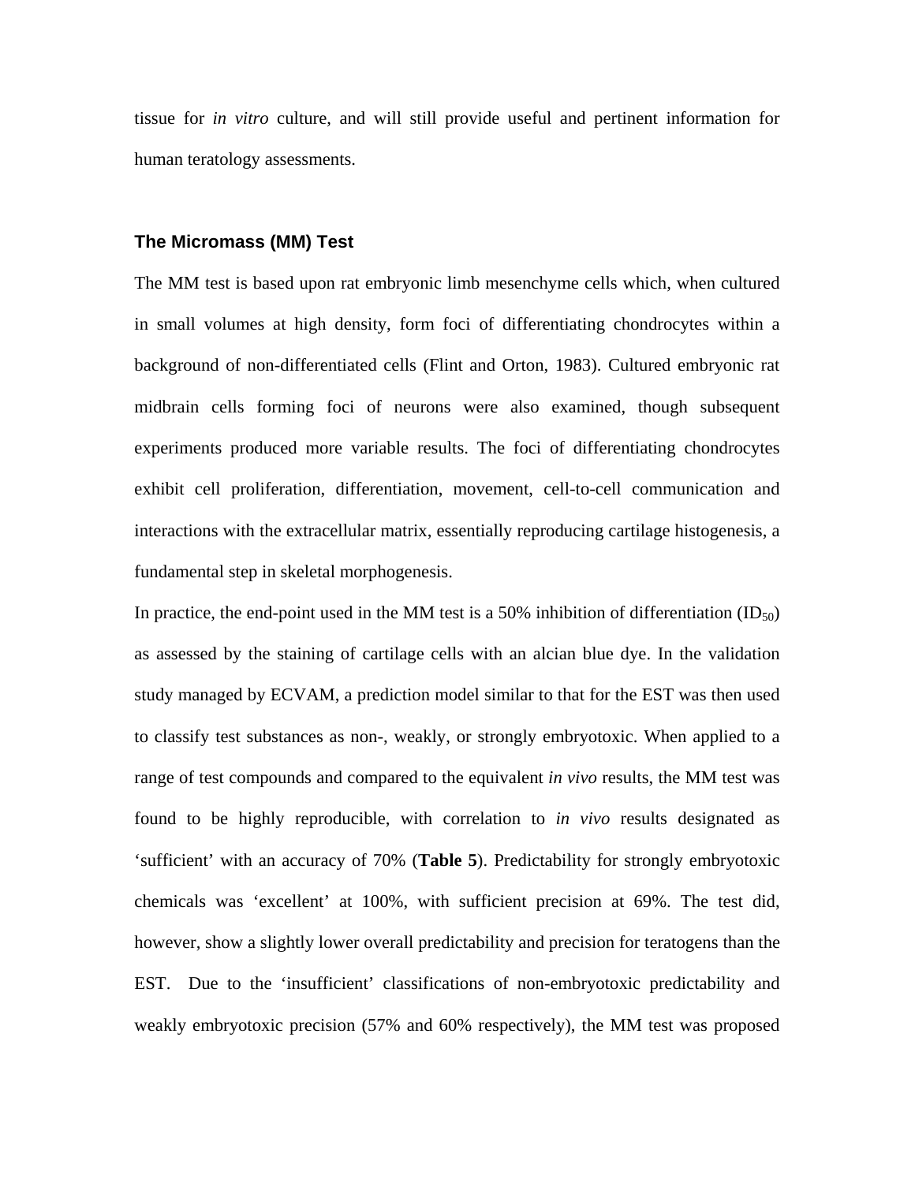tissue for *in vitro* culture, and will still provide useful and pertinent information for human teratology assessments.

### The Micromass (MM) Test

The MM test is based upon rat embryonic limb mesenchyme cells which, when cultured in small volumes at high density, form foci of differentiating chondrocytes within a background of non-differentiated cells (Flint and Orton, 1983). Cultured embryonic rat midbrain cells forming foci of neurons were also examined, though subsequent experiments produced more variable results. The foci of differentiating chondrocytes exhibit cell proliferation, differentiation, movement, cell-to-cell communication and interactions with the extracellular matrix, essentially reproducing cartilage histogenesis, a fundamental step in skeletal morphogenesis.

In practice, the end-point used in the MM test is a 50% inhibition of differentiation ($ID_{50}$) as assessed by the staining of cartilage cells with an alcian blue dye. In the validation study managed by ECVAM, a prediction model similar to that for the EST was then used to classify test substances as non-, weakly, or strongly embryotoxic. When applied to a range of test compounds and compared to the equivalent *in vivo* results, the MM test was found to be highly reproducible, with correlation to *in vivo* results designated as 'sufficient' with an accuracy of 70% (**Table 5**). Predictability for strongly embryotoxic chemicals was 'excellent' at 100%, with sufficient precision at 69%. The test did, however, show a slightly lower overall predictability and precision for teratogens than the EST. Due to the 'insufficient' classifications of non-embryotoxic predictability and weakly embryotoxic precision (57% and 60% respectively), the MM test was proposed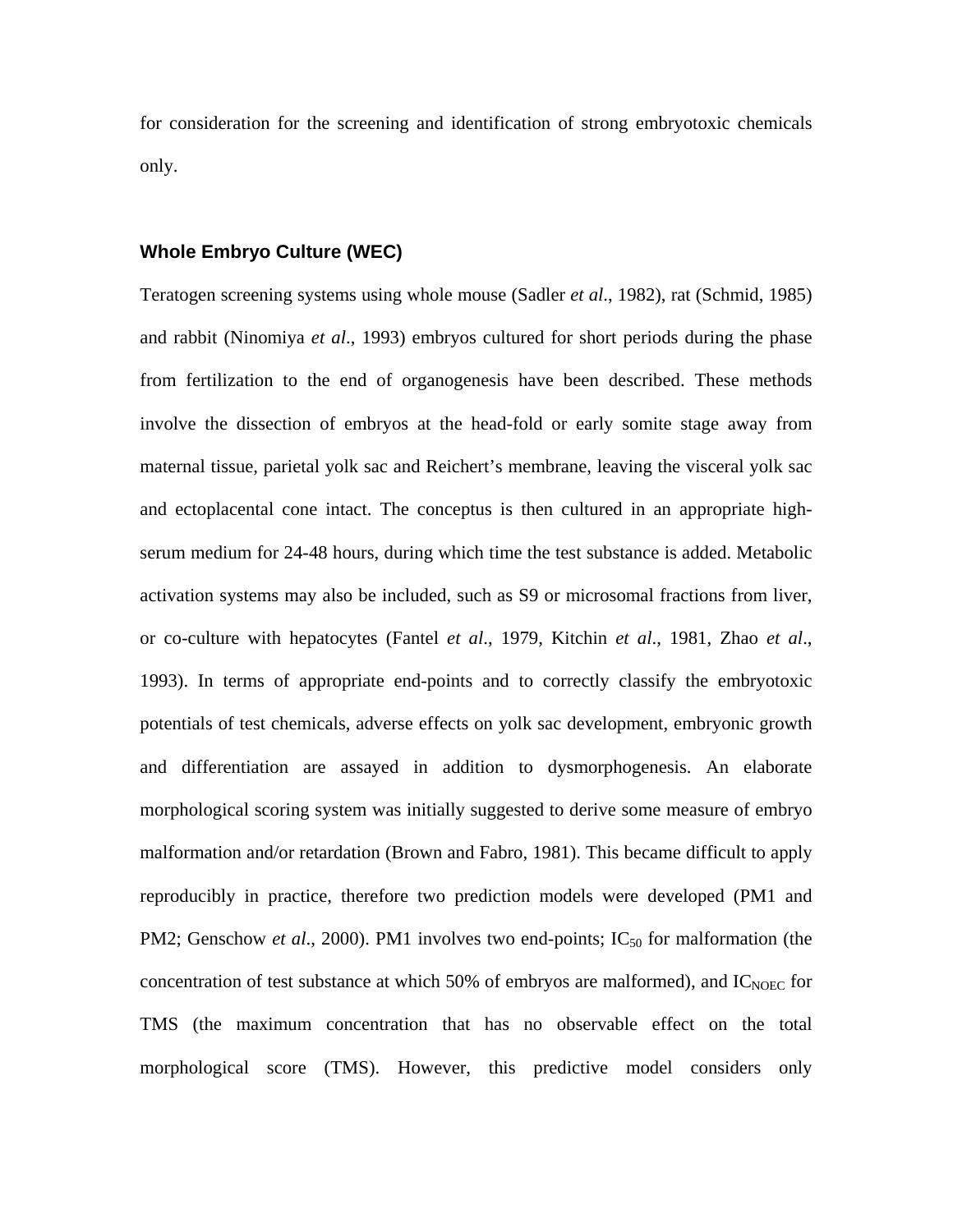for consideration for the screening and identification of strong embryotoxic chemicals only.

## Whole Embryo Culture (WEC)

Teratogen screening systems using whole mouse (Sadler *et al*., 1982), rat (Schmid, 1985) and rabbit (Ninomiya *et al*., 1993) embryos cultured for short periods during the phase from fertilization to the end of organogenesis have been described. These methods involve the dissection of embryos at the head-fold or early somite stage away from maternal tissue, parietal yolk sac and Reichert's membrane, leaving the visceral yolk sac and ectoplacental cone intact. The conceptus is then cultured in an appropriate high-serum medium for 24-48 hours, during which time the test substance is added. Metabolic activation systems may also be included, such as S9 or microsomal fractions from liver, or co-culture with hepatocytes (Fantel *et al*., 1979, Kitchin *et al*., 1981, Zhao *et al*., 1993). In terms of appropriate end-points and to correctly classify the embryotoxic potentials of test chemicals, adverse effects on yolk sac development, embryonic growth and differentiation are assayed in addition to dysmorphogenesis. An elaborate morphological scoring system was initially suggested to derive some measure of embryo malformation and/or retardation (Brown and Fabro, 1981). This became difficult to apply reproducibly in practice, therefore two prediction models were developed (PM1 and PM2; Genschow *et al*., 2000). PM1 involves two end-points; $IC_{50}$ for malformation (the concentration of test substance at which 50% of embryos are malformed), and $IC_{NOEC}$ for TMS (the maximum concentration that has no observable effect on the total morphological score (TMS). However, this predictive model considers only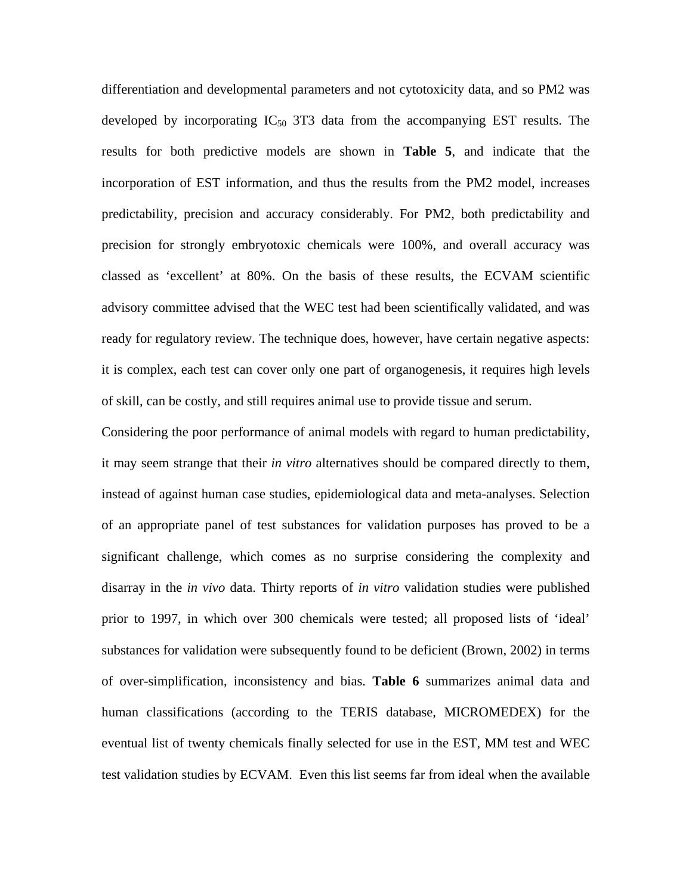differentiation and developmental parameters and not cytotoxicity data, and so PM2 was developed by incorporating $IC_{50}$ 3T3 data from the accompanying EST results. The results for both predictive models are shown in **Table 5**, and indicate that the incorporation of EST information, and thus the results from the PM2 model, increases predictability, precision and accuracy considerably. For PM2, both predictability and precision for strongly embryotoxic chemicals were 100%, and overall accuracy was classed as 'excellent' at 80%. On the basis of these results, the ECVAM scientific advisory committee advised that the WEC test had been scientifically validated, and was ready for regulatory review. The technique does, however, have certain negative aspects: it is complex, each test can cover only one part of organogenesis, it requires high levels of skill, can be costly, and still requires animal use to provide tissue and serum.

Considering the poor performance of animal models with regard to human predictability, it may seem strange that their *in vitro* alternatives should be compared directly to them, instead of against human case studies, epidemiological data and meta-analyses. Selection of an appropriate panel of test substances for validation purposes has proved to be a significant challenge, which comes as no surprise considering the complexity and disarray in the *in vivo* data. Thirty reports of *in vitro* validation studies were published prior to 1997, in which over 300 chemicals were tested; all proposed lists of 'ideal' substances for validation were subsequently found to be deficient (Brown, 2002) in terms of over-simplification, inconsistency and bias. **Table 6** summarizes animal data and human classifications (according to the TERIS database, MICROMEDEX) for the eventual list of twenty chemicals finally selected for use in the EST, MM test and WEC test validation studies by ECVAM. Even this list seems far from ideal when the available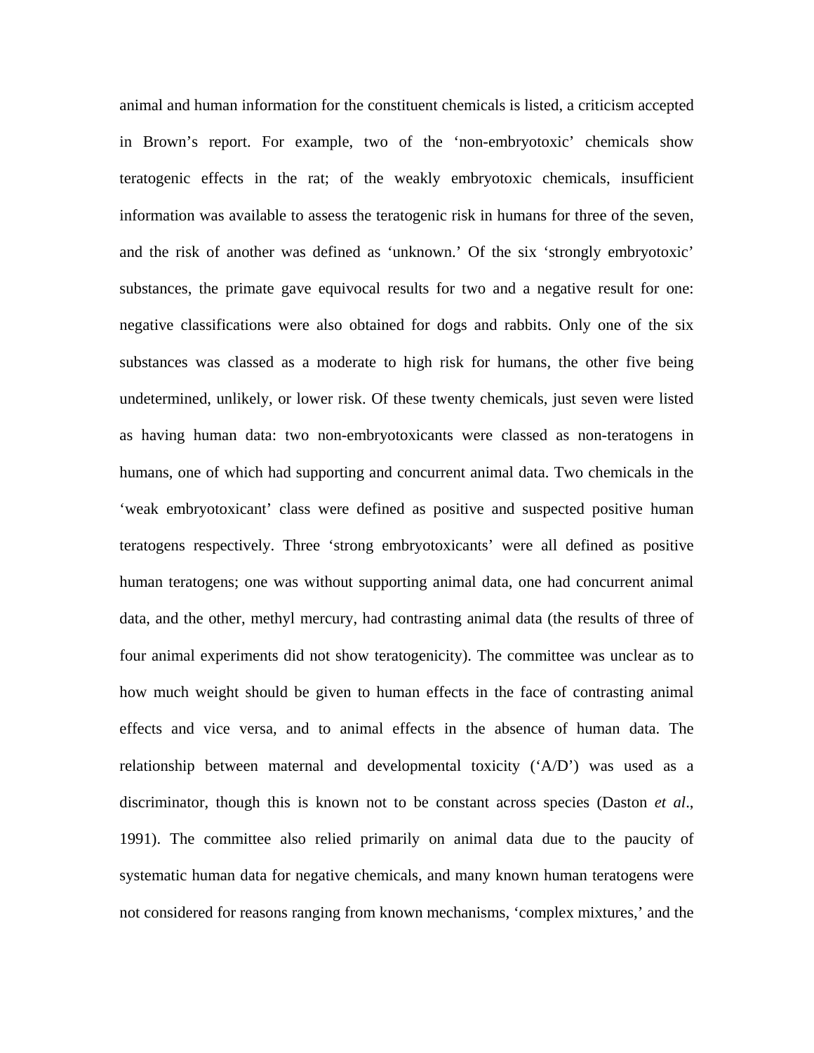animal and human information for the constituent chemicals is listed, a criticism accepted in Brown's report. For example, two of the 'non-embryotoxic' chemicals show teratogenic effects in the rat; of the weakly embryotoxic chemicals, insufficient information was available to assess the teratogenic risk in humans for three of the seven, and the risk of another was defined as 'unknown.' Of the six 'strongly embryotoxic' substances, the primate gave equivocal results for two and a negative result for one: negative classifications were also obtained for dogs and rabbits. Only one of the six substances was classed as a moderate to high risk for humans, the other five being undetermined, unlikely, or lower risk. Of these twenty chemicals, just seven were listed as having human data: two non-embryotoxicants were classed as non-teratogens in humans, one of which had supporting and concurrent animal data. Two chemicals in the 'weak embryotoxicant' class were defined as positive and suspected positive human teratogens respectively. Three 'strong embryotoxicants' were all defined as positive human teratogens; one was without supporting animal data, one had concurrent animal data, and the other, methyl mercury, had contrasting animal data (the results of three of four animal experiments did not show teratogenicity). The committee was unclear as to how much weight should be given to human effects in the face of contrasting animal effects and vice versa, and to animal effects in the absence of human data. The relationship between maternal and developmental toxicity ('A/D') was used as a discriminator, though this is known not to be constant across species (Daston *et al*., 1991). The committee also relied primarily on animal data due to the paucity of systematic human data for negative chemicals, and many known human teratogens were not considered for reasons ranging from known mechanisms, 'complex mixtures,' and the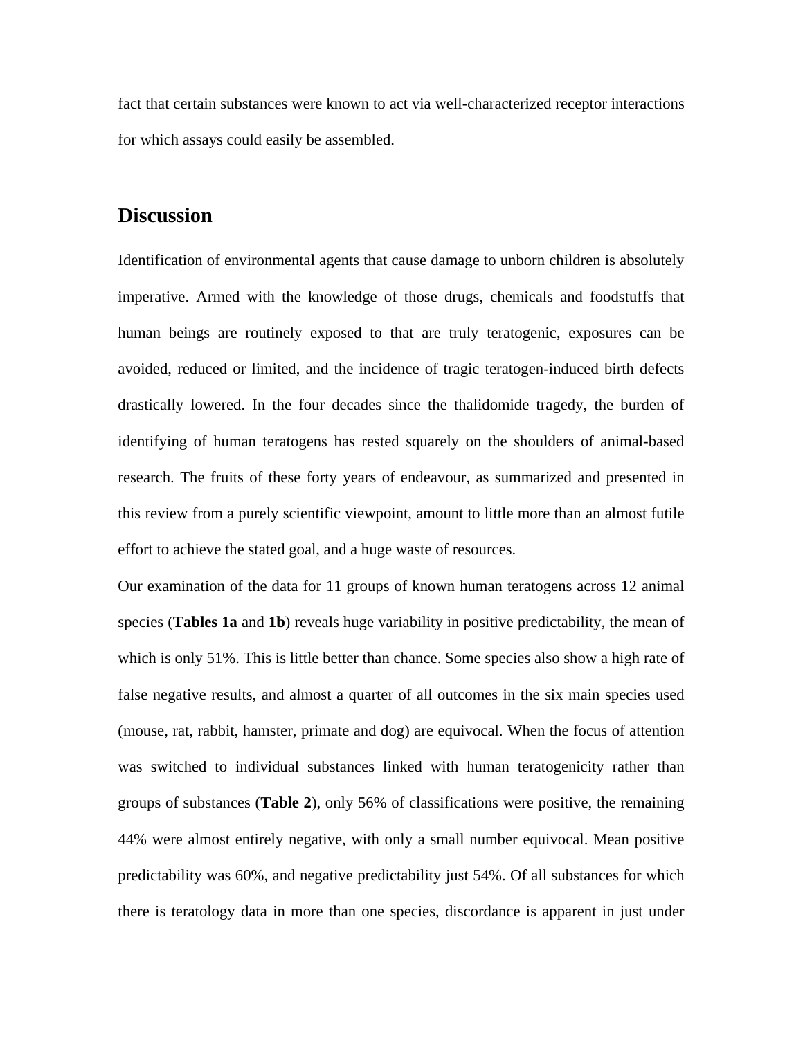fact that certain substances were known to act via well-characterized receptor interactions for which assays could easily be assembled.

## Discussion

Identification of environmental agents that cause damage to unborn children is absolutely imperative. Armed with the knowledge of those drugs, chemicals and foodstuffs that human beings are routinely exposed to that are truly teratogenic, exposures can be avoided, reduced or limited, and the incidence of tragic teratogen-induced birth defects drastically lowered. In the four decades since the thalidomide tragedy, the burden of identifying of human teratogens has rested squarely on the shoulders of animal-based research. The fruits of these forty years of endeavour, as summarized and presented in this review from a purely scientific viewpoint, amount to little more than an almost futile effort to achieve the stated goal, and a huge waste of resources.

Our examination of the data for 11 groups of known human teratogens across 12 animal species (**Tables 1a** and **1b**) reveals huge variability in positive predictability, the mean of which is only 51%. This is little better than chance. Some species also show a high rate of false negative results, and almost a quarter of all outcomes in the six main species used (mouse, rat, rabbit, hamster, primate and dog) are equivocal. When the focus of attention was switched to individual substances linked with human teratogenicity rather than groups of substances (**Table 2**), only 56% of classifications were positive, the remaining 44% were almost entirely negative, with only a small number equivocal. Mean positive predictability was 60%, and negative predictability just 54%. Of all substances for which there is teratology data in more than one species, discordance is apparent in just under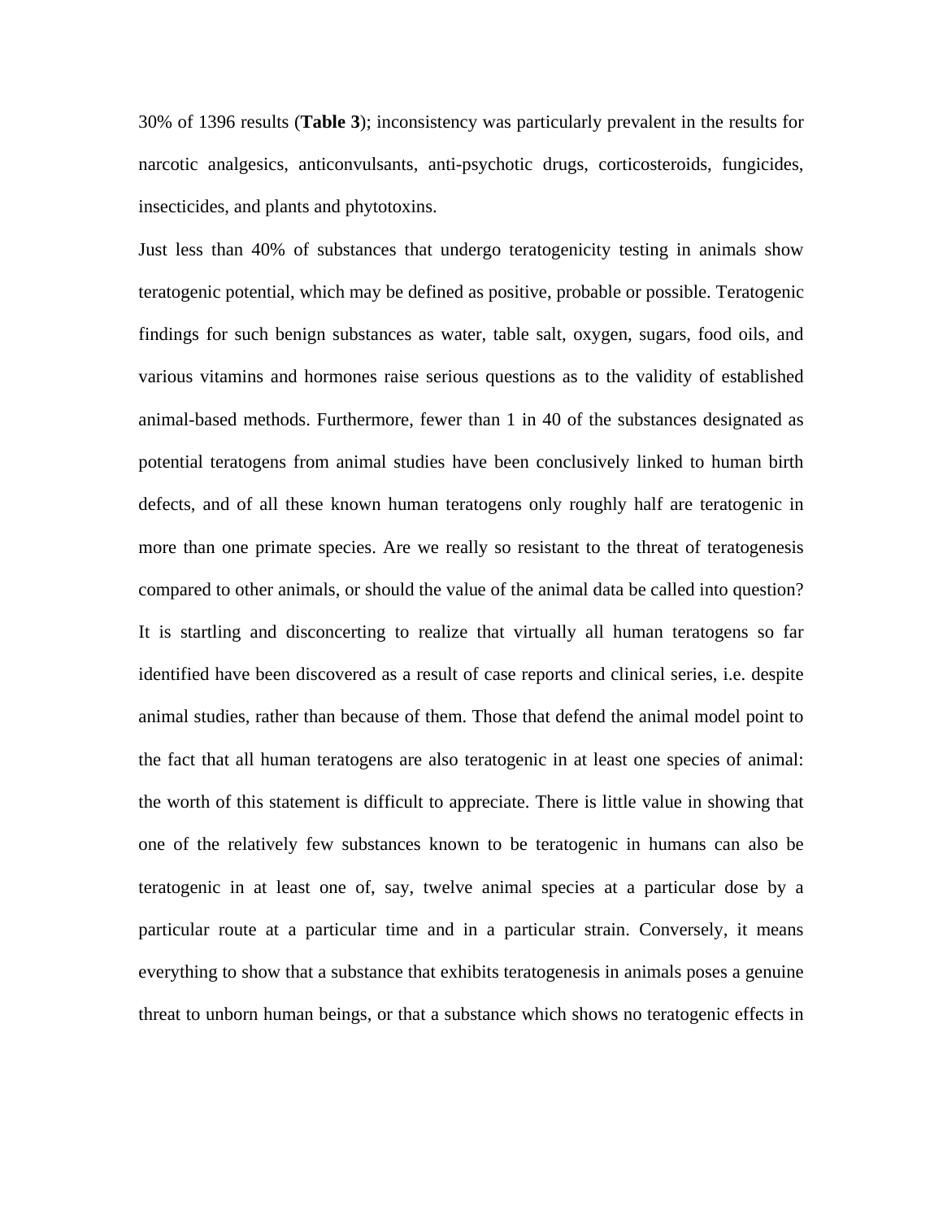30% of 1396 results (**Table 3**); inconsistency was particularly prevalent in the results for narcotic analgesics, anticonvulsants, anti-psychotic drugs, corticosteroids, fungicides, insecticides, and plants and phytotoxins.

Just less than 40% of substances that undergo teratogenicity testing in animals show teratogenic potential, which may be defined as positive, probable or possible. Teratogenic findings for such benign substances as water, table salt, oxygen, sugars, food oils, and various vitamins and hormones raise serious questions as to the validity of established animal-based methods. Furthermore, fewer than 1 in 40 of the substances designated as potential teratogens from animal studies have been conclusively linked to human birth defects, and of all these known human teratogens only roughly half are teratogenic in more than one primate species. Are we really so resistant to the threat of teratogenesis compared to other animals, or should the value of the animal data be called into question? It is startling and disconcerting to realize that virtually all human teratogens so far identified have been discovered as a result of case reports and clinical series, i.e. despite animal studies, rather than because of them. Those that defend the animal model point to the fact that all human teratogens are also teratogenic in at least one species of animal: the worth of this statement is difficult to appreciate. There is little value in showing that one of the relatively few substances known to be teratogenic in humans can also be teratogenic in at least one of, say, twelve animal species at a particular dose by a particular route at a particular time and in a particular strain. Conversely, it means everything to show that a substance that exhibits teratogenesis in animals poses a genuine threat to unborn human beings, or that a substance which shows no teratogenic effects in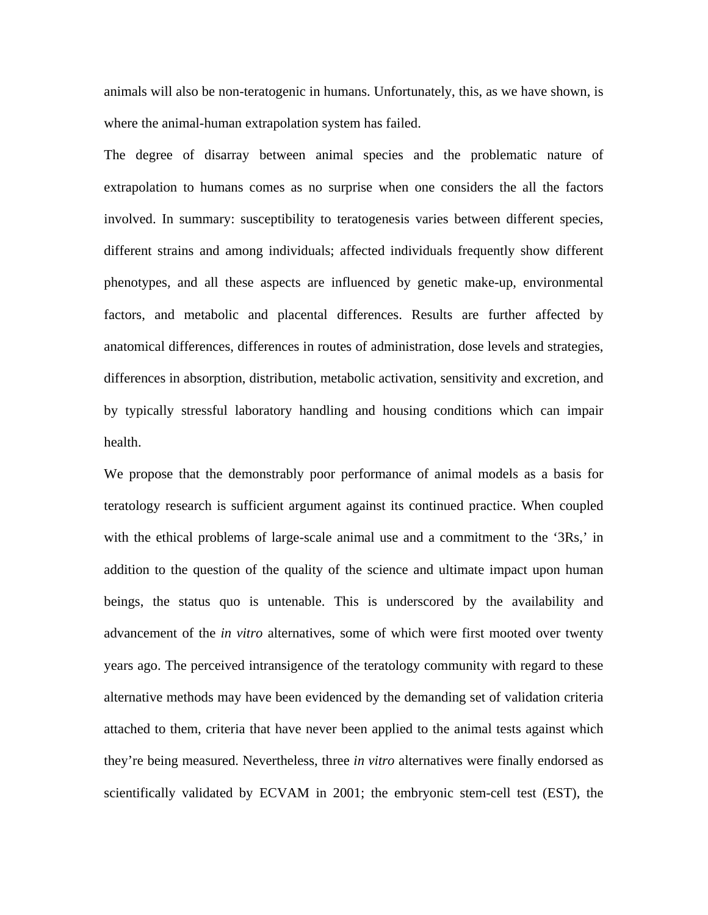animals will also be non-teratogenic in humans. Unfortunately, this, as we have shown, is where the animal-human extrapolation system has failed.

The degree of disarray between animal species and the problematic nature of extrapolation to humans comes as no surprise when one considers the all the factors involved. In summary: susceptibility to teratogenesis varies between different species, different strains and among individuals; affected individuals frequently show different phenotypes, and all these aspects are influenced by genetic make-up, environmental factors, and metabolic and placental differences. Results are further affected by anatomical differences, differences in routes of administration, dose levels and strategies, differences in absorption, distribution, metabolic activation, sensitivity and excretion, and by typically stressful laboratory handling and housing conditions which can impair health.

We propose that the demonstrably poor performance of animal models as a basis for teratology research is sufficient argument against its continued practice. When coupled with the ethical problems of large-scale animal use and a commitment to the '3Rs,' in addition to the question of the quality of the science and ultimate impact upon human beings, the status quo is untenable. This is underscored by the availability and advancement of the *in vitro* alternatives, some of which were first mooted over twenty years ago. The perceived intransigence of the teratology community with regard to these alternative methods may have been evidenced by the demanding set of validation criteria attached to them, criteria that have never been applied to the animal tests against which they're being measured. Nevertheless, three *in vitro* alternatives were finally endorsed as scientifically validated by ECVAM in 2001; the embryonic stem-cell test (EST), the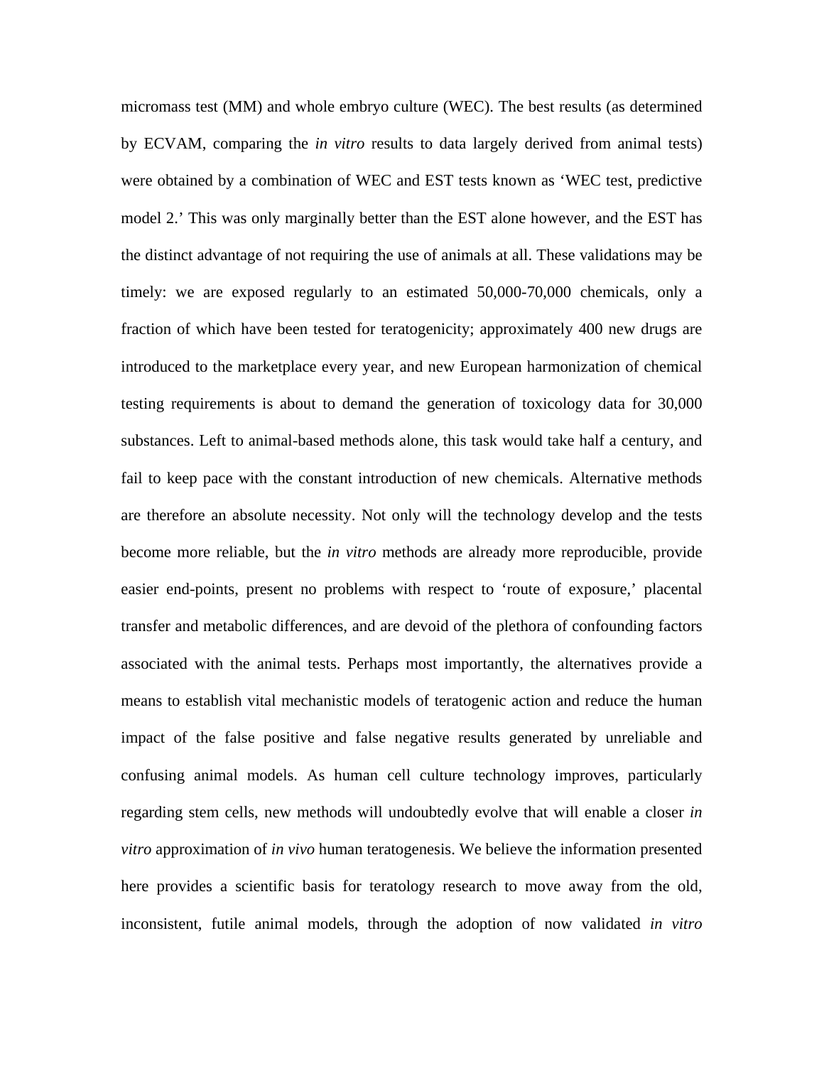micromass test (MM) and whole embryo culture (WEC). The best results (as determined by ECVAM, comparing the *in vitro* results to data largely derived from animal tests) were obtained by a combination of WEC and EST tests known as 'WEC test, predictive model 2.' This was only marginally better than the EST alone however, and the EST has the distinct advantage of not requiring the use of animals at all. These validations may be timely: we are exposed regularly to an estimated 50,000-70,000 chemicals, only a fraction of which have been tested for teratogenicity; approximately 400 new drugs are introduced to the marketplace every year, and new European harmonization of chemical testing requirements is about to demand the generation of toxicology data for 30,000 substances. Left to animal-based methods alone, this task would take half a century, and fail to keep pace with the constant introduction of new chemicals. Alternative methods are therefore an absolute necessity. Not only will the technology develop and the tests become more reliable, but the *in vitro* methods are already more reproducible, provide easier end-points, present no problems with respect to 'route of exposure,' placental transfer and metabolic differences, and are devoid of the plethora of confounding factors associated with the animal tests. Perhaps most importantly, the alternatives provide a means to establish vital mechanistic models of teratogenic action and reduce the human impact of the false positive and false negative results generated by unreliable and confusing animal models. As human cell culture technology improves, particularly regarding stem cells, new methods will undoubtedly evolve that will enable a closer *in vitro* approximation of *in vivo* human teratogenesis. We believe the information presented here provides a scientific basis for teratology research to move away from the old, inconsistent, futile animal models, through the adoption of now validated *in vitro*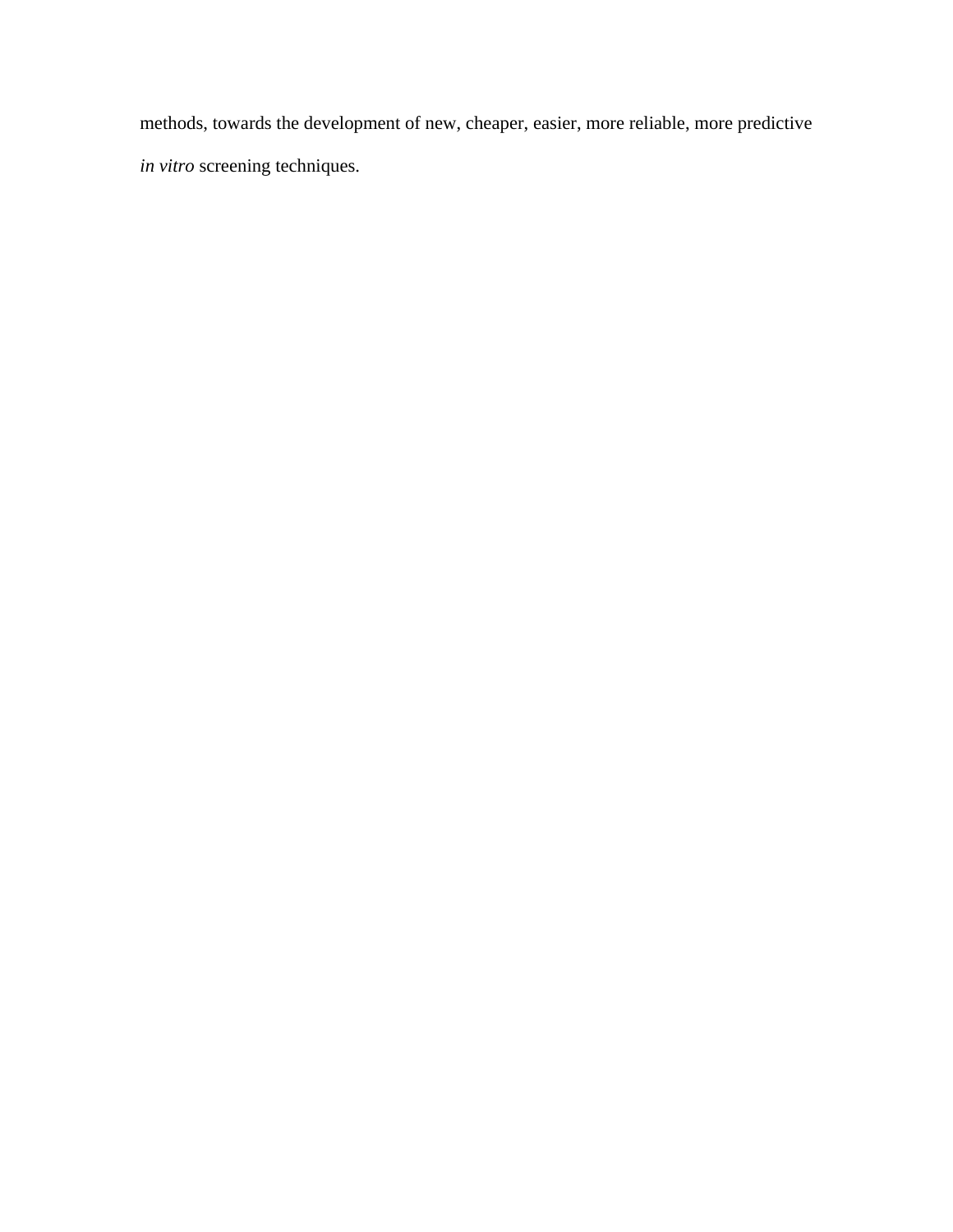methods, towards the development of new, cheaper, easier, more reliable, more predictive *in vitro* screening techniques.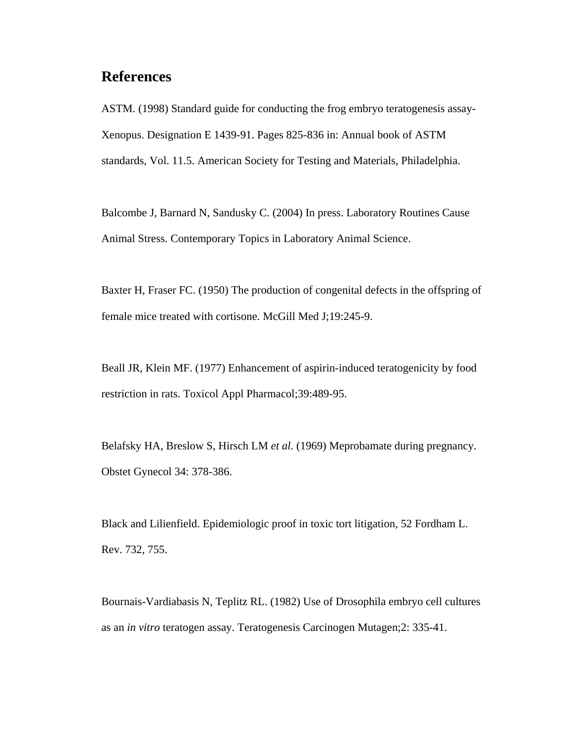## References

ASTM. (1998) Standard guide for conducting the frog embryo teratogenesis assay-Xenopus. Designation E 1439-91. Pages 825-836 in: Annual book of ASTM standards, Vol. 11.5. American Society for Testing and Materials, Philadelphia.

Balcombe J, Barnard N, Sandusky C. (2004) In press. Laboratory Routines Cause Animal Stress. Contemporary Topics in Laboratory Animal Science.

Baxter H, Fraser FC. (1950) The production of congenital defects in the offspring of female mice treated with cortisone. McGill Med J;19:245-9.

Beall JR, Klein MF. (1977) Enhancement of aspirin-induced teratogenicity by food restriction in rats. Toxicol Appl Pharmacol;39:489-95.

Belafsky HA, Breslow S, Hirsch LM *et al.* (1969) Meprobamate during pregnancy. Obstet Gynecol 34: 378-386.

Black and Lilienfield. Epidemiologic proof in toxic tort litigation, 52 Fordham L. Rev. 732, 755.

Bournais-Vardiabasis N, Teplitz RL. (1982) Use of Drosophila embryo cell cultures as an *in vitro* teratogen assay. Teratogenesis Carcinogen Mutagen;2: 335-41.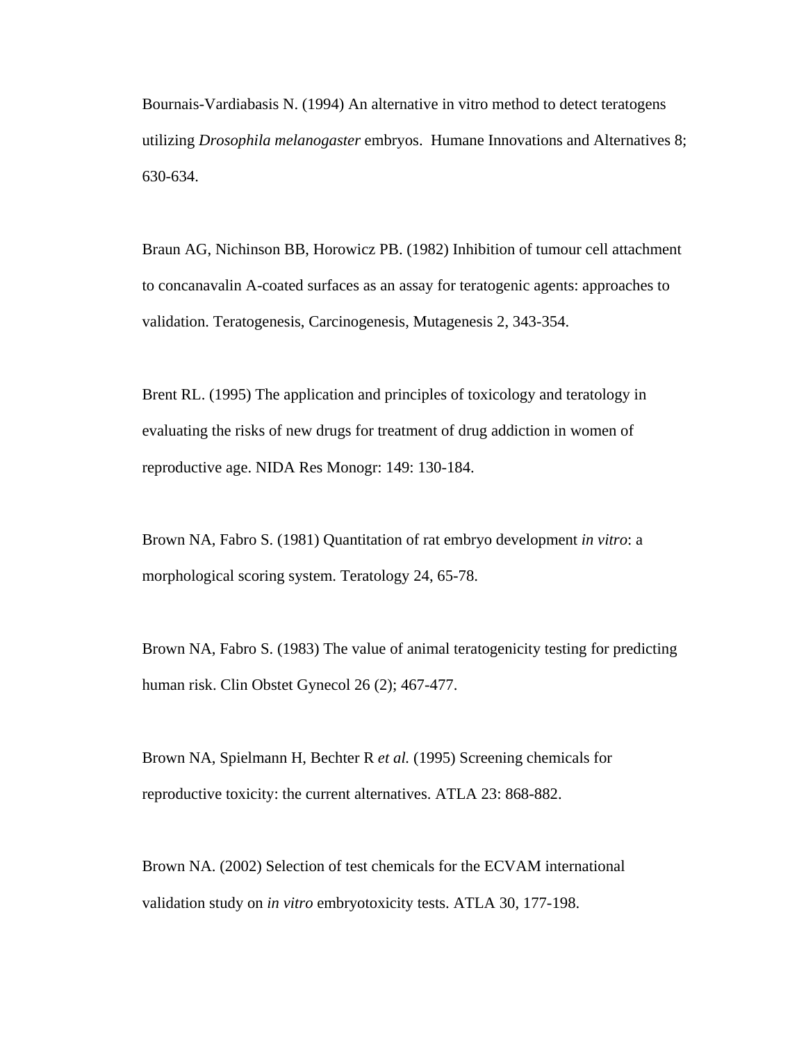Bournais-Vardiabasis N. (1994) An alternative in vitro method to detect teratogens utilizing *Drosophila melanogaster* embryos. Humane Innovations and Alternatives 8; 630-634.

Braun AG, Nichinson BB, Horowicz PB. (1982) Inhibition of tumour cell attachment to concanavalin A-coated surfaces as an assay for teratogenic agents: approaches to validation. Teratogenesis, Carcinogenesis, Mutagenesis 2, 343-354.

Brent RL. (1995) The application and principles of toxicology and teratology in evaluating the risks of new drugs for treatment of drug addiction in women of reproductive age. NIDA Res Monogr: 149: 130-184.

Brown NA, Fabro S. (1981) Quantitation of rat embryo development *in vitro*: a morphological scoring system. Teratology 24, 65-78.

Brown NA, Fabro S. (1983) The value of animal teratogenicity testing for predicting human risk. Clin Obstet Gynecol 26 (2); 467-477.

Brown NA, Spielmann H, Bechter R *et al.* (1995) Screening chemicals for reproductive toxicity: the current alternatives. ATLA 23: 868-882.

Brown NA. (2002) Selection of test chemicals for the ECVAM international validation study on *in vitro* embryotoxicity tests. ATLA 30, 177-198.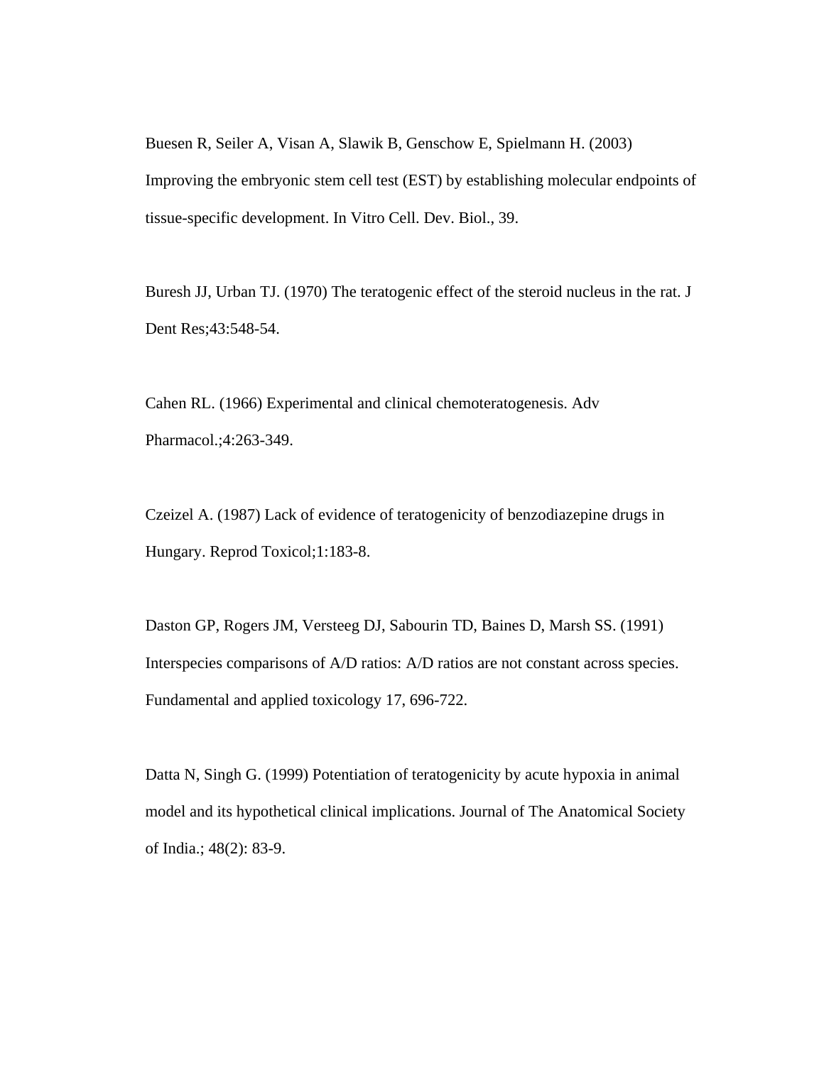Buesen R, Seiler A, Visan A, Slawik B, Genschow E, Spielmann H. (2003) Improving the embryonic stem cell test (EST) by establishing molecular endpoints of tissue-specific development. In Vitro Cell. Dev. Biol., 39.

Buresh JJ, Urban TJ. (1970) The teratogenic effect of the steroid nucleus in the rat. J Dent Res;43:548-54.

Cahen RL. (1966) Experimental and clinical chemoteratogenesis. Adv Pharmacol.;4:263-349.

Czeizel A. (1987) Lack of evidence of teratogenicity of benzodiazepine drugs in Hungary. Reprod Toxicol;1:183-8.

Daston GP, Rogers JM, Versteeg DJ, Sabourin TD, Baines D, Marsh SS. (1991) Interspecies comparisons of A/D ratios: A/D ratios are not constant across species. Fundamental and applied toxicology 17, 696-722.

Datta N, Singh G. (1999) Potentiation of teratogenicity by acute hypoxia in animal model and its hypothetical clinical implications. Journal of The Anatomical Society of India.; 48(2): 83-9.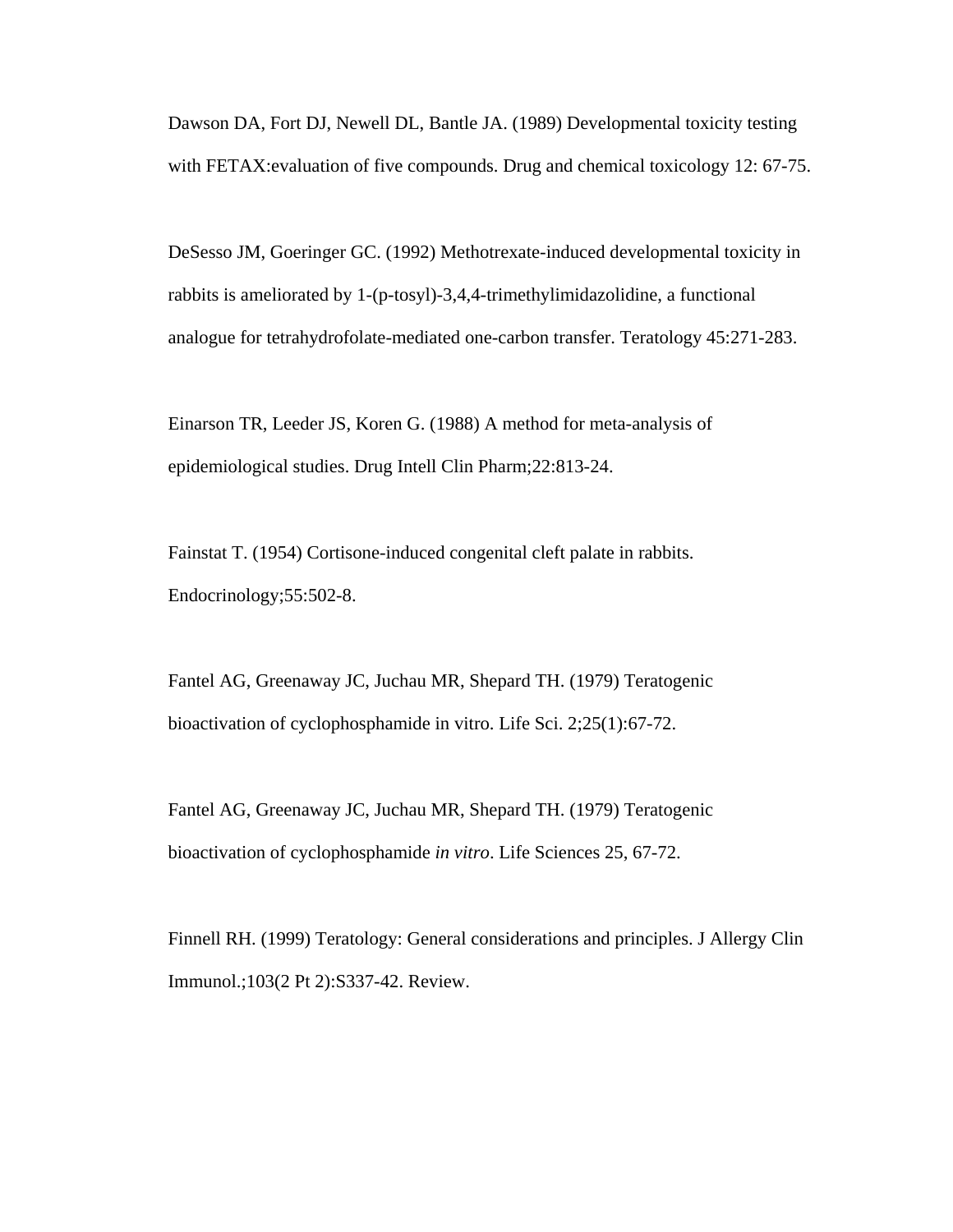Dawson DA, Fort DJ, Newell DL, Bantle JA. (1989) Developmental toxicity testing with FETAX:evaluation of five compounds. Drug and chemical toxicology 12: 67-75.

DeSesso JM, Goeringer GC. (1992) Methotrexate-induced developmental toxicity in rabbits is ameliorated by 1-(p-tosyl)-3,4,4-trimethylimidazolidine, a functional analogue for tetrahydrofolate-mediated one-carbon transfer. Teratology 45:271-283.

Einarson TR, Leeder JS, Koren G. (1988) A method for meta-analysis of epidemiological studies. Drug Intell Clin Pharm;22:813-24.

Fainstat T. (1954) Cortisone-induced congenital cleft palate in rabbits. Endocrinology;55:502-8.

Fantel AG, Greenaway JC, Juchau MR, Shepard TH. (1979) Teratogenic bioactivation of cyclophosphamide in vitro. Life Sci. 2;25(1):67-72.

Fantel AG, Greenaway JC, Juchau MR, Shepard TH. (1979) Teratogenic bioactivation of cyclophosphamide *in vitro*. Life Sciences 25, 67-72.

Finnell RH. (1999) Teratology: General considerations and principles. J Allergy Clin Immunol.;103(2 Pt 2):S337-42. Review.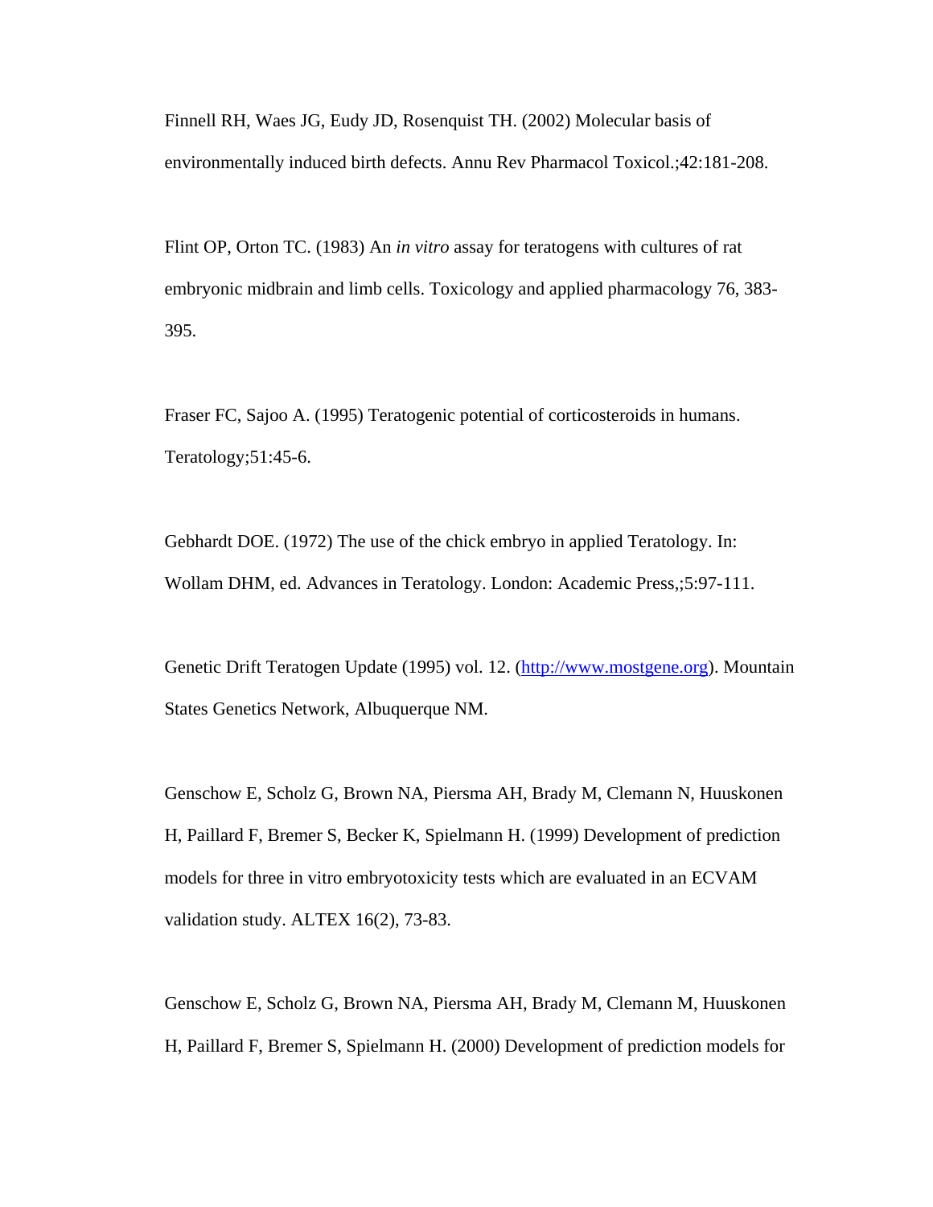Finnell RH, Waes JG, Eudy JD, Rosenquist TH. (2002) Molecular basis of environmentally induced birth defects. Annu Rev Pharmacol Toxicol.;42:181-208.

Flint OP, Orton TC. (1983) An *in vitro* assay for teratogens with cultures of rat embryonic midbrain and limb cells. Toxicology and applied pharmacology 76, 383-395.

Fraser FC, Sajoo A. (1995) Teratogenic potential of corticosteroids in humans. Teratology;51:45-6.

Gebhardt DOE. (1972) The use of the chick embryo in applied Teratology. In: Wollam DHM, ed. Advances in Teratology. London: Academic Press,;5:97-111.

Genetic Drift Teratogen Update (1995) vol. 12. (http://www.mostgene.org). Mountain States Genetics Network, Albuquerque NM.

Genschow E, Scholz G, Brown NA, Piersma AH, Brady M, Clemann N, Huuskonen H, Paillard F, Bremer S, Becker K, Spielmann H. (1999) Development of prediction models for three in vitro embryotoxicity tests which are evaluated in an ECVAM validation study. ALTEX 16(2), 73-83.

Genschow E, Scholz G, Brown NA, Piersma AH, Brady M, Clemann M, Huuskonen H, Paillard F, Bremer S, Spielmann H. (2000) Development of prediction models for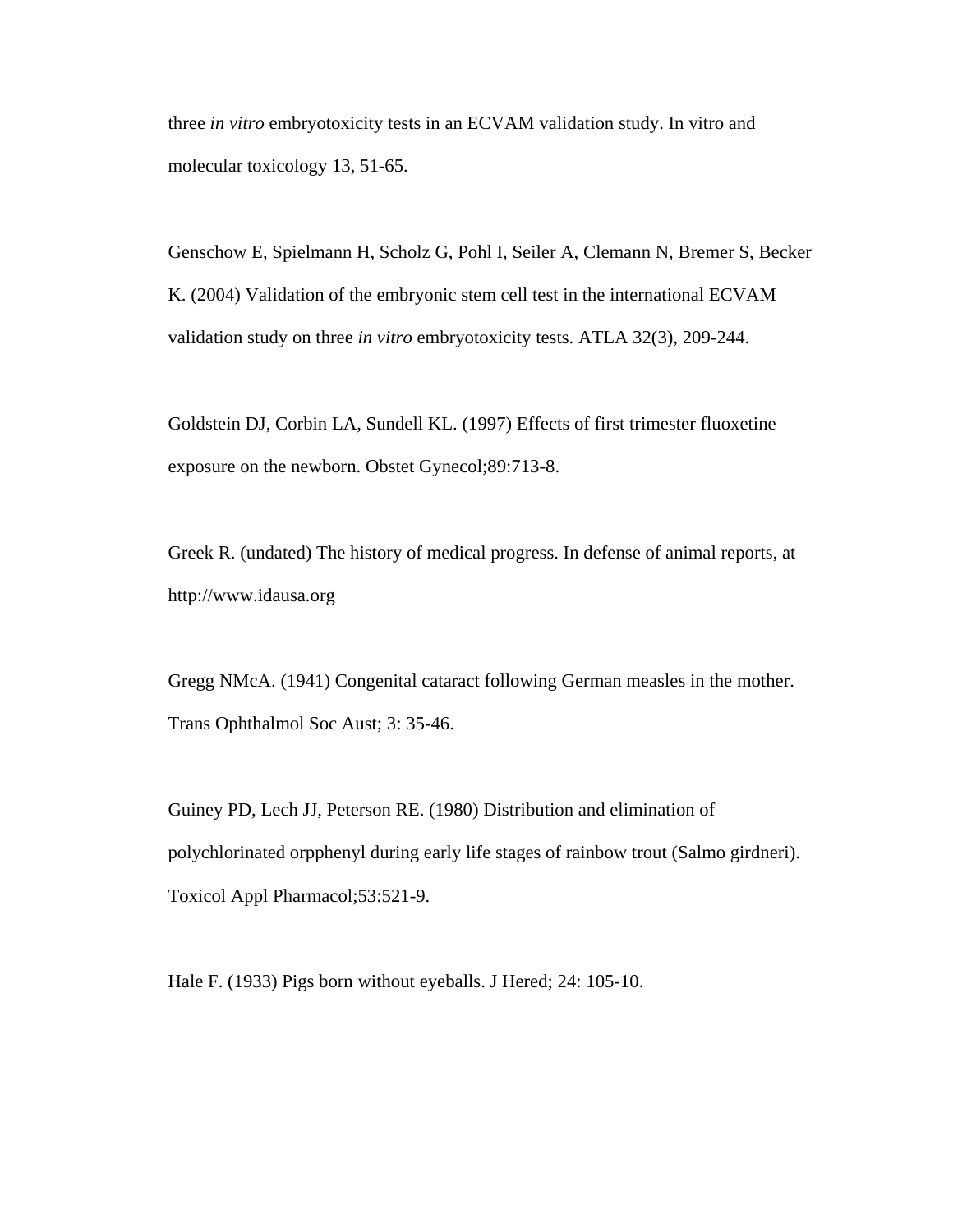three *in vitro* embryotoxicity tests in an ECVAM validation study. In vitro and molecular toxicology 13, 51-65.

Genschow E, Spielmann H, Scholz G, Pohl I, Seiler A, Clemann N, Bremer S, Becker K. (2004) Validation of the embryonic stem cell test in the international ECVAM validation study on three *in vitro* embryotoxicity tests. ATLA 32(3), 209-244.

Goldstein DJ, Corbin LA, Sundell KL. (1997) Effects of first trimester fluoxetine exposure on the newborn. Obstet Gynecol;89:713-8.

Greek R. (undated) The history of medical progress. In defense of animal reports, at http://www.idausa.org

Gregg NMcA. (1941) Congenital cataract following German measles in the mother. Trans Ophthalmol Soc Aust; 3: 35-46.

Guiney PD, Lech JJ, Peterson RE. (1980) Distribution and elimination of polychlorinated orpphenyl during early life stages of rainbow trout (Salmo girdneri). Toxicol Appl Pharmacol;53:521-9.

Hale F. (1933) Pigs born without eyeballs. J Hered; 24: 105-10.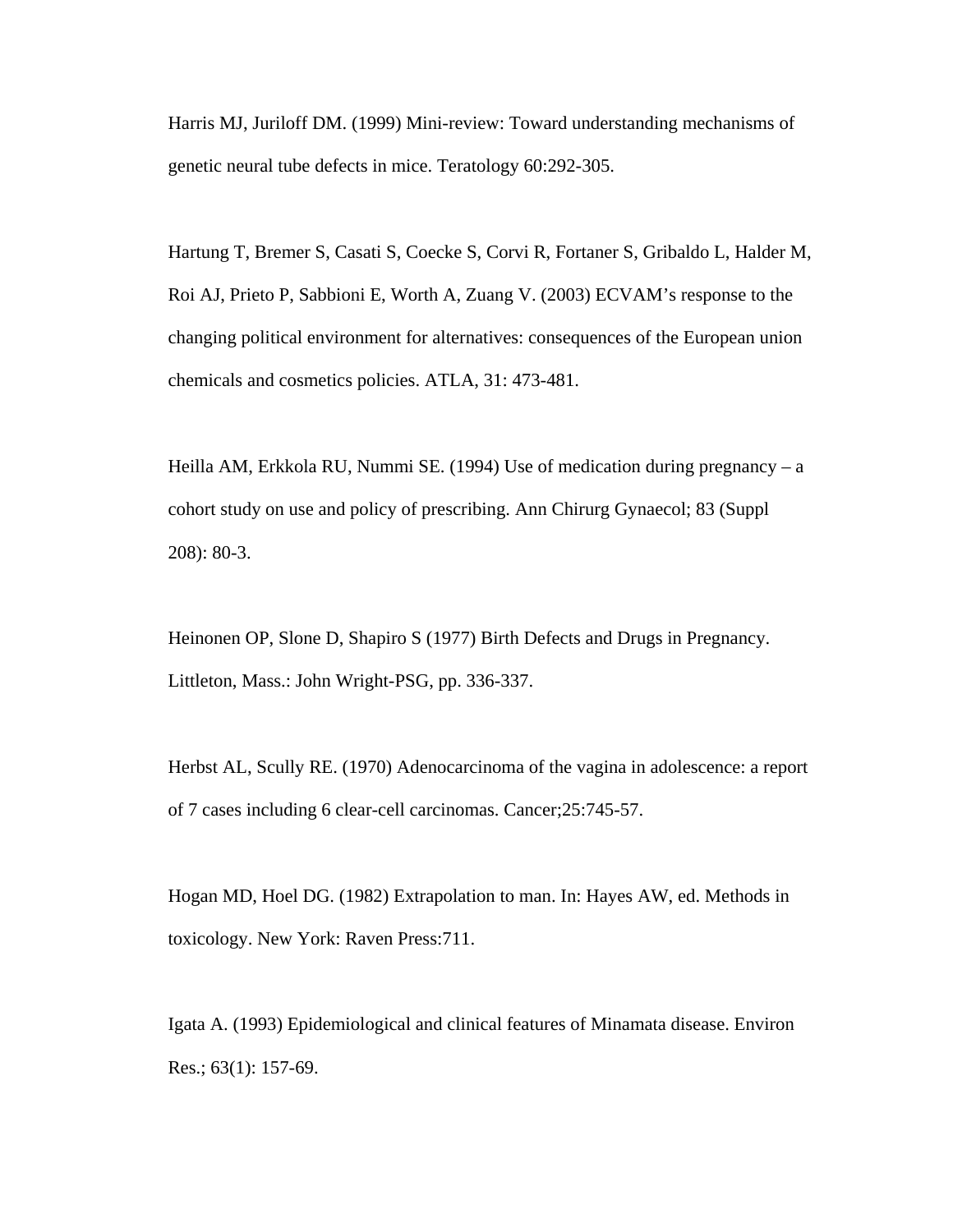Harris MJ, Juriloff DM. (1999) Mini-review: Toward understanding mechanisms of genetic neural tube defects in mice. Teratology 60:292-305.

Hartung T, Bremer S, Casati S, Coecke S, Corvi R, Fortaner S, Gribaldo L, Halder M, Roi AJ, Prieto P, Sabbioni E, Worth A, Zuang V. (2003) ECVAM's response to the changing political environment for alternatives: consequences of the European union chemicals and cosmetics policies. ATLA, 31: 473-481.

Heilla AM, Erkkola RU, Nummi SE. (1994) Use of medication during pregnancy – a cohort study on use and policy of prescribing. Ann Chirurg Gynaecol; 83 (Suppl 208): 80-3.

Heinonen OP, Slone D, Shapiro S (1977) Birth Defects and Drugs in Pregnancy. Littleton, Mass.: John Wright-PSG, pp. 336-337.

Herbst AL, Scully RE. (1970) Adenocarcinoma of the vagina in adolescence: a report of 7 cases including 6 clear-cell carcinomas. Cancer;25:745-57.

Hogan MD, Hoel DG. (1982) Extrapolation to man. In: Hayes AW, ed. Methods in toxicology. New York: Raven Press:711.

Igata A. (1993) Epidemiological and clinical features of Minamata disease. Environ Res.; 63(1): 157-69.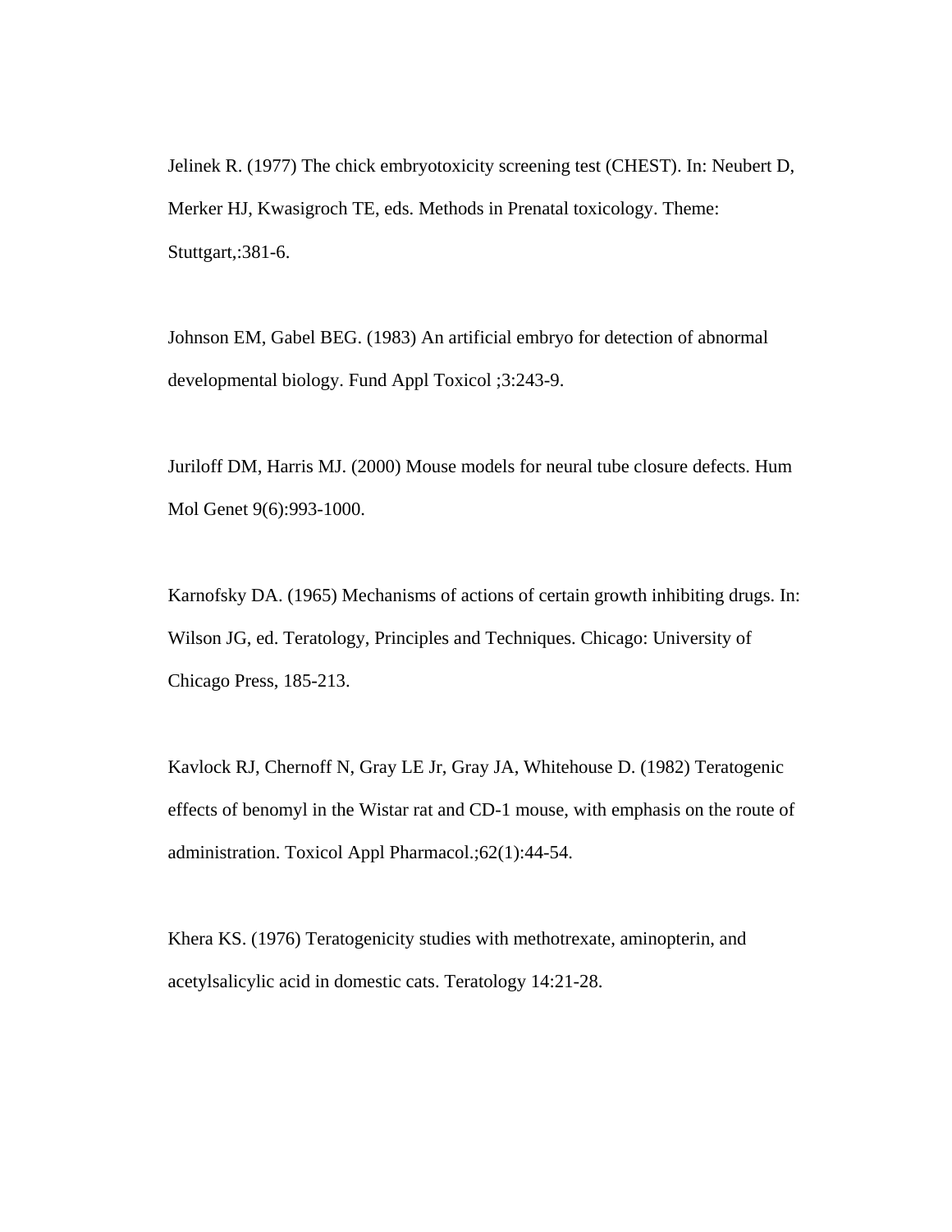Jelinek R. (1977) The chick embryotoxicity screening test (CHEST). In: Neubert D, Merker HJ, Kwasigroch TE, eds. Methods in Prenatal toxicology. Theme: Stuttgart,:381-6.

Johnson EM, Gabel BEG. (1983) An artificial embryo for detection of abnormal developmental biology. Fund Appl Toxicol ;3:243-9.

Juriloff DM, Harris MJ. (2000) Mouse models for neural tube closure defects. Hum Mol Genet 9(6):993-1000.

Karnofsky DA. (1965) Mechanisms of actions of certain growth inhibiting drugs. In: Wilson JG, ed. Teratology, Principles and Techniques. Chicago: University of Chicago Press, 185-213.

Kavlock RJ, Chernoff N, Gray LE Jr, Gray JA, Whitehouse D. (1982) Teratogenic effects of benomyl in the Wistar rat and CD-1 mouse, with emphasis on the route of administration. Toxicol Appl Pharmacol.;62(1):44-54.

Khera KS. (1976) Teratogenicity studies with methotrexate, aminopterin, and acetylsalicylic acid in domestic cats. Teratology 14:21-28.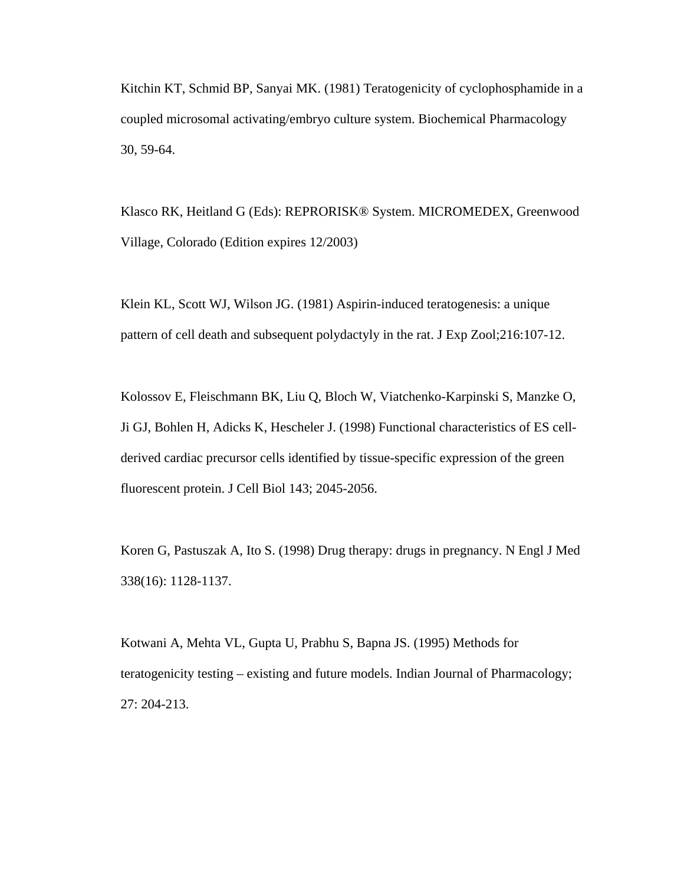Kitchin KT, Schmid BP, Sanyai MK. (1981) Teratogenicity of cyclophosphamide in a coupled microsomal activating/embryo culture system. Biochemical Pharmacology 30, 59-64.

Klasco RK, Heitland G (Eds): REPRORISK® System. MICROMEDEX, Greenwood Village, Colorado (Edition expires 12/2003)

Klein KL, Scott WJ, Wilson JG. (1981) Aspirin-induced teratogenesis: a unique pattern of cell death and subsequent polydactyly in the rat. J Exp Zool;216:107-12.

Kolossov E, Fleischmann BK, Liu Q, Bloch W, Viatchenko-Karpinski S, Manzke O, Ji GJ, Bohlen H, Adicks K, Hescheler J. (1998) Functional characteristics of ES cell-derived cardiac precursor cells identified by tissue-specific expression of the green fluorescent protein. J Cell Biol 143; 2045-2056.

Koren G, Pastuszak A, Ito S. (1998) Drug therapy: drugs in pregnancy. N Engl J Med 338(16): 1128-1137.

Kotwani A, Mehta VL, Gupta U, Prabhu S, Bapna JS. (1995) Methods for teratogenicity testing – existing and future models. Indian Journal of Pharmacology; 27: 204-213.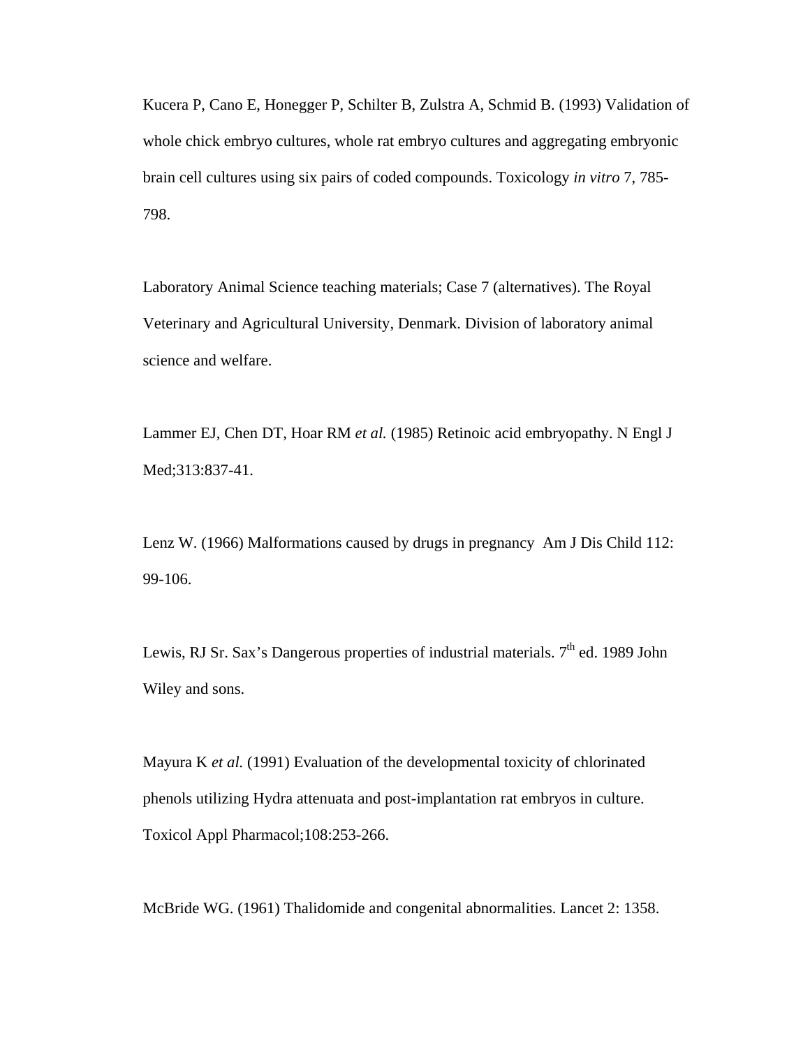Kucera P, Cano E, Honegger P, Schilter B, Zulstra A, Schmid B. (1993) Validation of whole chick embryo cultures, whole rat embryo cultures and aggregating embryonic brain cell cultures using six pairs of coded compounds. Toxicology *in vitro* 7, 785-798.

Laboratory Animal Science teaching materials; Case 7 (alternatives). The Royal Veterinary and Agricultural University, Denmark. Division of laboratory animal science and welfare.

Lammer EJ, Chen DT, Hoar RM *et al.* (1985) Retinoic acid embryopathy. N Engl J Med;313:837-41.

Lenz W. (1966) Malformations caused by drugs in pregnancy  Am J Dis Child 112: 99-106.

Lewis, RJ Sr. Sax's Dangerous properties of industrial materials. 7th ed. 1989 John Wiley and sons.

Mayura K *et al.* (1991) Evaluation of the developmental toxicity of chlorinated phenols utilizing Hydra attenuata and post-implantation rat embryos in culture. Toxicol Appl Pharmacol;108:253-266.

McBride WG. (1961) Thalidomide and congenital abnormalities. Lancet 2: 1358.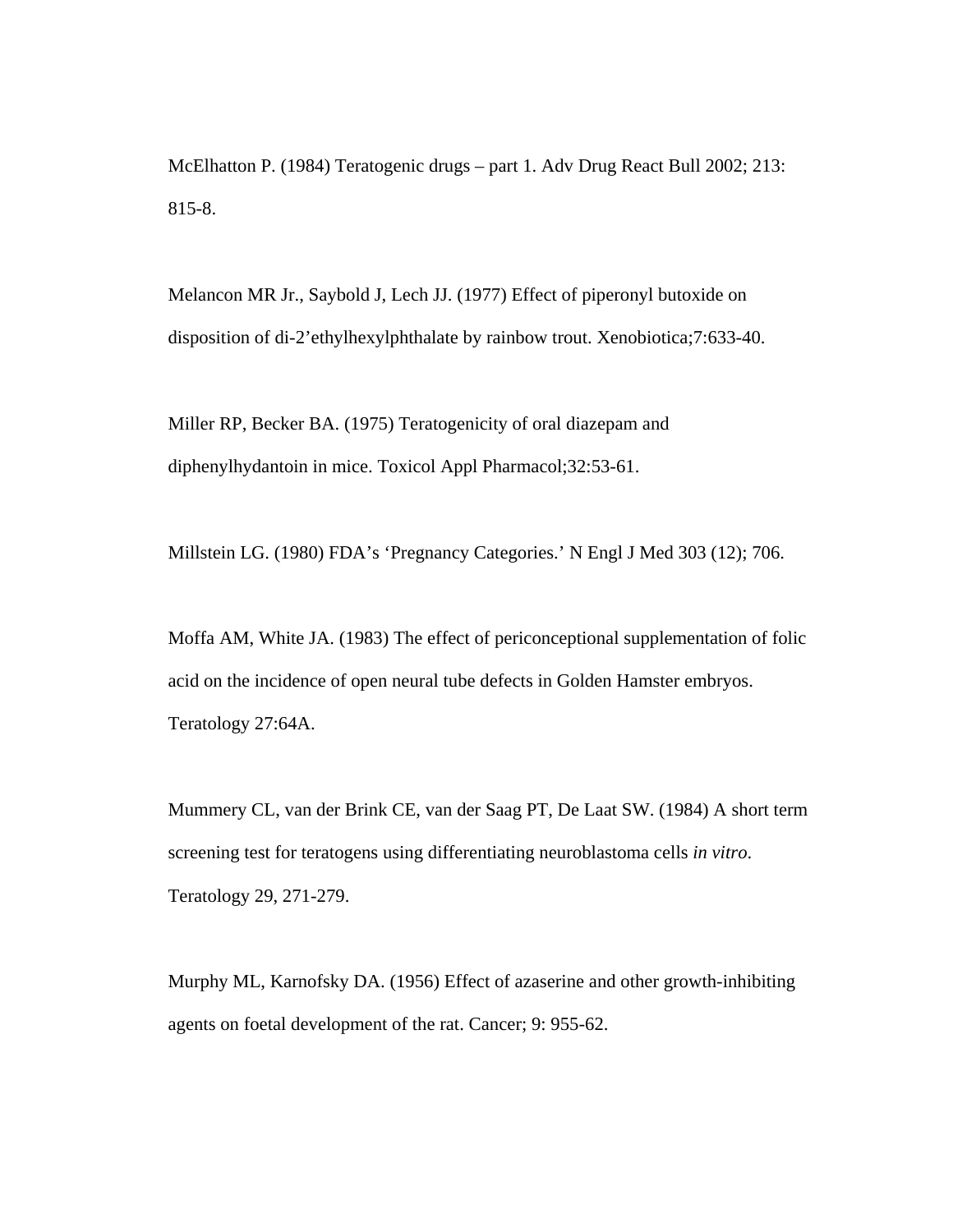McElhatton P. (1984) Teratogenic drugs – part 1. Adv Drug React Bull 2002; 213: 815-8.

Melancon MR Jr., Saybold J, Lech JJ. (1977) Effect of piperonyl butoxide on disposition of di-2'ethylhexylphthalate by rainbow trout. Xenobiotica;7:633-40.

Miller RP, Becker BA. (1975) Teratogenicity of oral diazepam and diphenylhydantoin in mice. Toxicol Appl Pharmacol;32:53-61.

Millstein LG. (1980) FDA's 'Pregnancy Categories.' N Engl J Med 303 (12); 706.

Moffa AM, White JA. (1983) The effect of periconceptional supplementation of folic acid on the incidence of open neural tube defects in Golden Hamster embryos. Teratology 27:64A.

Mummery CL, van der Brink CE, van der Saag PT, De Laat SW. (1984) A short term screening test for teratogens using differentiating neuroblastoma cells *in vitro*. Teratology 29, 271-279.

Murphy ML, Karnofsky DA. (1956) Effect of azaserine and other growth-inhibiting agents on foetal development of the rat. Cancer; 9: 955-62.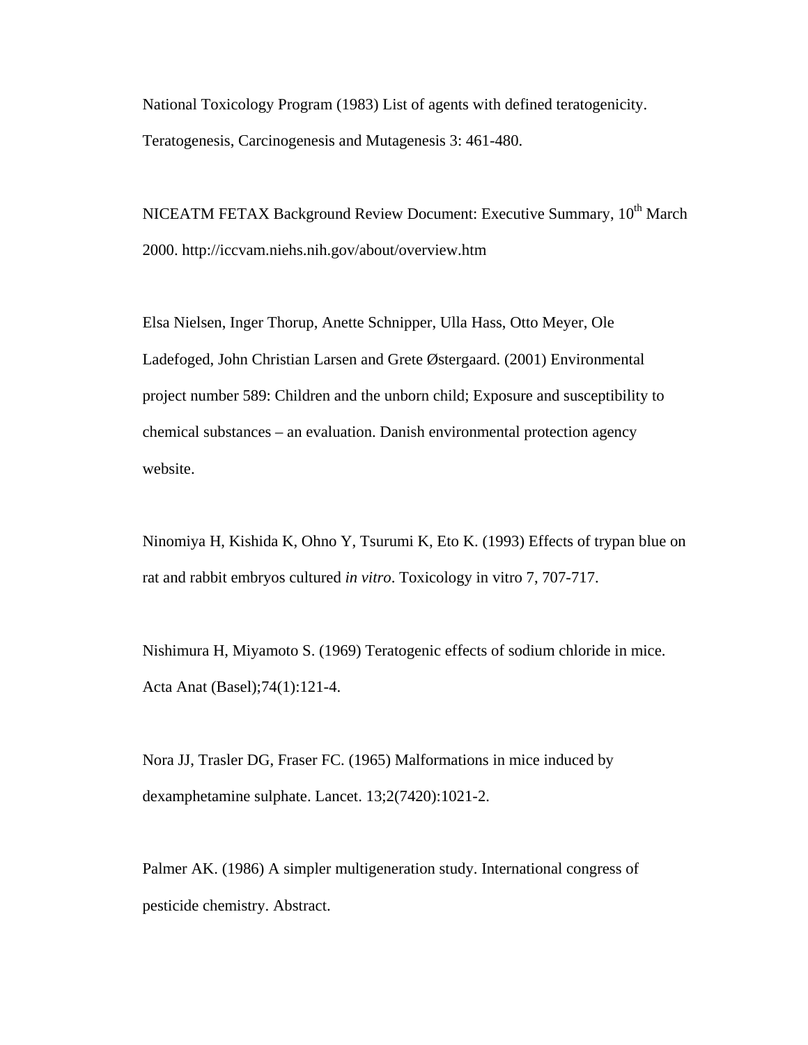National Toxicology Program (1983) List of agents with defined teratogenicity. Teratogenesis, Carcinogenesis and Mutagenesis 3: 461-480.

NICEATM FETAX Background Review Document: Executive Summary, 10th March 2000. http://iccvam.niehs.nih.gov/about/overview.htm

Elsa Nielsen, Inger Thorup, Anette Schnipper, Ulla Hass, Otto Meyer, Ole Ladefoged, John Christian Larsen and Grete Østergaard. (2001) Environmental project number 589: Children and the unborn child; Exposure and susceptibility to chemical substances – an evaluation. Danish environmental protection agency website.

Ninomiya H, Kishida K, Ohno Y, Tsurumi K, Eto K. (1993) Effects of trypan blue on rat and rabbit embryos cultured *in vitro*. Toxicology in vitro 7, 707-717.

Nishimura H, Miyamoto S. (1969) Teratogenic effects of sodium chloride in mice. Acta Anat (Basel);74(1):121-4.

Nora JJ, Trasler DG, Fraser FC. (1965) Malformations in mice induced by dexamphetamine sulphate. Lancet. 13;2(7420):1021-2.

Palmer AK. (1986) A simpler multigeneration study. International congress of pesticide chemistry. Abstract.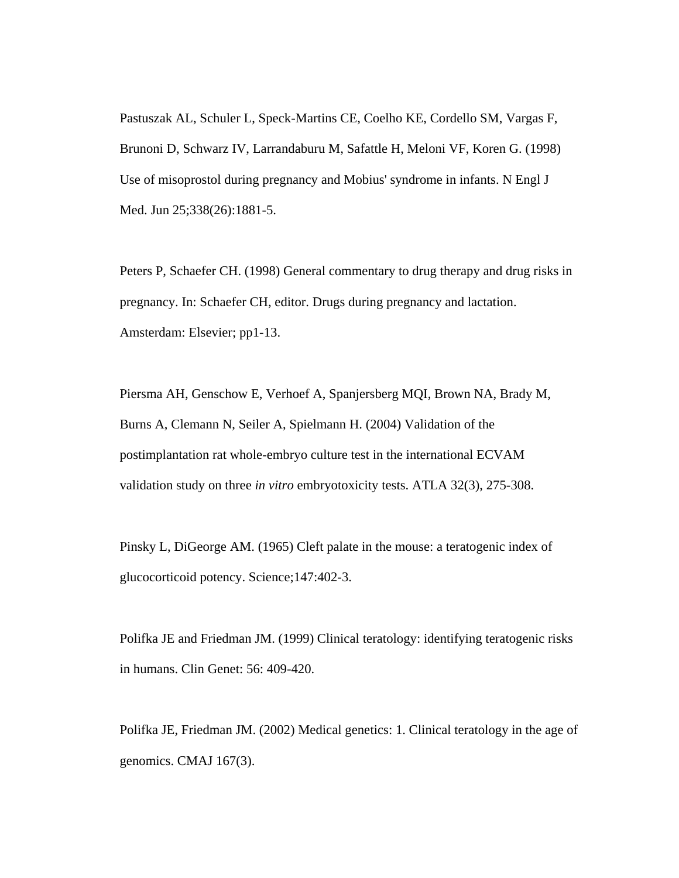Pastuszak AL, Schuler L, Speck-Martins CE, Coelho KE, Cordello SM, Vargas F, Brunoni D, Schwarz IV, Larrandaburu M, Safattle H, Meloni VF, Koren G. (1998) Use of misoprostol during pregnancy and Mobius' syndrome in infants. N Engl J Med. Jun 25;338(26):1881-5.

Peters P, Schaefer CH. (1998) General commentary to drug therapy and drug risks in pregnancy. In: Schaefer CH, editor. Drugs during pregnancy and lactation. Amsterdam: Elsevier; pp1-13.

Piersma AH, Genschow E, Verhoef A, Spanjersberg MQI, Brown NA, Brady M, Burns A, Clemann N, Seiler A, Spielmann H. (2004) Validation of the postimplantation rat whole-embryo culture test in the international ECVAM validation study on three *in vitro* embryotoxicity tests. ATLA 32(3), 275-308.

Pinsky L, DiGeorge AM. (1965) Cleft palate in the mouse: a teratogenic index of glucocorticoid potency. Science;147:402-3.

Polifka JE and Friedman JM. (1999) Clinical teratology: identifying teratogenic risks in humans. Clin Genet: 56: 409-420.

Polifka JE, Friedman JM. (2002) Medical genetics: 1. Clinical teratology in the age of genomics. CMAJ 167(3).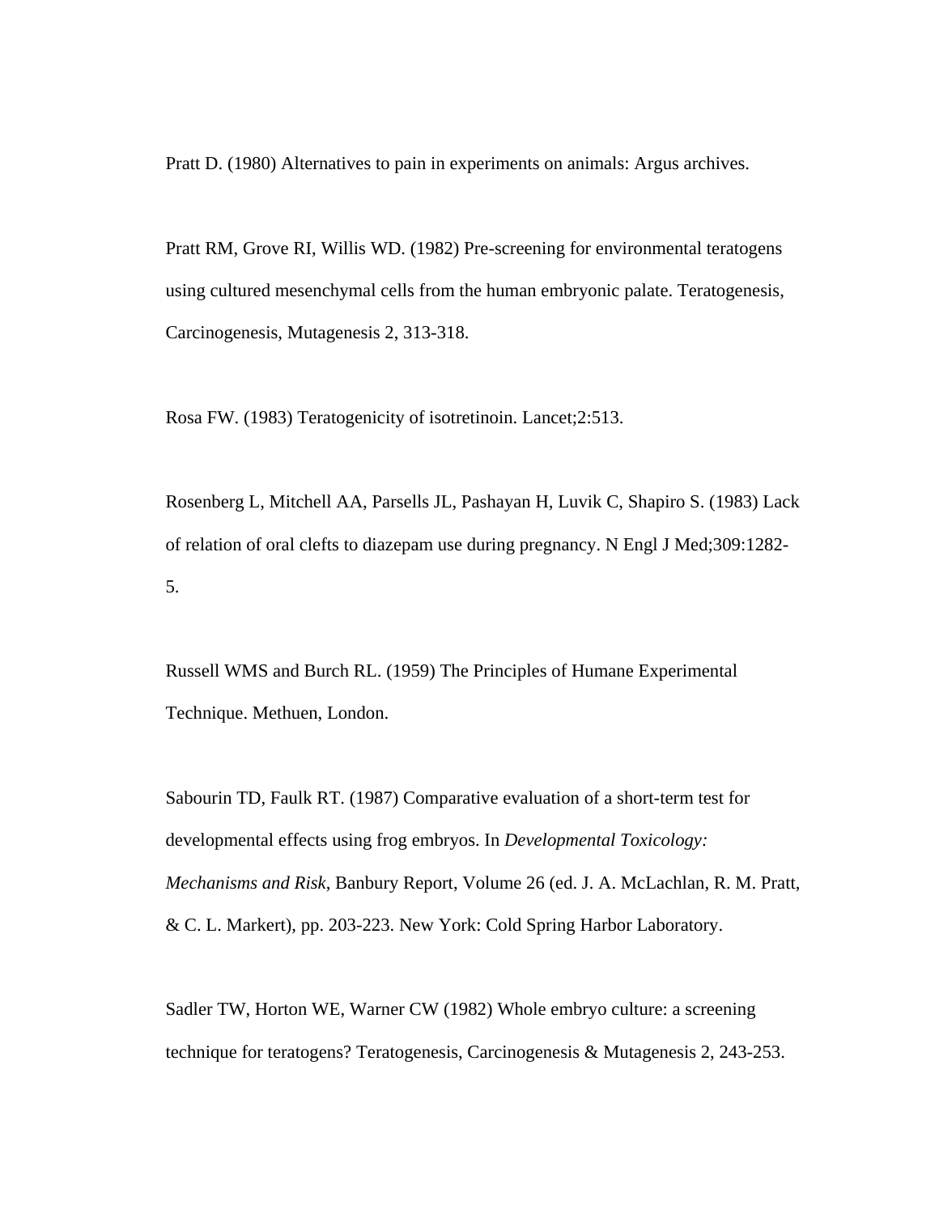Pratt D. (1980) Alternatives to pain in experiments on animals: Argus archives.

Pratt RM, Grove RI, Willis WD. (1982) Pre-screening for environmental teratogens using cultured mesenchymal cells from the human embryonic palate. Teratogenesis, Carcinogenesis, Mutagenesis 2, 313-318.

Rosa FW. (1983) Teratogenicity of isotretinoin. Lancet;2:513.

Rosenberg L, Mitchell AA, Parsells JL, Pashayan H, Luvik C, Shapiro S. (1983) Lack of relation of oral clefts to diazepam use during pregnancy. N Engl J Med;309:1282-5.

Russell WMS and Burch RL. (1959) The Principles of Humane Experimental Technique. Methuen, London.

Sabourin TD, Faulk RT. (1987) Comparative evaluation of a short-term test for developmental effects using frog embryos. In *Developmental Toxicology: Mechanisms and Risk*, Banbury Report, Volume 26 (ed. J. A. McLachlan, R. M. Pratt, & C. L. Markert), pp. 203-223. New York: Cold Spring Harbor Laboratory.

Sadler TW, Horton WE, Warner CW (1982) Whole embryo culture: a screening technique for teratogens? Teratogenesis, Carcinogenesis & Mutagenesis 2, 243-253.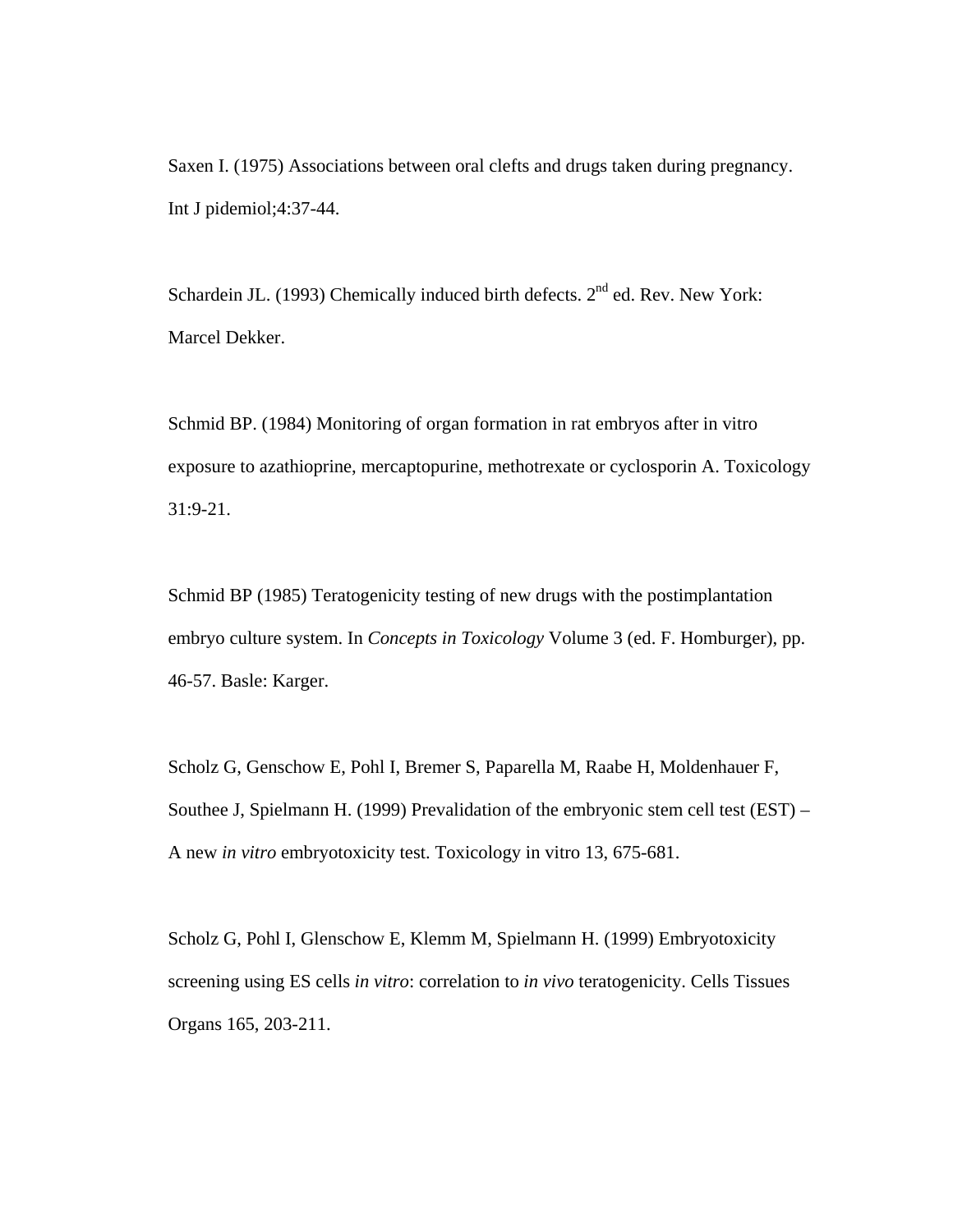Saxen I. (1975) Associations between oral clefts and drugs taken during pregnancy. Int J pidemiol;4:37-44.

Schardein JL. (1993) Chemically induced birth defects. 2nd ed. Rev. New York: Marcel Dekker.

Schmid BP. (1984) Monitoring of organ formation in rat embryos after in vitro exposure to azathioprine, mercaptopurine, methotrexate or cyclosporin A. Toxicology 31:9-21.

Schmid BP (1985) Teratogenicity testing of new drugs with the postimplantation embryo culture system. In *Concepts in Toxicology* Volume 3 (ed. F. Homburger), pp. 46-57. Basle: Karger.

Scholz G, Genschow E, Pohl I, Bremer S, Paparella M, Raabe H, Moldenhauer F, Southee J, Spielmann H. (1999) Prevalidation of the embryonic stem cell test (EST) – A new *in vitro* embryotoxicity test. Toxicology in vitro 13, 675-681.

Scholz G, Pohl I, Glenschow E, Klemm M, Spielmann H. (1999) Embryotoxicity screening using ES cells *in vitro*: correlation to *in vivo* teratogenicity. Cells Tissues Organs 165, 203-211.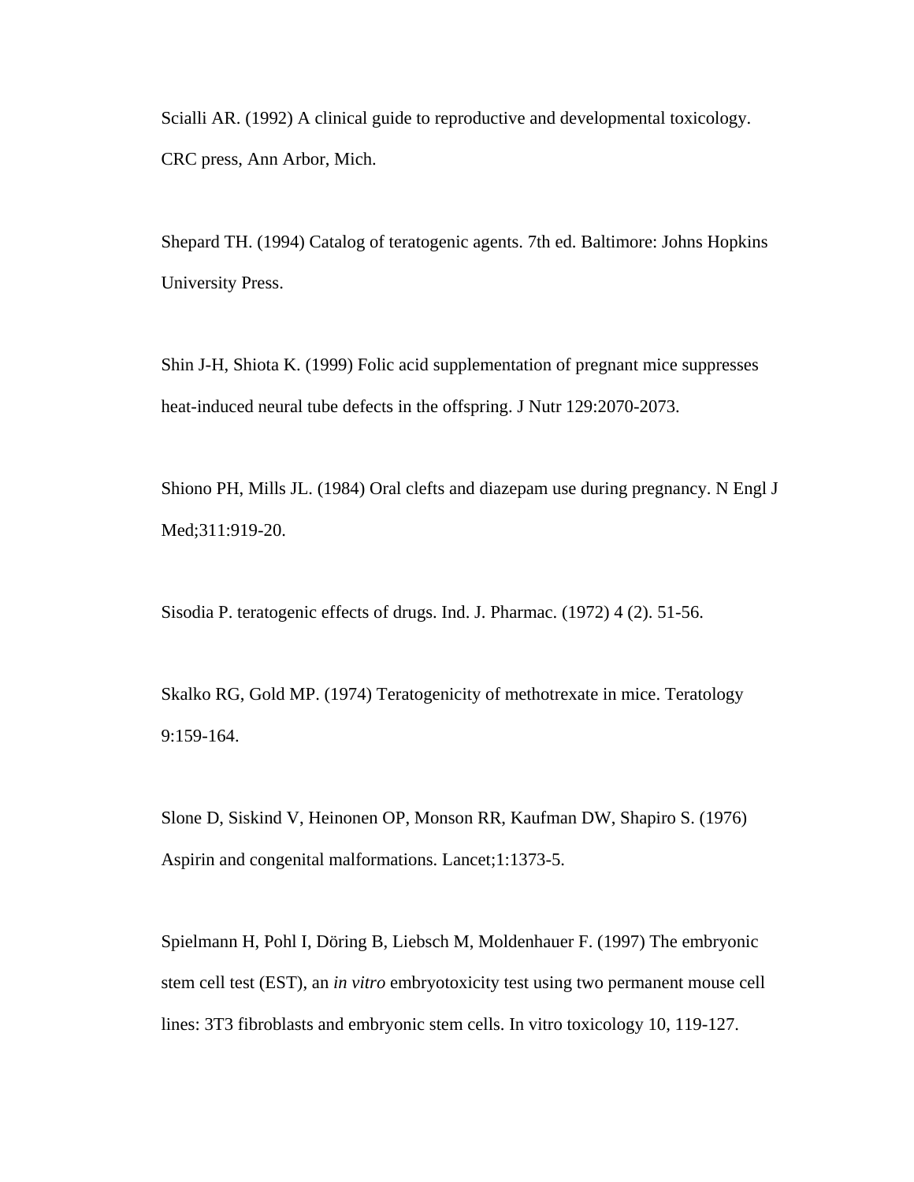Scialli AR. (1992) A clinical guide to reproductive and developmental toxicology. CRC press, Ann Arbor, Mich.

Shepard TH. (1994) Catalog of teratogenic agents. 7th ed. Baltimore: Johns Hopkins University Press.

Shin J-H, Shiota K. (1999) Folic acid supplementation of pregnant mice suppresses heat-induced neural tube defects in the offspring. J Nutr 129:2070-2073.

Shiono PH, Mills JL. (1984) Oral clefts and diazepam use during pregnancy. N Engl J Med;311:919-20.

Sisodia P. teratogenic effects of drugs. Ind. J. Pharmac. (1972) 4 (2). 51-56.

Skalko RG, Gold MP. (1974) Teratogenicity of methotrexate in mice. Teratology 9:159-164.

Slone D, Siskind V, Heinonen OP, Monson RR, Kaufman DW, Shapiro S. (1976) Aspirin and congenital malformations. Lancet;1:1373-5.

Spielmann H, Pohl I, Döring B, Liebsch M, Moldenhauer F. (1997) The embryonic stem cell test (EST), an *in vitro* embryotoxicity test using two permanent mouse cell lines: 3T3 fibroblasts and embryonic stem cells. In vitro toxicology 10, 119-127.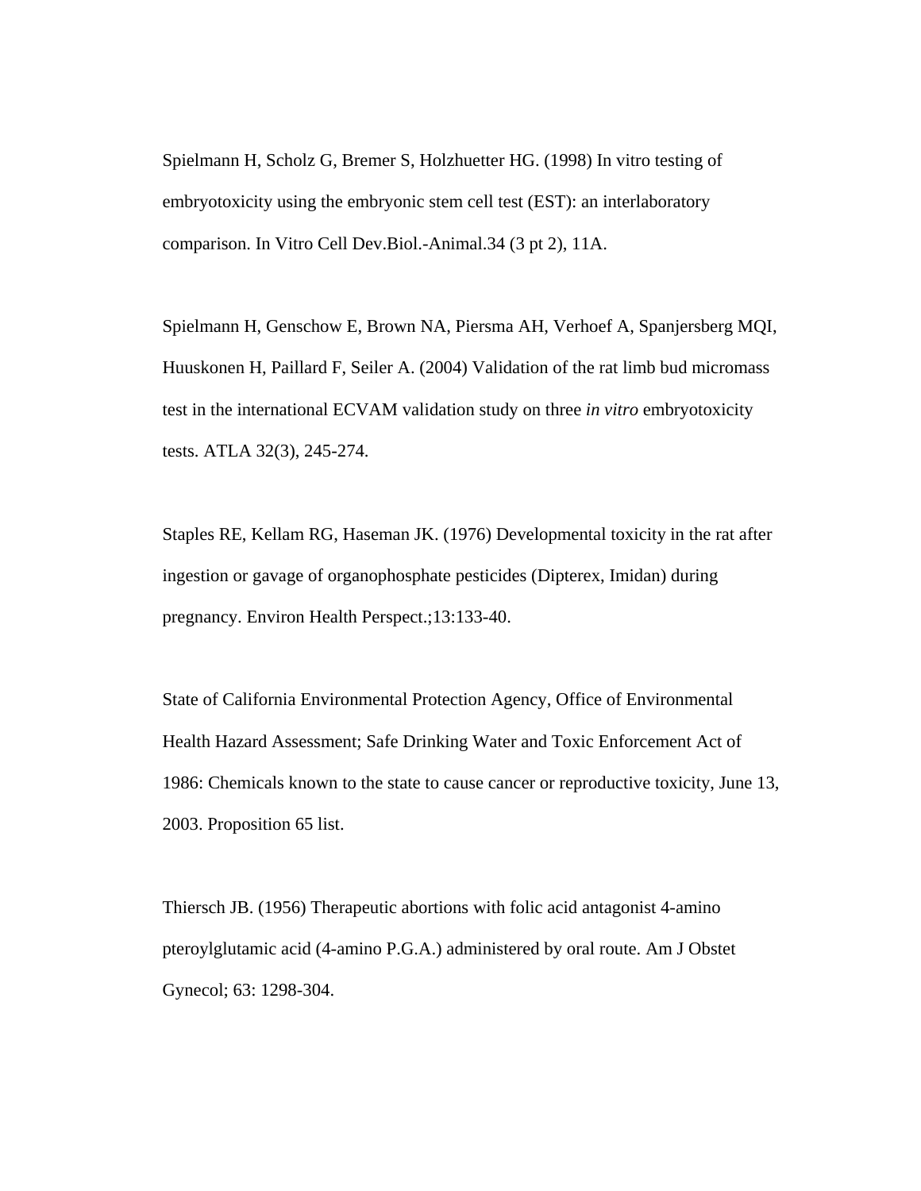Spielmann H, Scholz G, Bremer S, Holzhuetter HG. (1998) In vitro testing of embryotoxicity using the embryonic stem cell test (EST): an interlaboratory comparison. In Vitro Cell Dev.Biol.-Animal.34 (3 pt 2), 11A.

Spielmann H, Genschow E, Brown NA, Piersma AH, Verhoef A, Spanjersberg MQI, Huuskonen H, Paillard F, Seiler A. (2004) Validation of the rat limb bud micromass test in the international ECVAM validation study on three *in vitro* embryotoxicity tests. ATLA 32(3), 245-274.

Staples RE, Kellam RG, Haseman JK. (1976) Developmental toxicity in the rat after ingestion or gavage of organophosphate pesticides (Dipterex, Imidan) during pregnancy. Environ Health Perspect.;13:133-40.

State of California Environmental Protection Agency, Office of Environmental Health Hazard Assessment; Safe Drinking Water and Toxic Enforcement Act of 1986: Chemicals known to the state to cause cancer or reproductive toxicity, June 13, 2003. Proposition 65 list.

Thiersch JB. (1956) Therapeutic abortions with folic acid antagonist 4-amino pteroylglutamic acid (4-amino P.G.A.) administered by oral route. Am J Obstet Gynecol; 63: 1298-304.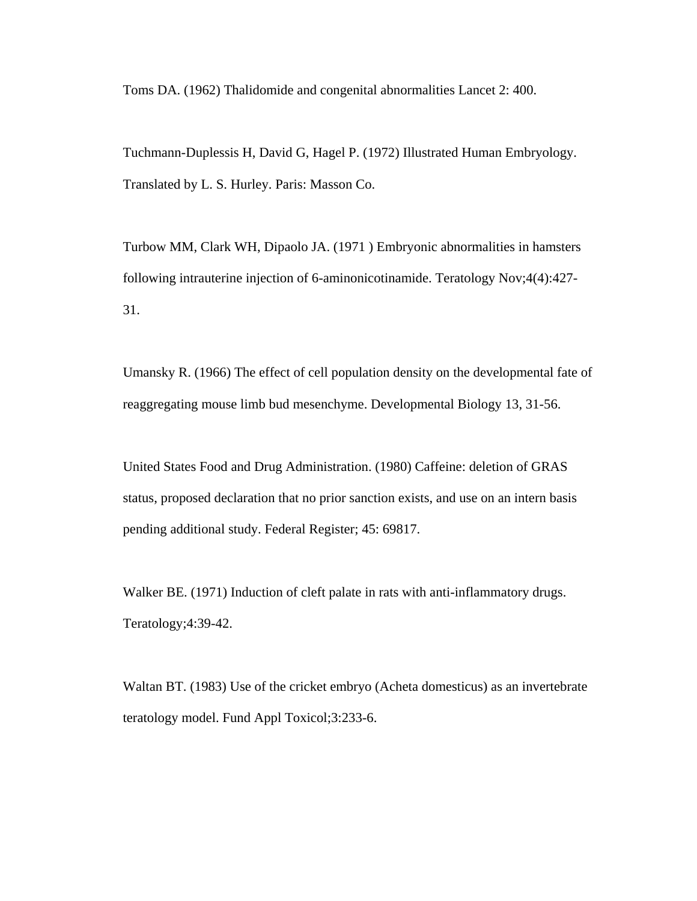Toms DA. (1962) Thalidomide and congenital abnormalities Lancet 2: 400.

Tuchmann-Duplessis H, David G, Hagel P. (1972) Illustrated Human Embryology. Translated by L. S. Hurley. Paris: Masson Co.

Turbow MM, Clark WH, Dipaolo JA. (1971 ) Embryonic abnormalities in hamsters following intrauterine injection of 6-aminonicotinamide. Teratology Nov;4(4):427-31.

Umansky R. (1966) The effect of cell population density on the developmental fate of reaggregating mouse limb bud mesenchyme. Developmental Biology 13, 31-56.

United States Food and Drug Administration. (1980) Caffeine: deletion of GRAS status, proposed declaration that no prior sanction exists, and use on an intern basis pending additional study. Federal Register; 45: 69817.

Walker BE. (1971) Induction of cleft palate in rats with anti-inflammatory drugs. Teratology;4:39-42.

Waltan BT. (1983) Use of the cricket embryo (Acheta domesticus) as an invertebrate teratology model. Fund Appl Toxicol;3:233-6.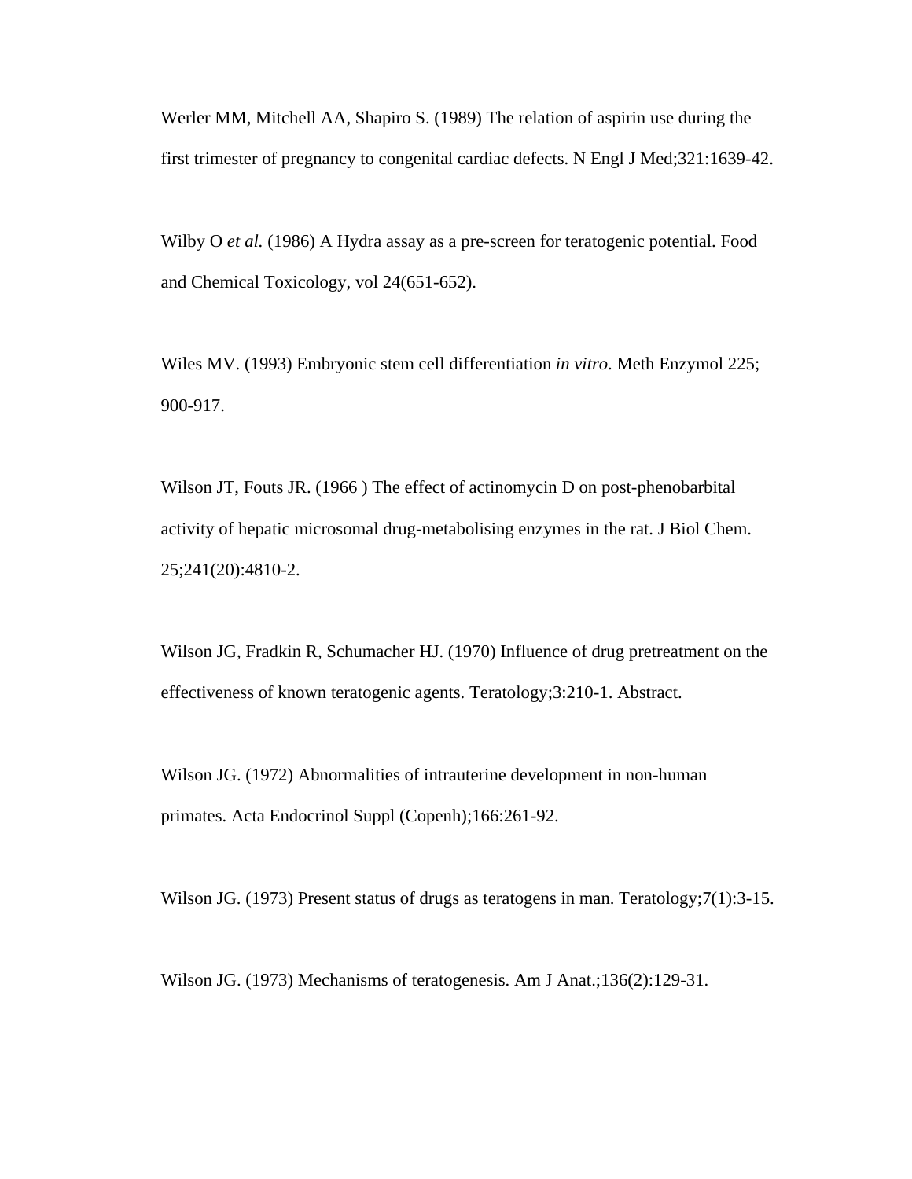Werler MM, Mitchell AA, Shapiro S. (1989) The relation of aspirin use during the first trimester of pregnancy to congenital cardiac defects. N Engl J Med;321:1639-42.

Wilby O *et al.* (1986) A Hydra assay as a pre-screen for teratogenic potential. Food and Chemical Toxicology, vol 24(651-652).

Wiles MV. (1993) Embryonic stem cell differentiation *in vitro*. Meth Enzymol 225; 900-917.

Wilson JT, Fouts JR. (1966 ) The effect of actinomycin D on post-phenobarbital activity of hepatic microsomal drug-metabolising enzymes in the rat. J Biol Chem. 25;241(20):4810-2.

Wilson JG, Fradkin R, Schumacher HJ. (1970) Influence of drug pretreatment on the effectiveness of known teratogenic agents. Teratology;3:210-1. Abstract.

Wilson JG. (1972) Abnormalities of intrauterine development in non-human primates. Acta Endocrinol Suppl (Copenh);166:261-92.

Wilson JG. (1973) Present status of drugs as teratogens in man. Teratology;7(1):3-15.

Wilson JG. (1973) Mechanisms of teratogenesis. Am J Anat.;136(2):129-31.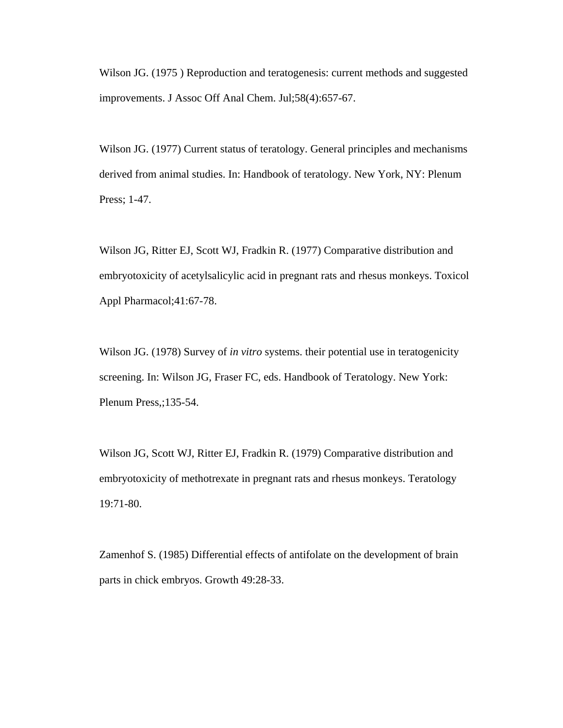Wilson JG. (1975 ) Reproduction and teratogenesis: current methods and suggested improvements. J Assoc Off Anal Chem. Jul;58(4):657-67.

Wilson JG. (1977) Current status of teratology. General principles and mechanisms derived from animal studies. In: Handbook of teratology. New York, NY: Plenum Press; 1-47.

Wilson JG, Ritter EJ, Scott WJ, Fradkin R. (1977) Comparative distribution and embryotoxicity of acetylsalicylic acid in pregnant rats and rhesus monkeys. Toxicol Appl Pharmacol;41:67-78.

Wilson JG. (1978) Survey of *in vitro* systems. their potential use in teratogenicity screening. In: Wilson JG, Fraser FC, eds. Handbook of Teratology. New York: Plenum Press,;135-54.

Wilson JG, Scott WJ, Ritter EJ, Fradkin R. (1979) Comparative distribution and embryotoxicity of methotrexate in pregnant rats and rhesus monkeys. Teratology 19:71-80.

Zamenhof S. (1985) Differential effects of antifolate on the development of brain parts in chick embryos. Growth 49:28-33.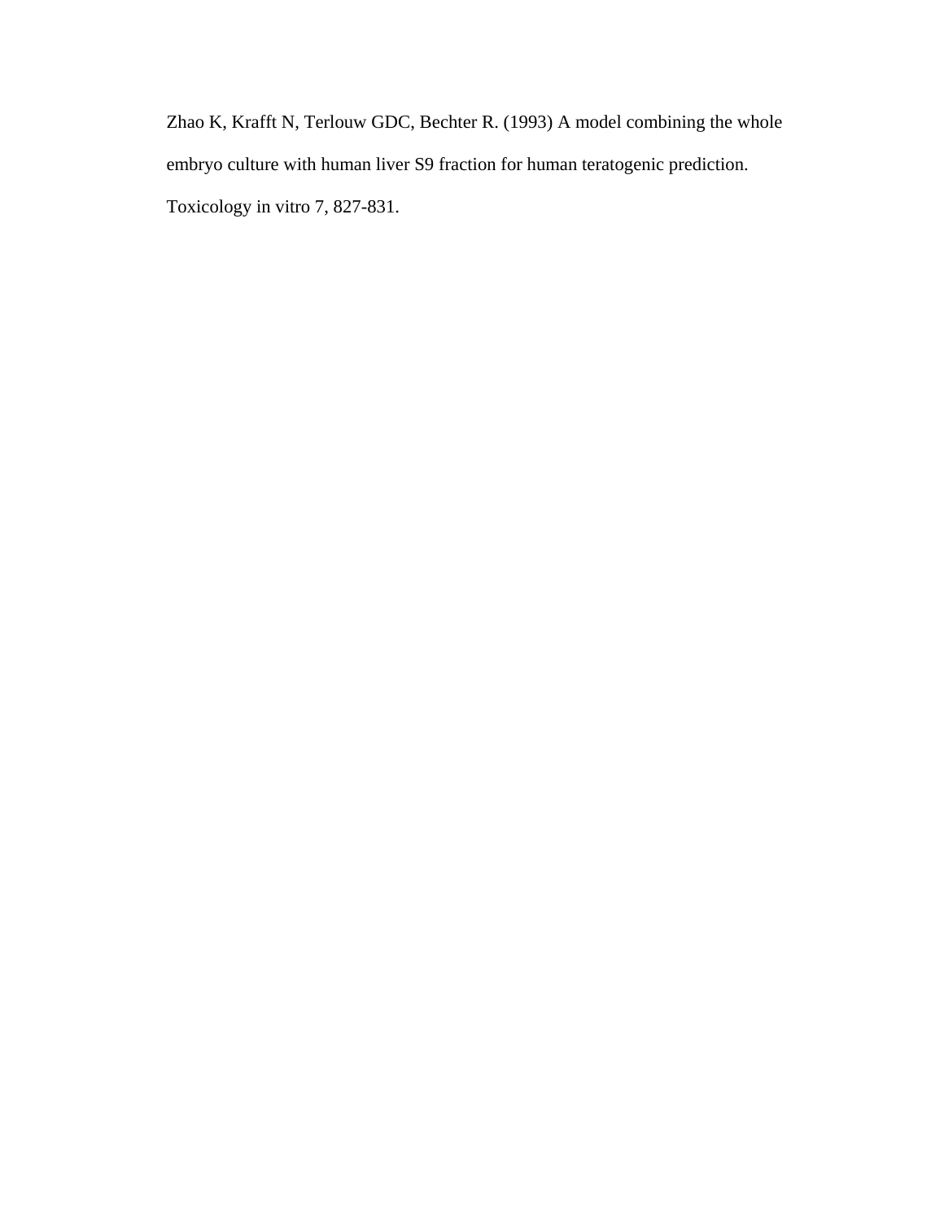Zhao K, Krafft N, Terlouw GDC, Bechter R. (1993) A model combining the whole embryo culture with human liver S9 fraction for human teratogenic prediction. Toxicology in vitro 7, 827-831.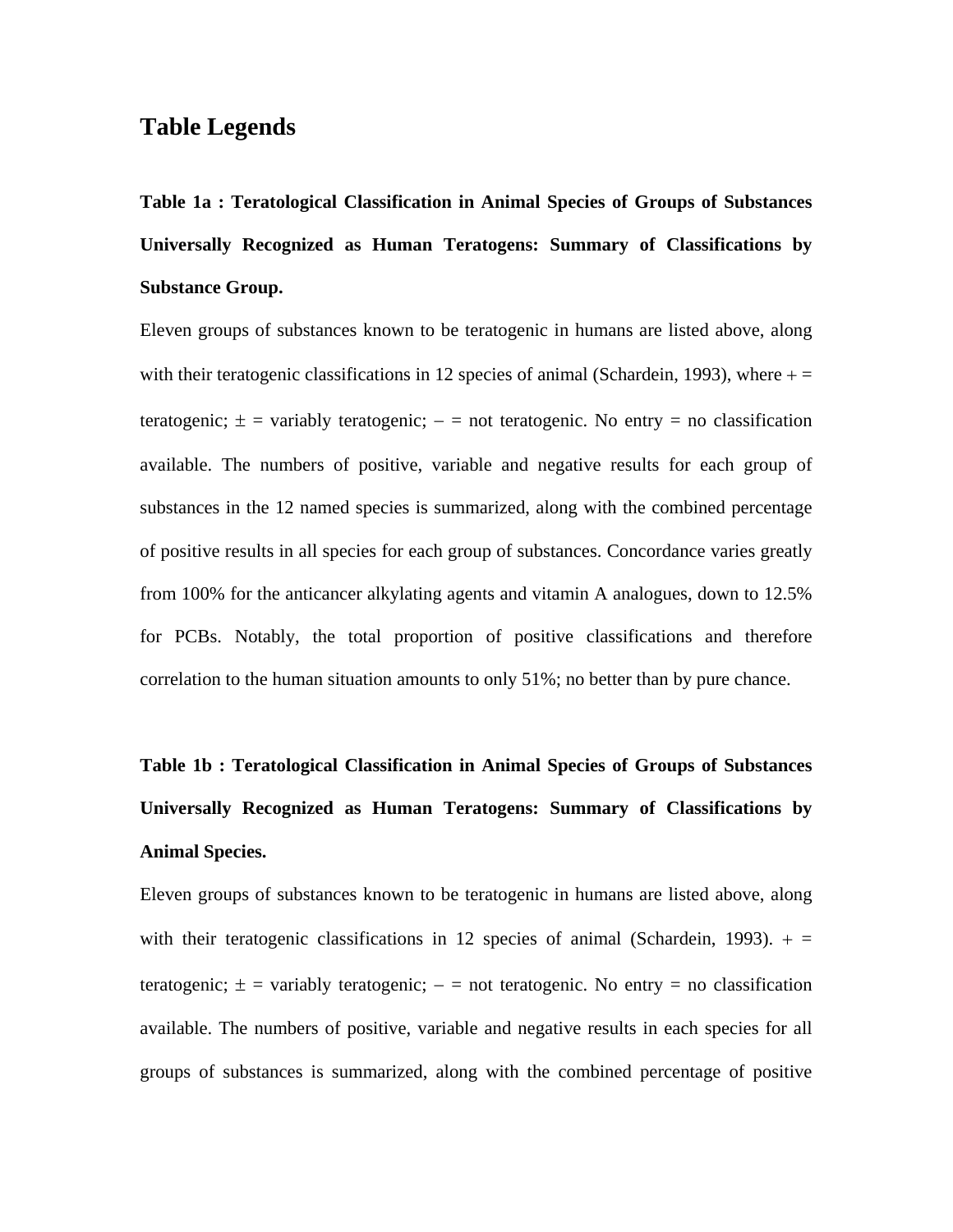# Table Legends

**Table 1a : Teratological Classification in Animal Species of Groups of Substances Universally Recognized as Human Teratogens: Summary of Classifications by Substance Group.**

Eleven groups of substances known to be teratogenic in humans are listed above, along with their teratogenic classifications in 12 species of animal (Schardein, 1993), where + = teratogenic; ± = variably teratogenic; – = not teratogenic. No entry = no classification available. The numbers of positive, variable and negative results for each group of substances in the 12 named species is summarized, along with the combined percentage of positive results in all species for each group of substances. Concordance varies greatly from 100% for the anticancer alkylating agents and vitamin A analogues, down to 12.5% for PCBs. Notably, the total proportion of positive classifications and therefore correlation to the human situation amounts to only 51%; no better than by pure chance.

**Table 1b : Teratological Classification in Animal Species of Groups of Substances Universally Recognized as Human Teratogens: Summary of Classifications by Animal Species.**

Eleven groups of substances known to be teratogenic in humans are listed above, along with their teratogenic classifications in 12 species of animal (Schardein, 1993). + = teratogenic; ± = variably teratogenic; – = not teratogenic. No entry = no classification available. The numbers of positive, variable and negative results in each species for all groups of substances is summarized, along with the combined percentage of positive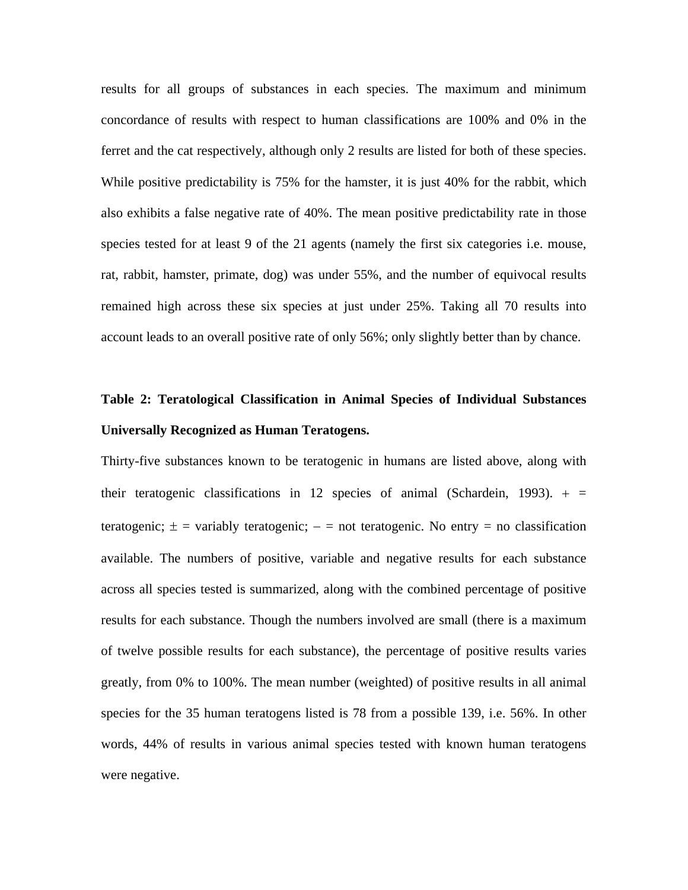results for all groups of substances in each species. The maximum and minimum concordance of results with respect to human classifications are 100% and 0% in the ferret and the cat respectively, although only 2 results are listed for both of these species. While positive predictability is 75% for the hamster, it is just 40% for the rabbit, which also exhibits a false negative rate of 40%. The mean positive predictability rate in those species tested for at least 9 of the 21 agents (namely the first six categories i.e. mouse, rat, rabbit, hamster, primate, dog) was under 55%, and the number of equivocal results remained high across these six species at just under 25%. Taking all 70 results into account leads to an overall positive rate of only 56%; only slightly better than by chance.

**Table 2: Teratological Classification in Animal Species of Individual Substances Universally Recognized as Human Teratogens.**

Thirty-five substances known to be teratogenic in humans are listed above, along with their teratogenic classifications in 12 species of animal (Schardein, 1993). + = teratogenic; ± = variably teratogenic; – = not teratogenic. No entry = no classification available. The numbers of positive, variable and negative results for each substance across all species tested is summarized, along with the combined percentage of positive results for each substance. Though the numbers involved are small (there is a maximum of twelve possible results for each substance), the percentage of positive results varies greatly, from 0% to 100%. The mean number (weighted) of positive results in all animal species for the 35 human teratogens listed is 78 from a possible 139, i.e. 56%. In other words, 44% of results in various animal species tested with known human teratogens were negative.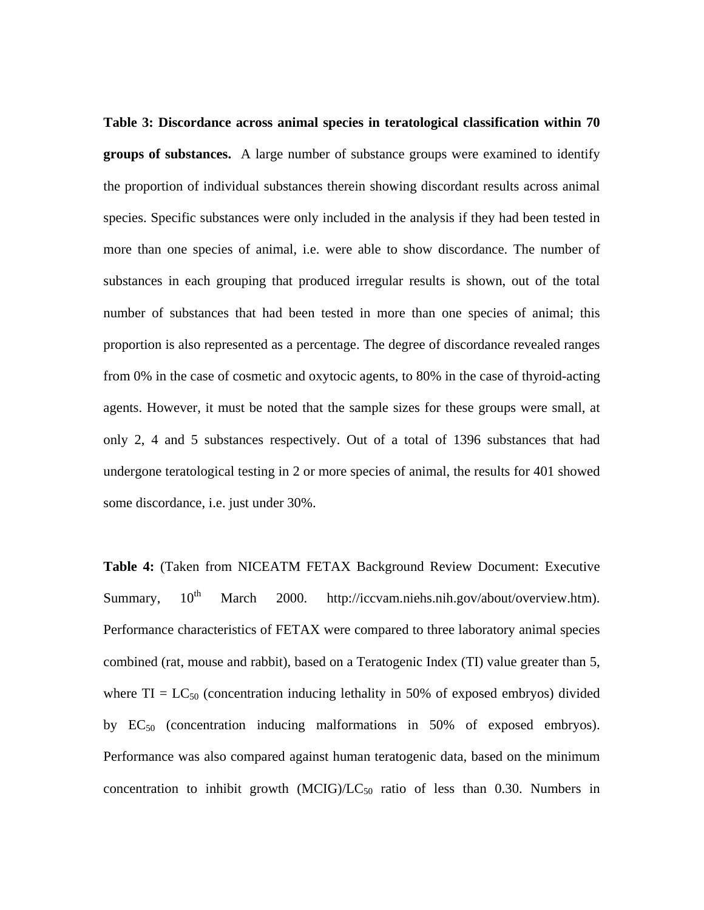**Table 3: Discordance across animal species in teratological classification within 70 groups of substances.** A large number of substance groups were examined to identify the proportion of individual substances therein showing discordant results across animal species. Specific substances were only included in the analysis if they had been tested in more than one species of animal, i.e. were able to show discordance. The number of substances in each grouping that produced irregular results is shown, out of the total number of substances that had been tested in more than one species of animal; this proportion is also represented as a percentage. The degree of discordance revealed ranges from 0% in the case of cosmetic and oxytocic agents, to 80% in the case of thyroid-acting agents. However, it must be noted that the sample sizes for these groups were small, at only 2, 4 and 5 substances respectively. Out of a total of 1396 substances that had undergone teratological testing in 2 or more species of animal, the results for 401 showed some discordance, i.e. just under 30%.

**Table 4:** (Taken from NICEATM FETAX Background Review Document: Executive Summary, 10th March 2000. http://iccvam.niehs.nih.gov/about/overview.htm). Performance characteristics of FETAX were compared to three laboratory animal species combined (rat, mouse and rabbit), based on a Teratogenic Index (TI) value greater than 5, where TI = $LC_{50}$ (concentration inducing lethality in 50% of exposed embryos) divided by $EC_{50}$ (concentration inducing malformations in 50% of exposed embryos). Performance was also compared against human teratogenic data, based on the minimum concentration to inhibit growth (MCIG)/$LC_{50}$ ratio of less than 0.30. Numbers in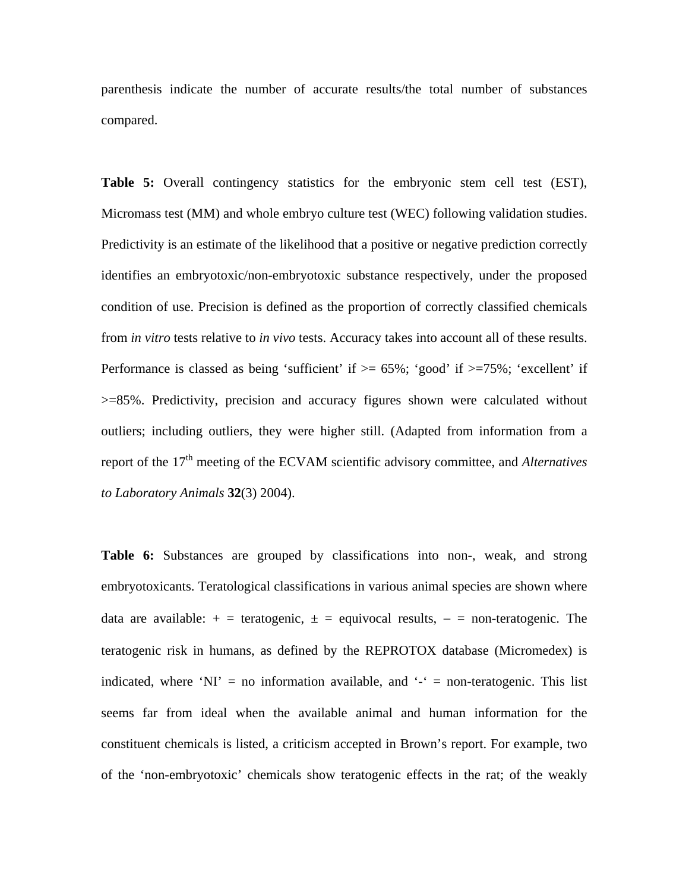parenthesis indicate the number of accurate results/the total number of substances compared.

**Table 5:** Overall contingency statistics for the embryonic stem cell test (EST), Micromass test (MM) and whole embryo culture test (WEC) following validation studies. Predictivity is an estimate of the likelihood that a positive or negative prediction correctly identifies an embryotoxic/non-embryotoxic substance respectively, under the proposed condition of use. Precision is defined as the proportion of correctly classified chemicals from *in vitro* tests relative to *in vivo* tests. Accuracy takes into account all of these results. Performance is classed as being 'sufficient' if >= 65%; 'good' if >=75%; 'excellent' if >=85%. Predictivity, precision and accuracy figures shown were calculated without outliers; including outliers, they were higher still. (Adapted from information from a report of the 17th meeting of the ECVAM scientific advisory committee, and *Alternatives to Laboratory Animals* **32**(3) 2004).

**Table 6:** Substances are grouped by classifications into non-, weak, and strong embryotoxicants. Teratological classifications in various animal species are shown where data are available: + = teratogenic, ± = equivocal results, − = non-teratogenic. The teratogenic risk in humans, as defined by the REPROTOX database (Micromedex) is indicated, where 'NI' = no information available, and '-' = non-teratogenic. This list seems far from ideal when the available animal and human information for the constituent chemicals is listed, a criticism accepted in Brown's report. For example, two of the 'non-embryotoxic' chemicals show teratogenic effects in the rat; of the weakly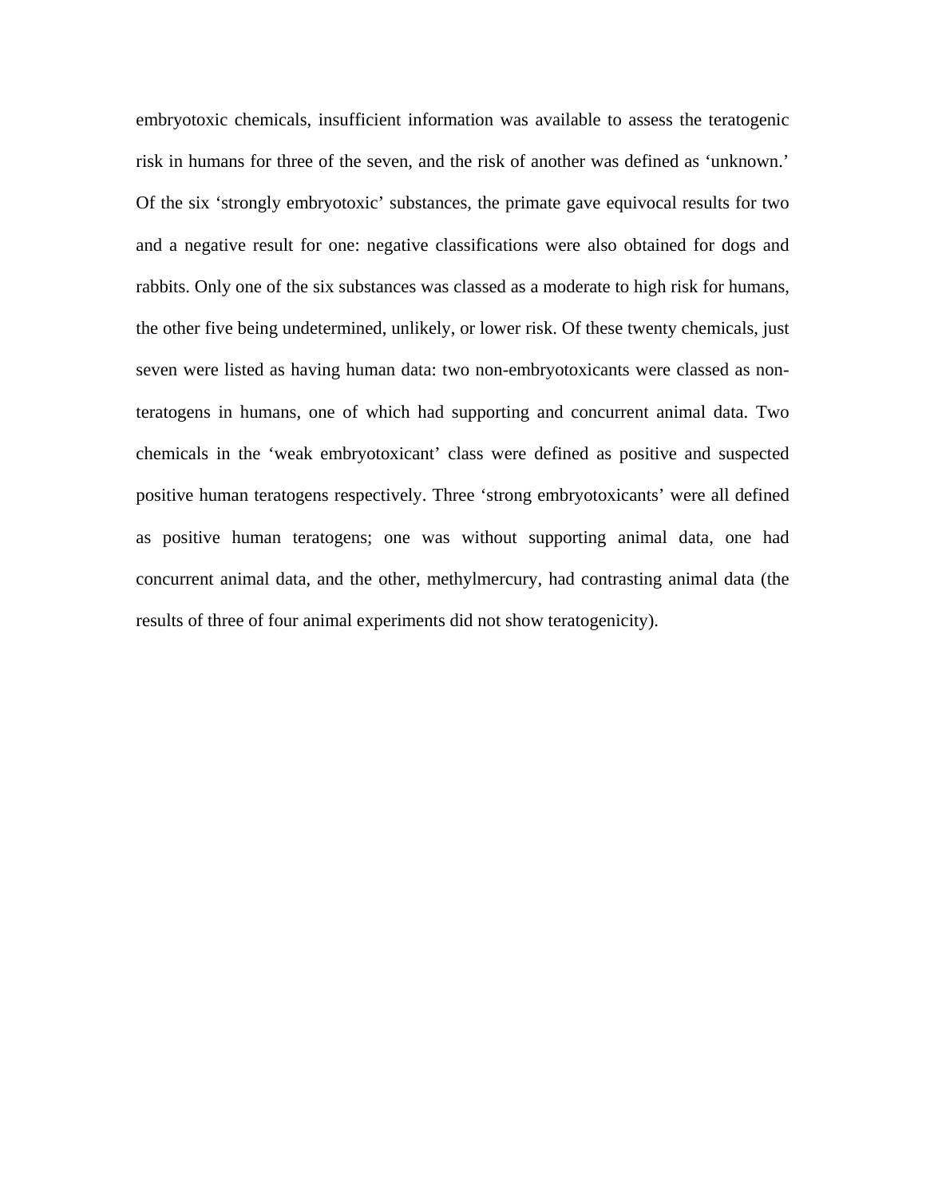embryotoxic chemicals, insufficient information was available to assess the teratogenic risk in humans for three of the seven, and the risk of another was defined as 'unknown.' Of the six 'strongly embryotoxic' substances, the primate gave equivocal results for two and a negative result for one: negative classifications were also obtained for dogs and rabbits. Only one of the six substances was classed as a moderate to high risk for humans, the other five being undetermined, unlikely, or lower risk. Of these twenty chemicals, just seven were listed as having human data: two non-embryotoxicants were classed as non-teratogens in humans, one of which had supporting and concurrent animal data. Two chemicals in the 'weak embryotoxicant' class were defined as positive and suspected positive human teratogens respectively. Three 'strong embryotoxicants' were all defined as positive human teratogens; one was without supporting animal data, one had concurrent animal data, and the other, methylmercury, had contrasting animal data (the results of three of four animal experiments did not show teratogenicity).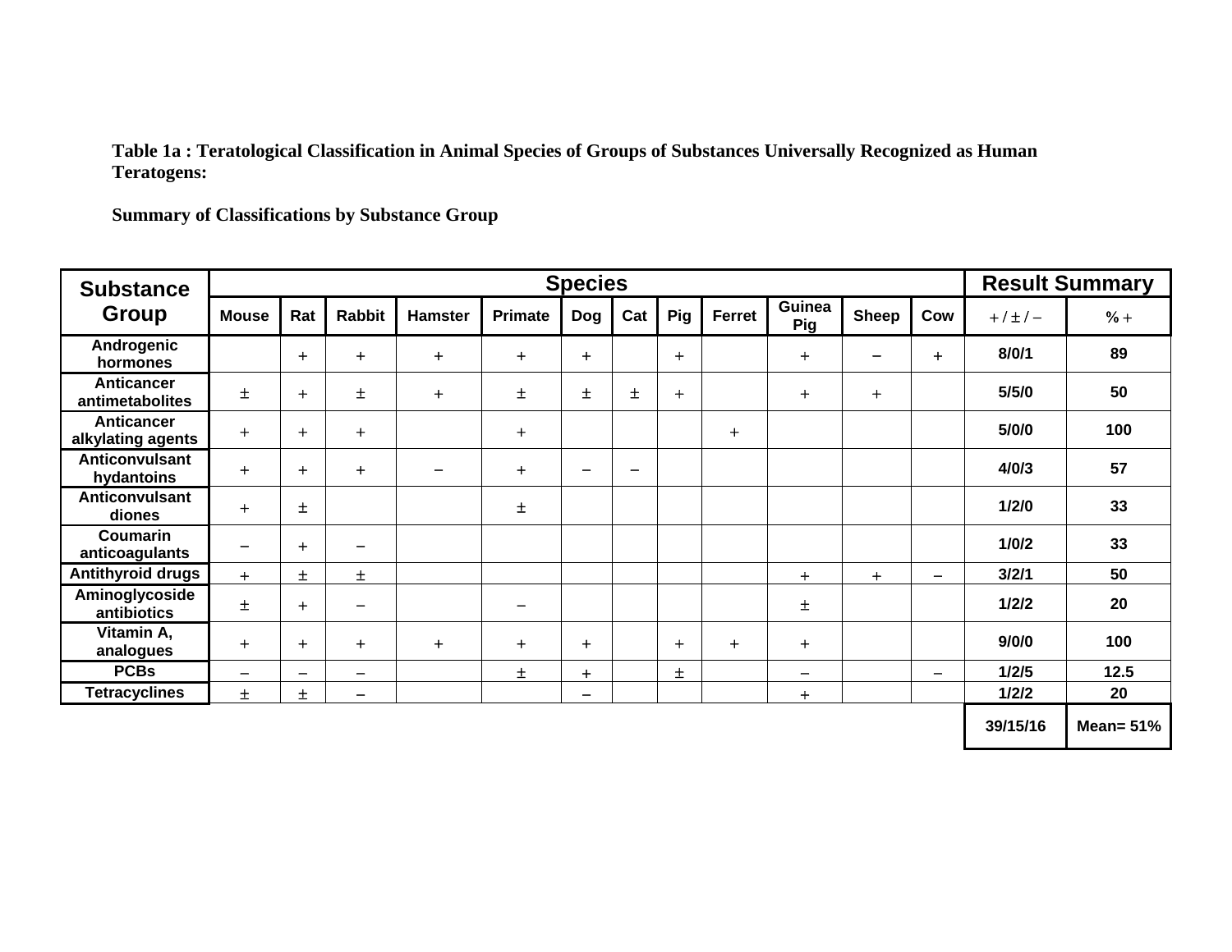**Table 1a : Teratological Classification in Animal Species of Groups of Substances Universally Recognized as Human Teratogens:**

**Summary of Classifications by Substance Group**

| Substance Group | Species | | | | | | | | | | | | Result Summary | |
|---|---|---|---|---|---|---|---|---|---|---|---|---|---|---|
| | Mouse | Rat | Rabbit | Hamster | Primate | Dog | Cat | Pig | Ferret | Guinea Pig | Sheep | Cow | + / ± / − | % + |
| Androgenic hormones | | + | + | + | + | + | | + | | + | − | + | 8/0/1 | 89 |
| Anticancer antimetabolites | ± | + | ± | + | ± | ± | ± | + | | + | + | | 5/5/0 | 50 |
| Anticancer alkylating agents | + | + | + | | + | | | | + | | | | 5/0/0 | 100 |
| Anticonvulsant hydantoins | + | + | + | − | + | − | − | | | | | | 4/0/3 | 57 |
| Anticonvulsant diones | + | ± | | | ± | | | | | | | | 1/2/0 | 33 |
| Coumarin anticoagulants | − | + | − | | | | | | | | | | 1/0/2 | 33 |
| Antithyroid drugs | + | ± | ± | | | | | | | + | + | − | 3/2/1 | 50 |
| Aminoglycoside antibiotics | ± | + | − | | − | | | | | ± | | | 1/2/2 | 20 |
| Vitamin A, analogues | + | + | + | + | + | + | | + | + | + | | | 9/0/0 | 100 |
| PCBs | − | − | − | | ± | + | | ± | | − | | − | 1/2/5 | 12.5 |
| Tetracyclines | ± | ± | − | | | − | | | | + | | | 1/2/2 | 20 |
| | | | | | | | | | | | | | 39/15/16 | Mean= 51% |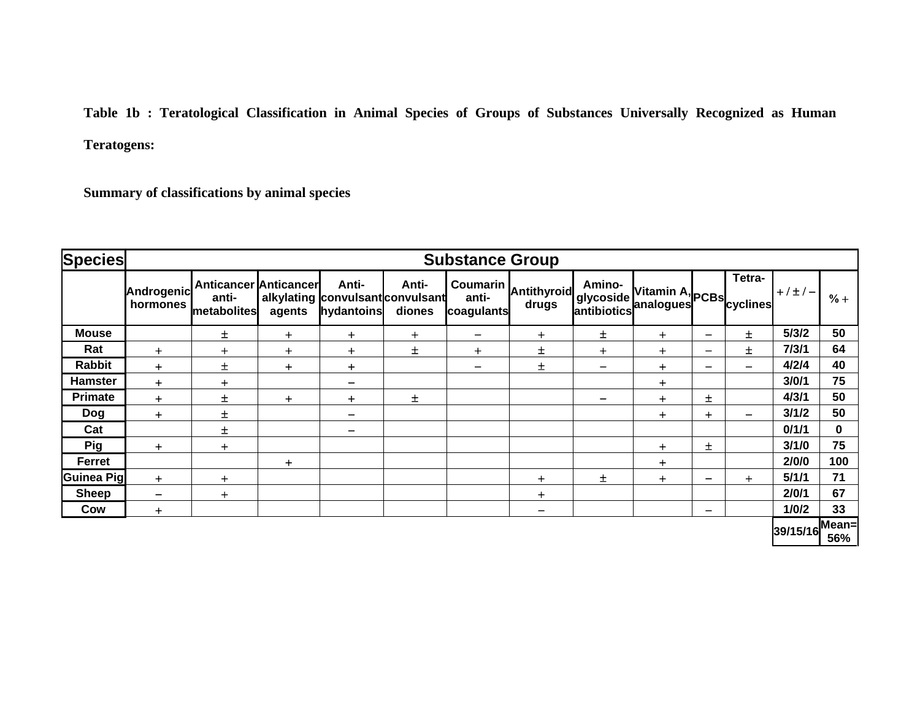**Table 1b : Teratological Classification in Animal Species of Groups of Substances Universally Recognized as Human Teratogens:**

**Summary of classifications by animal species**

| Species | Substance Group | | | | | | | | | | | | |
|---|---|---|---|---|---|---|---|---|---|---|---|---|---|
| | Androgenic hormones | Anticancer anti-metabolites | Anticancer alkylating agents | Anti-convulsant hydantoins | Anti-convulsant diones | Coumarin anti-coagulants | Antithyroid drugs | Amino-glycoside antibiotics | Vitamin A, analogues | PCBs | Tetra-cyclines | + / ± / − | % + |
| **Mouse** | | ± | + | + | + | − | + | ± | + | − | ± | 5/3/2 | 50 |
| **Rat** | + | + | + | + | ± | + | ± | + | + | − | ± | 7/3/1 | 64 |
| **Rabbit** | + | ± | + | + | | − | ± | − | + | − | − | 4/2/4 | 40 |
| **Hamster** | + | + | | − | | | | | + | | | 3/0/1 | 75 |
| **Primate** | + | ± | + | + | ± | | | − | + | ± | | 4/3/1 | 50 |
| **Dog** | + | ± | | − | | | | | + | + | − | 3/1/2 | 50 |
| **Cat** | | ± | | − | | | | | | | | 0/1/1 | 0 |
| **Pig** | + | + | | | | | | | + | ± | | 3/1/0 | 75 |
| **Ferret** | | | + | | | | | | + | | | 2/0/0 | 100 |
| **Guinea Pig** | + | + | | | | | + | ± | + | − | + | 5/1/1 | 71 |
| **Sheep** | − | + | | | | | + | | | | | 2/0/1 | 67 |
| **Cow** | + | | | | | | − | | | − | | 1/0/2 | 33 |
| | | | | | | | | | | | | 39/15/16 | Mean= 56% |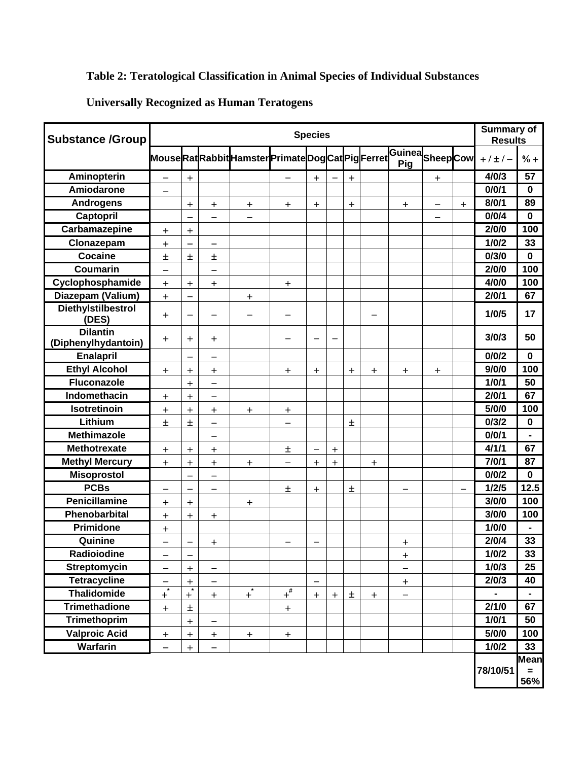**Table 2: Teratological Classification in Animal Species of Individual Substances Universally Recognized as Human Teratogens**

| Substance /Group | Species | | | | | | | | | | | | Summary of Results | |
|---|---|---|---|---|---|---|---|---|---|---|---|---|---|---|
| | Mouse | Rat | Rabbit | Hamster | Primate | Dog | Cat | Pig | Ferret | Guinea Pig | Sheep | Cow | + / ± / − | % + |
| Aminopterin | − | + | | | − | + | − | + | | | + | | 4/0/3 | 57 |
| Amiodarone | − | | | | | | | | | | | | 0/0/1 | 0 |
| Androgens | | + | + | + | + | + | | + | | + | − | + | 8/0/1 | 89 |
| Captopril | | − | − | − | | | | | | | − | | 0/0/4 | 0 |
| Carbamazepine | + | + | | | | | | | | | | | 2/0/0 | 100 |
| Clonazepam | + | − | − | | | | | | | | | | 1/0/2 | 33 |
| Cocaine | ± | ± | ± | | | | | | | | | | 0/3/0 | 0 |
| Coumarin | − | | − | | | | | | | | | | 2/0/0 | 100 |
| Cyclophosphamide | + | + | + | | + | | | | | | | | 4/0/0 | 100 |
| Diazepam (Valium) | + | − | | + | | | | | | | | | 2/0/1 | 67 |
| Diethylstilbestrol (DES) | + | − | − | − | − | | | | − | | | | 1/0/5 | 17 |
| Dilantin (Diphenylhydantoin) | + | + | + | | − | − | − | | | | | | 3/0/3 | 50 |
| Enalapril | | − | − | | | | | | | | | | 0/0/2 | 0 |
| Ethyl Alcohol | + | + | + | | + | + | | + | + | + | + | | 9/0/0 | 100 |
| Fluconazole | | + | − | | | | | | | | | | 1/0/1 | 50 |
| Indomethacin | + | + | − | | | | | | | | | | 2/0/1 | 67 |
| Isotretinoin | + | + | + | + | + | | | | | | | | 5/0/0 | 100 |
| Lithium | ± | ± | − | | − | | | ± | | | | | 0/3/2 | 0 |
| Methimazole | | | − | | | | | | | | | | 0/0/1 | - |
| Methotrexate | + | + | + | | ± | − | + | | | | | | 4/1/1 | 67 |
| Methyl Mercury | + | + | + | + | − | + | + | | + | | | | 7/0/1 | 87 |
| Misoprostol | | − | − | | | | | | | | | | 0/0/2 | 0 |
| PCBs | − | − | − | | ± | + | | ± | | − | | − | 1/2/5 | 12.5 |
| Penicillamine | + | + | | + | | | | | | | | | 3/0/0 | 100 |
| Phenobarbital | + | + | + | | | | | | | | | | 3/0/0 | 100 |
| Primidone | + | | | | | | | | | | | | 1/0/0 | - |
| Quinine | − | − | + | | − | − | | | | + | | | 2/0/4 | 33 |
| Radioiodine | − | − | | | | | | | | + | | | 1/0/2 | 33 |
| Streptomycin | − | + | − | | | | | | | − | | | 1/0/3 | 25 |
| Tetracycline | − | + | − | | | − | | | | + | | | 2/0/3 | 40 |
| Thalidomide | +* | +* | + | +* | +# | + | + | ± | + | − | | | - | - |
| Trimethadione | + | ± | | | + | | | | | | | | 2/1/0 | 67 |
| Trimethoprim | | + | − | | | | | | | | | | 1/0/1 | 50 |
| Valproic Acid | + | + | + | + | + | | | | | | | | 5/0/0 | 100 |
| Warfarin | − | + | − | | | | | | | | | | 1/0/2 | 33 |
| | | | | | | | | | | | | | 78/10/51 | Mean = 56% |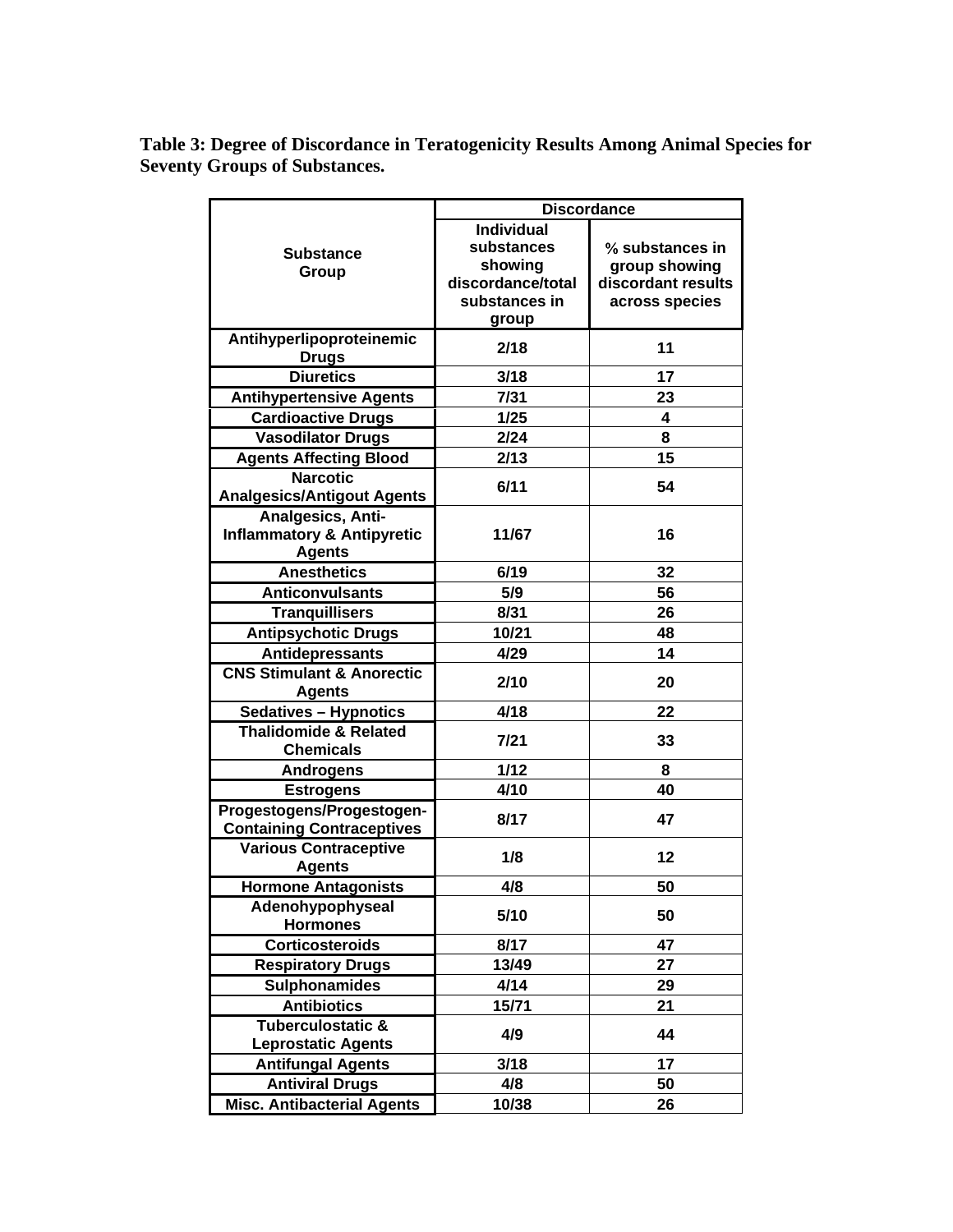**Table 3: Degree of Discordance in Teratogenicity Results Among Animal Species for Seventy Groups of Substances.**

| Substance Group | Discordance | |
|---|---|---|
| | Individual substances showing discordance/total substances in group | % substances in group showing discordant results across species |
| Antihyperlipoproteinemic Drugs | 2/18 | 11 |
| Diuretics | 3/18 | 17 |
| Antihypertensive Agents | 7/31 | 23 |
| Cardioactive Drugs | 1/25 | 4 |
| Vasodilator Drugs | 2/24 | 8 |
| Agents Affecting Blood | 2/13 | 15 |
| Narcotic Analgesics/Antigout Agents | 6/11 | 54 |
| Analgesics, Anti-Inflammatory & Antipyretic Agents | 11/67 | 16 |
| Anesthetics | 6/19 | 32 |
| Anticonvulsants | 5/9 | 56 |
| Tranquillisers | 8/31 | 26 |
| Antipsychotic Drugs | 10/21 | 48 |
| Antidepressants | 4/29 | 14 |
| CNS Stimulant & Anorectic Agents | 2/10 | 20 |
| Sedatives – Hypnotics | 4/18 | 22 |
| Thalidomide & Related Chemicals | 7/21 | 33 |
| Androgens | 1/12 | 8 |
| Estrogens | 4/10 | 40 |
| Progestogens/Progestogen-Containing Contraceptives | 8/17 | 47 |
| Various Contraceptive Agents | 1/8 | 12 |
| Hormone Antagonists | 4/8 | 50 |
| Adenohypophyseal Hormones | 5/10 | 50 |
| Corticosteroids | 8/17 | 47 |
| Respiratory Drugs | 13/49 | 27 |
| Sulphonamides | 4/14 | 29 |
| Antibiotics | 15/71 | 21 |
| Tuberculostatic & Leprostatic Agents | 4/9 | 44 |
| Antifungal Agents | 3/18 | 17 |
| Antiviral Drugs | 4/8 | 50 |
| Misc. Antibacterial Agents | 10/38 | 26 |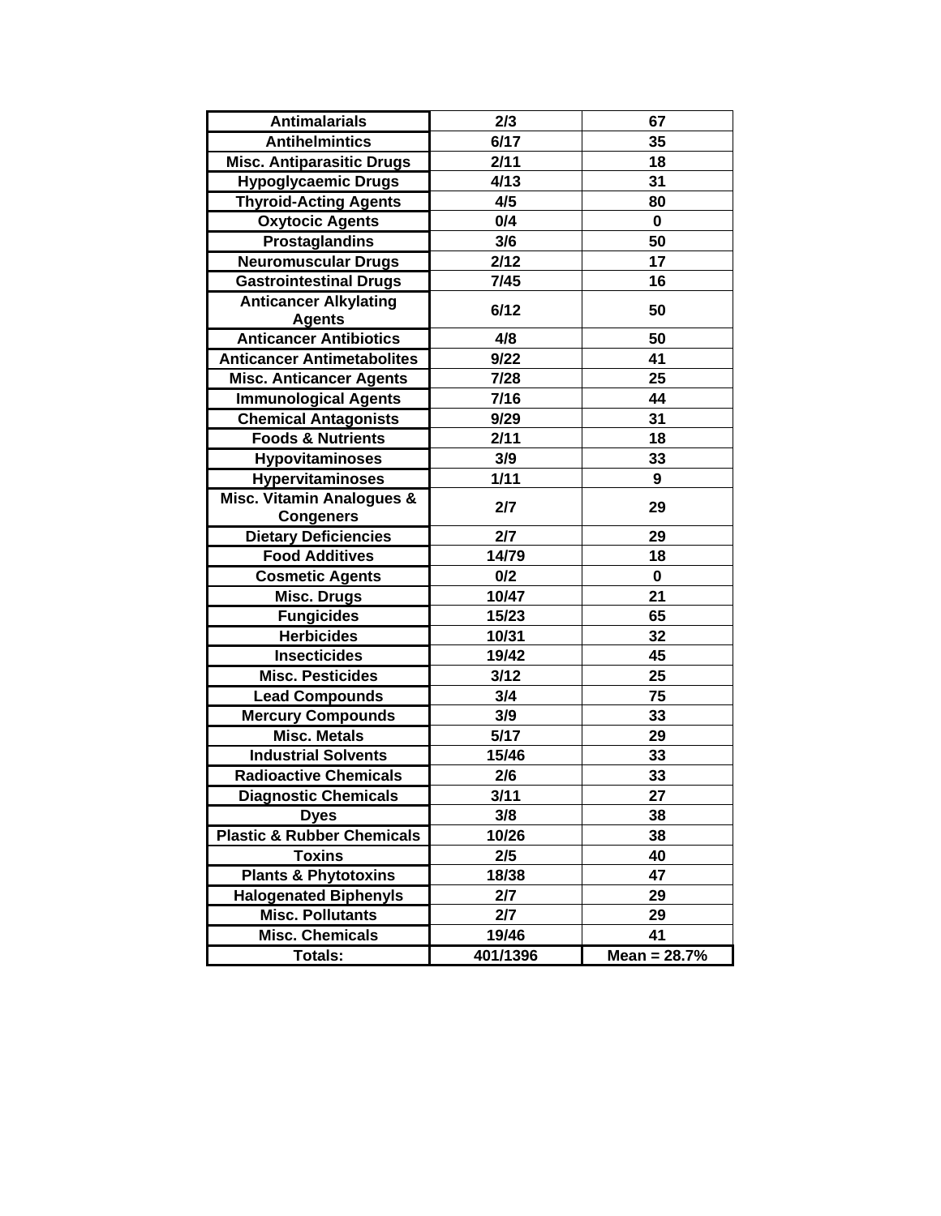| Antimalarials | 2/3 | 67 |
|---|---|---|
| Antihelmintics | 6/17 | 35 |
| Misc. Antiparasitic Drugs | 2/11 | 18 |
| Hypoglycaemic Drugs | 4/13 | 31 |
| Thyroid-Acting Agents | 4/5 | 80 |
| Oxytocic Agents | 0/4 | 0 |
| Prostaglandins | 3/6 | 50 |
| Neuromuscular Drugs | 2/12 | 17 |
| Gastrointestinal Drugs | 7/45 | 16 |
| Anticancer Alkylating Agents | 6/12 | 50 |
| Anticancer Antibiotics | 4/8 | 50 |
| Anticancer Antimetabolites | 9/22 | 41 |
| Misc. Anticancer Agents | 7/28 | 25 |
| Immunological Agents | 7/16 | 44 |
| Chemical Antagonists | 9/29 | 31 |
| Foods & Nutrients | 2/11 | 18 |
| Hypovitaminoses | 3/9 | 33 |
| Hypervitaminoses | 1/11 | 9 |
| Misc. Vitamin Analogues & Congeners | 2/7 | 29 |
| Dietary Deficiencies | 2/7 | 29 |
| Food Additives | 14/79 | 18 |
| Cosmetic Agents | 0/2 | 0 |
| Misc. Drugs | 10/47 | 21 |
| Fungicides | 15/23 | 65 |
| Herbicides | 10/31 | 32 |
| Insecticides | 19/42 | 45 |
| Misc. Pesticides | 3/12 | 25 |
| Lead Compounds | 3/4 | 75 |
| Mercury Compounds | 3/9 | 33 |
| Misc. Metals | 5/17 | 29 |
| Industrial Solvents | 15/46 | 33 |
| Radioactive Chemicals | 2/6 | 33 |
| Diagnostic Chemicals | 3/11 | 27 |
| Dyes | 3/8 | 38 |
| Plastic & Rubber Chemicals | 10/26 | 38 |
| Toxins | 2/5 | 40 |
| Plants & Phytotoxins | 18/38 | 47 |
| Halogenated Biphenyls | 2/7 | 29 |
| Misc. Pollutants | 2/7 | 29 |
| Misc. Chemicals | 19/46 | 41 |
| Totals: | 401/1396 | Mean = 28.7% |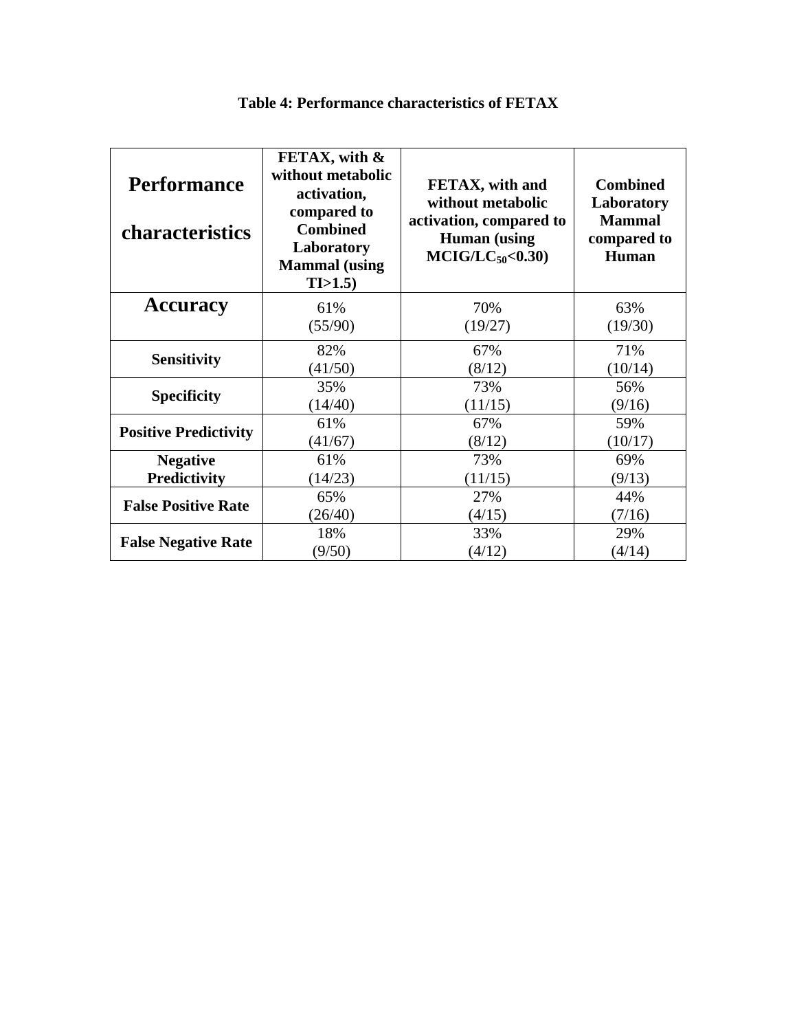**Table 4: Performance characteristics of FETAX**

| Performance characteristics | FETAX, with & without metabolic activation, compared to Combined Laboratory Mammal (using TI>1.5) | FETAX, with and without metabolic activation, compared to Human (using $MCIG/LC_{50}$<0.30) | Combined Laboratory Mammal compared to Human |
|---|---|---|---|
| **Accuracy** | 61% (55/90) | 70% (19/27) | 63% (19/30) |
| **Sensitivity** | 82% (41/50) | 67% (8/12) | 71% (10/14) |
| **Specificity** | 35% (14/40) | 73% (11/15) | 56% (9/16) |
| **Positive Predictivity** | 61% (41/67) | 67% (8/12) | 59% (10/17) |
| **Negative Predictivity** | 61% (14/23) | 73% (11/15) | 69% (9/13) |
| **False Positive Rate** | 65% (26/40) | 27% (4/15) | 44% (7/16) |
| **False Negative Rate** | 18% (9/50) | 33% (4/12) | 29% (4/14) |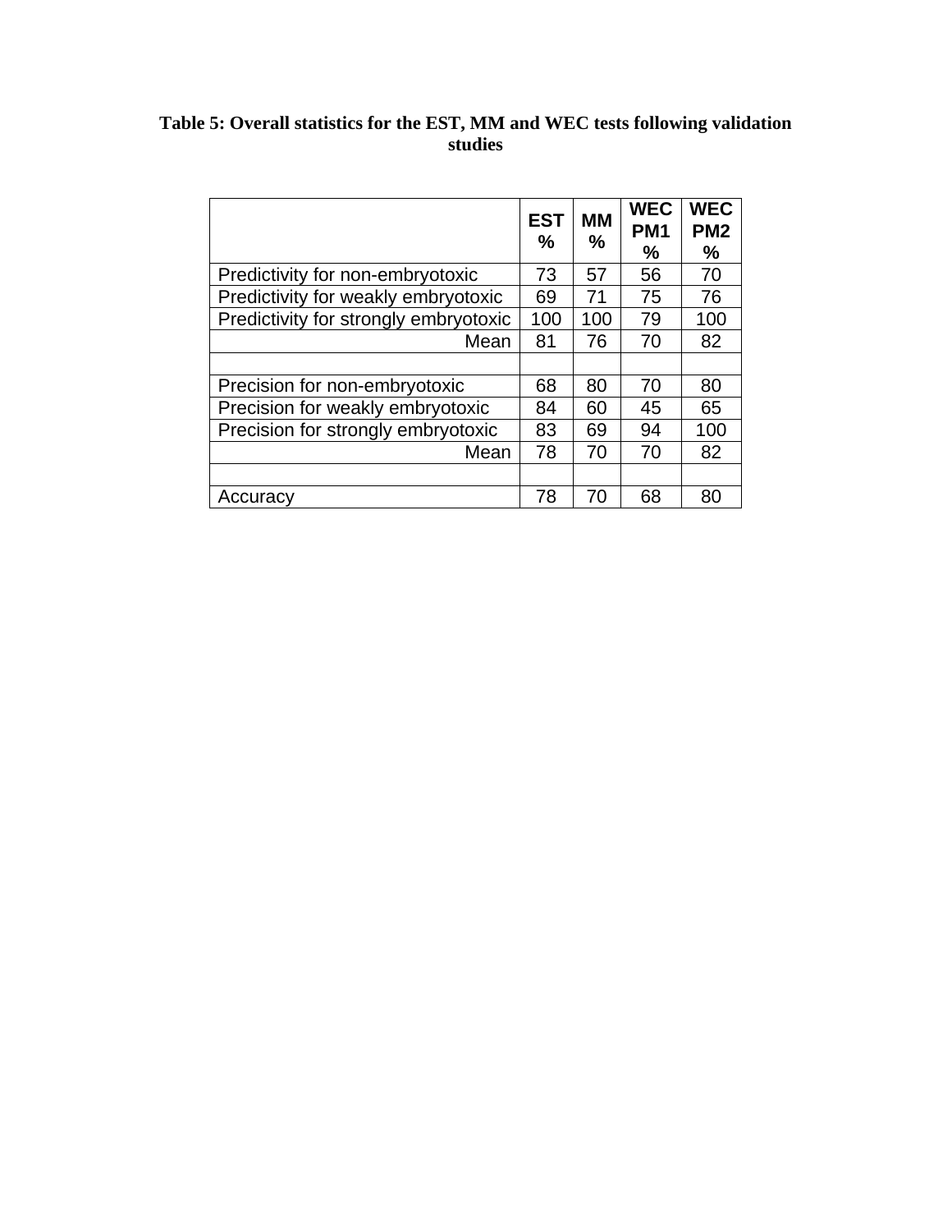**Table 5: Overall statistics for the EST, MM and WEC tests following validation studies**

| | EST % | MM % | WEC PM1 % | WEC PM2 % |
|---|---|---|---|---|
| Predictivity for non-embryotoxic | 73 | 57 | 56 | 70 |
| Predictivity for weakly embryotoxic | 69 | 71 | 75 | 76 |
| Predictivity for strongly embryotoxic | 100 | 100 | 79 | 100 |
| Mean | 81 | 76 | 70 | 82 |
| | | | | |
| Precision for non-embryotoxic | 68 | 80 | 70 | 80 |
| Precision for weakly embryotoxic | 84 | 60 | 45 | 65 |
| Precision for strongly embryotoxic | 83 | 69 | 94 | 100 |
| Mean | 78 | 70 | 70 | 82 |
| | | | | |
| Accuracy | 78 | 70 | 68 | 80 |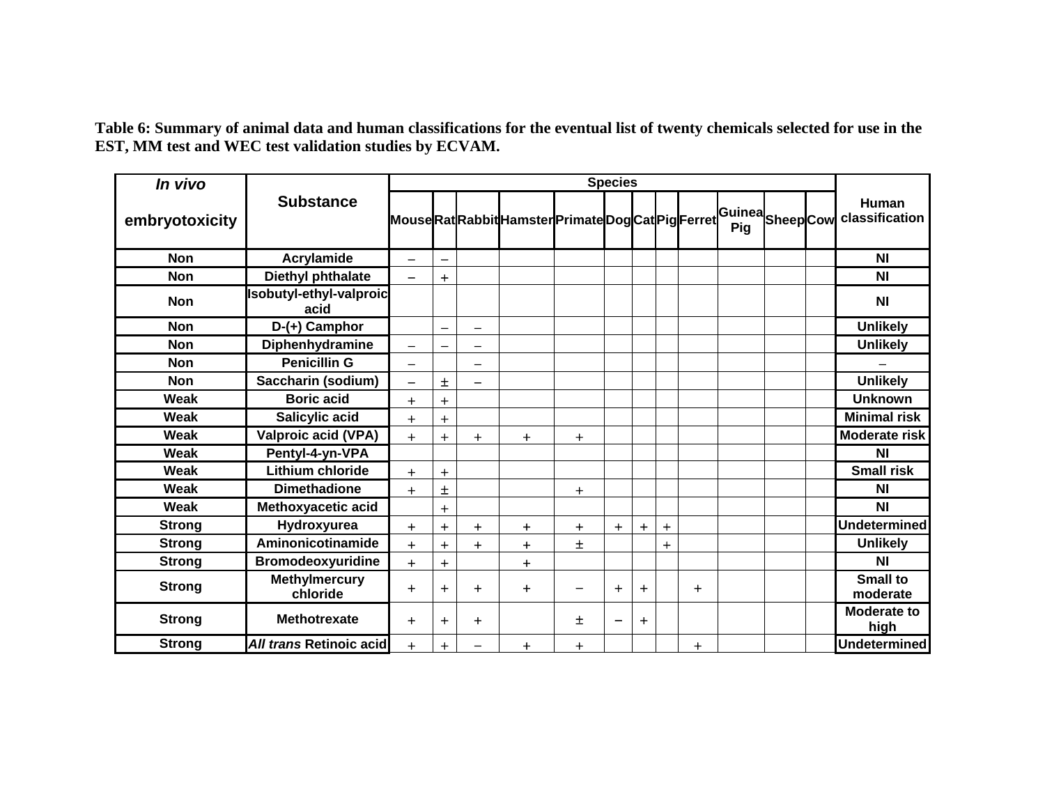**Table 6: Summary of animal data and human classifications for the eventual list of twenty chemicals selected for use in the EST, MM test and WEC test validation studies by ECVAM.**

| *In vivo* embryotoxicity | Substance | Species | | | | | | | | | | | | Human classification |
|---|---|---|---|---|---|---|---|---|---|---|---|---|---|---|
| | | Mouse | Rat | Rabbit | Hamster | Primate | Dog | Cat | Pig | Ferret | Guinea Pig | Sheep | Cow | |
| Non | Acrylamide | – | – | | | | | | | | | | | NI |
| Non | Diethyl phthalate | – | + | | | | | | | | | | | NI |
| Non | Isobutyl-ethyl-valproic acid | | | | | | | | | | | | | NI |
| Non | D-(+) Camphor | | – | – | | | | | | | | | | Unlikely |
| Non | Diphenhydramine | – | – | – | | | | | | | | | | Unlikely |
| Non | Penicillin G | – | | – | | | | | | | | | | – |
| Non | Saccharin (sodium) | – | ± | – | | | | | | | | | | Unlikely |
| Weak | Boric acid | + | + | | | | | | | | | | | Unknown |
| Weak | Salicylic acid | + | + | | | | | | | | | | | Minimal risk |
| Weak | Valproic acid (VPA) | + | + | + | + | + | | | | | | | | Moderate risk |
| Weak | Pentyl-4-yn-VPA | | | | | | | | | | | | | NI |
| Weak | Lithium chloride | + | + | | | | | | | | | | | Small risk |
| Weak | Dimethadione | + | ± | | | + | | | | | | | | NI |
| Weak | Methoxyacetic acid | | + | | | | | | | | | | | NI |
| Strong | Hydroxyurea | + | + | + | + | + | + | + | + | | | | | Undetermined |
| Strong | Aminonicotinamide | + | + | + | + | ± | | | + | | | | | Unlikely |
| Strong | Bromodeoxyuridine | + | + | | + | | | | | | | | | NI |
| Strong | Methylmercury chloride | + | + | + | + | – | + | + | | + | | | | Small to moderate |
| Strong | Methotrexate | + | + | + | | ± | – | + | | | | | | Moderate to high |
| Strong | *All trans* Retinoic acid | + | + | – | + | + | | | | + | | | | Undetermined |